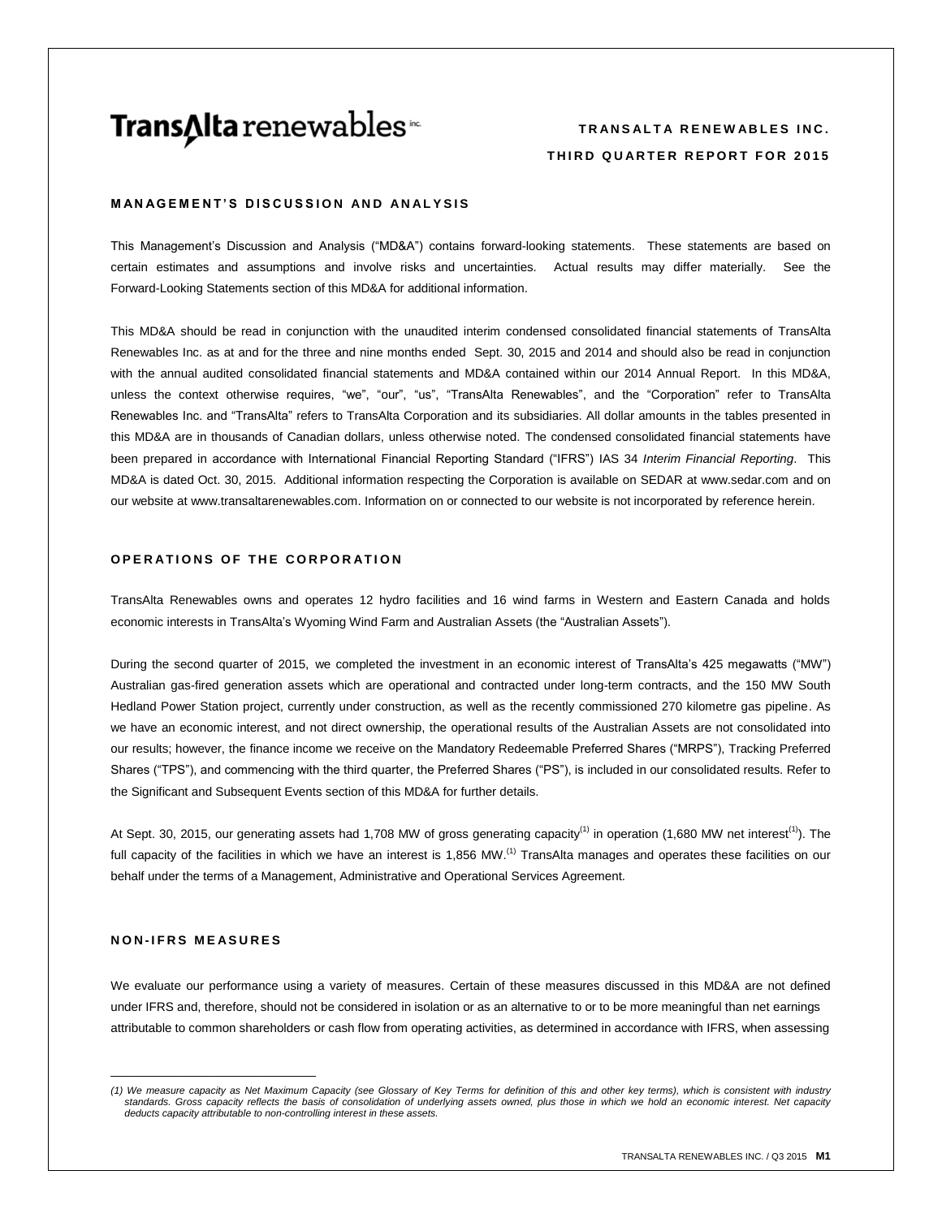# TransAlta renewables inc.

**TRANSALTA RENEWABLES INC.**

**THIRD QUARTER REPORT FOR 2015**

## MANAGEMENT'S DISCUSSION AND ANALYSIS

This Management's Discussion and Analysis ("MD&A") contains forward-looking statements. These statements are based on certain estimates and assumptions and involve risks and uncertainties. Actual results may differ materially. See the Forward-Looking Statements section of this MD&A for additional information.

This MD&A should be read in conjunction with the unaudited interim condensed consolidated financial statements of TransAlta Renewables Inc. as at and for the three and nine months ended Sept. 30, 2015 and 2014 and should also be read in conjunction with the annual audited consolidated financial statements and MD&A contained within our 2014 Annual Report. In this MD&A, unless the context otherwise requires, "we", "our", "us", "TransAlta Renewables", and the "Corporation" refer to TransAlta Renewables Inc. and "TransAlta" refers to TransAlta Corporation and its subsidiaries. All dollar amounts in the tables presented in this MD&A are in thousands of Canadian dollars, unless otherwise noted. The condensed consolidated financial statements have been prepared in accordance with International Financial Reporting Standard ("IFRS") IAS 34 *Interim Financial Reporting*. This MD&A is dated Oct. 30, 2015. Additional information respecting the Corporation is available on SEDAR at www.sedar.com and on our website at www.transaltarenewables.com. Information on or connected to our website is not incorporated by reference herein.

## OPERATIONS OF THE CORPORATION

TransAlta Renewables owns and operates 12 hydro facilities and 16 wind farms in Western and Eastern Canada and holds economic interests in TransAlta's Wyoming Wind Farm and Australian Assets (the "Australian Assets").

During the second quarter of 2015, we completed the investment in an economic interest of TransAlta's 425 megawatts ("MW") Australian gas-fired generation assets which are operational and contracted under long-term contracts, and the 150 MW South Hedland Power Station project, currently under construction, as well as the recently commissioned 270 kilometre gas pipeline. As we have an economic interest, and not direct ownership, the operational results of the Australian Assets are not consolidated into our results; however, the finance income we receive on the Mandatory Redeemable Preferred Shares ("MRPS"), Tracking Preferred Shares ("TPS"), and commencing with the third quarter, the Preferred Shares ("PS"), is included in our consolidated results. Refer to the Significant and Subsequent Events section of this MD&A for further details.

At Sept. 30, 2015, our generating assets had 1,708 MW of gross generating capacity[1] in operation (1,680 MW net interest[1]). The full capacity of the facilities in which we have an interest is 1,856 MW.[1] TransAlta manages and operates these facilities on our behalf under the terms of a Management, Administrative and Operational Services Agreement.

## NON-IFRS MEASURES

We evaluate our performance using a variety of measures. Certain of these measures discussed in this MD&A are not defined under IFRS and, therefore, should not be considered in isolation or as an alternative to or to be more meaningful than net earnings attributable to common shareholders or cash flow from operating activities, as determined in accordance with IFRS, when assessing

*(1) We measure capacity as Net Maximum Capacity (see Glossary of Key Terms for definition of this and other key terms), which is consistent with industry standards. Gross capacity reflects the basis of consolidation of underlying assets owned, plus those in which we hold an economic interest. Net capacity deducts capacity attributable to non-controlling interest in these assets.*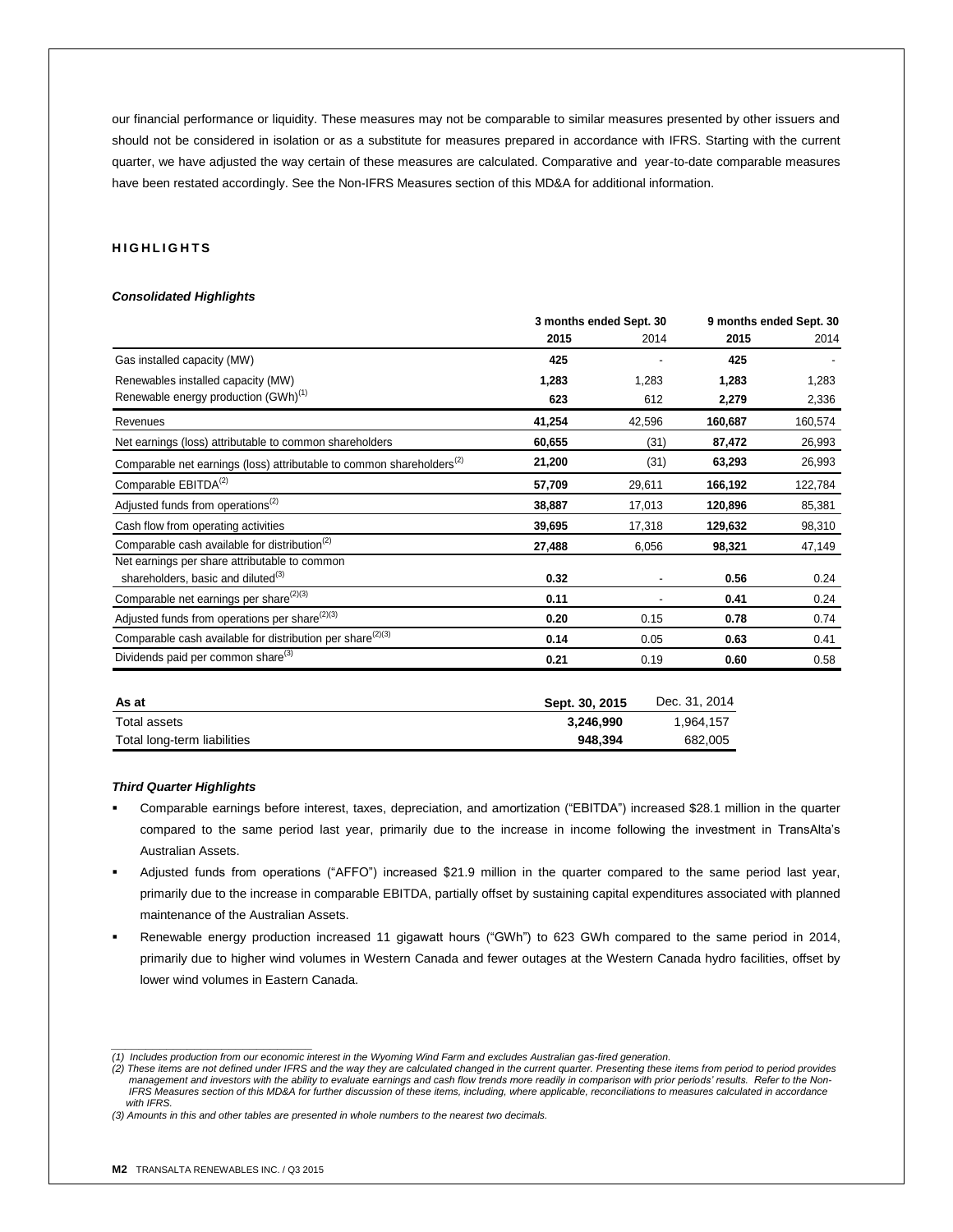our financial performance or liquidity. These measures may not be comparable to similar measures presented by other issuers and should not be considered in isolation or as a substitute for measures prepared in accordance with IFRS. Starting with the current quarter, we have adjusted the way certain of these measures are calculated. Comparative and year-to-date comparable measures have been restated accordingly. See the Non-IFRS Measures section of this MD&A for additional information.

## HIGHLIGHTS

### *Consolidated Highlights*

| | 3 months ended Sept. 30 | | 9 months ended Sept. 30 | |
|---|---|---|---|---|
| | **2015** | 2014 | **2015** | 2014 |
| Gas installed capacity (MW) | **425** | - | **425** | - |
| Renewables installed capacity (MW) | **1,283** | 1,283 | **1,283** | 1,283 |
| Renewable energy production (GWh)[1] | **623** | 612 | **2,279** | 2,336 |
| Revenues | **41,254** | 42,596 | **160,687** | 160,574 |
| Net earnings (loss) attributable to common shareholders | **60,655** | (31) | **87,472** | 26,993 |
| Comparable net earnings (loss) attributable to common shareholders[2] | **21,200** | (31) | **63,293** | 26,993 |
| Comparable EBITDA[2] | **57,709** | 29,611 | **166,192** | 122,784 |
| Adjusted funds from operations[2] | **38,887** | 17,013 | **120,896** | 85,381 |
| Cash flow from operating activities | **39,695** | 17,318 | **129,632** | 98,310 |
| Comparable cash available for distribution[2] | **27,488** | 6,056 | **98,321** | 47,149 |
| Net earnings per share attributable to common shareholders, basic and diluted[3] | **0.32** | - | **0.56** | 0.24 |
| Comparable net earnings per share[2][3] | **0.11** | - | **0.41** | 0.24 |
| Adjusted funds from operations per share[2][3] | **0.20** | 0.15 | **0.78** | 0.74 |
| Comparable cash available for distribution per share[2][3] | **0.14** | 0.05 | **0.63** | 0.41 |
| Dividends paid per common share[3] | **0.21** | 0.19 | **0.60** | 0.58 |

| As at | Sept. 30, 2015 | Dec. 31, 2014 |
|---|---|---|
| Total assets | **3,246,990** | 1,964,157 |
| Total long-term liabilities | **948,394** | 682,005 |

### *Third Quarter Highlights*

- Comparable earnings before interest, taxes, depreciation, and amortization ("EBITDA") increased $28.1 million in the quarter compared to the same period last year, primarily due to the increase in income following the investment in TransAlta's Australian Assets.
- Adjusted funds from operations ("AFFO") increased $21.9 million in the quarter compared to the same period last year, primarily due to the increase in comparable EBITDA, partially offset by sustaining capital expenditures associated with planned maintenance of the Australian Assets.
- Renewable energy production increased 11 gigawatt hours ("GWh") to 623 GWh compared to the same period in 2014, primarily due to higher wind volumes in Western Canada and fewer outages at the Western Canada hydro facilities, offset by lower wind volumes in Eastern Canada.

---

*(1) Includes production from our economic interest in the Wyoming Wind Farm and excludes Australian gas-fired generation.*

*(2) These items are not defined under IFRS and the way they are calculated changed in the current quarter. Presenting these items from period to period provides management and investors with the ability to evaluate earnings and cash flow trends more readily in comparison with prior periods' results. Refer to the Non-IFRS Measures section of this MD&A for further discussion of these items, including, where applicable, reconciliations to measures calculated in accordance with IFRS.*

*(3) Amounts in this and other tables are presented in whole numbers to the nearest two decimals.*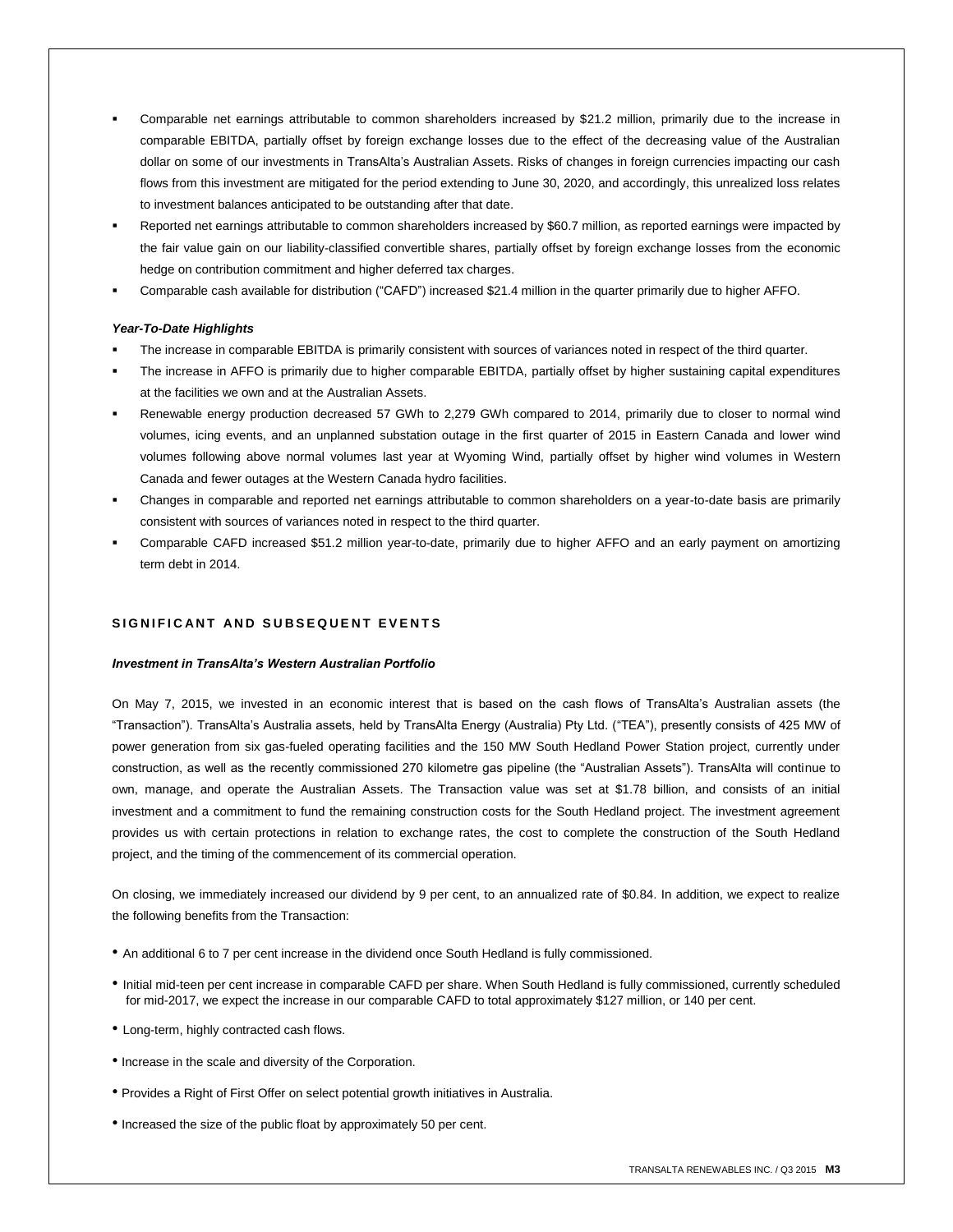- Comparable net earnings attributable to common shareholders increased by $21.2 million, primarily due to the increase in comparable EBITDA, partially offset by foreign exchange losses due to the effect of the decreasing value of the Australian dollar on some of our investments in TransAlta's Australian Assets. Risks of changes in foreign currencies impacting our cash flows from this investment are mitigated for the period extending to June 30, 2020, and accordingly, this unrealized loss relates to investment balances anticipated to be outstanding after that date.
- Reported net earnings attributable to common shareholders increased by $60.7 million, as reported earnings were impacted by the fair value gain on our liability-classified convertible shares, partially offset by foreign exchange losses from the economic hedge on contribution commitment and higher deferred tax charges.
- Comparable cash available for distribution ("CAFD") increased $21.4 million in the quarter primarily due to higher AFFO.

***Year-To-Date Highlights***

- The increase in comparable EBITDA is primarily consistent with sources of variances noted in respect of the third quarter.
- The increase in AFFO is primarily due to higher comparable EBITDA, partially offset by higher sustaining capital expenditures at the facilities we own and at the Australian Assets.
- Renewable energy production decreased 57 GWh to 2,279 GWh compared to 2014, primarily due to closer to normal wind volumes, icing events, and an unplanned substation outage in the first quarter of 2015 in Eastern Canada and lower wind volumes following above normal volumes last year at Wyoming Wind, partially offset by higher wind volumes in Western Canada and fewer outages at the Western Canada hydro facilities.
- Changes in comparable and reported net earnings attributable to common shareholders on a year-to-date basis are primarily consistent with sources of variances noted in respect to the third quarter.
- Comparable CAFD increased $51.2 million year-to-date, primarily due to higher AFFO and an early payment on amortizing term debt in 2014.

## SIGNIFICANT AND SUBSEQUENT EVENTS

***Investment in TransAlta's Western Australian Portfolio***

On May 7, 2015, we invested in an economic interest that is based on the cash flows of TransAlta's Australian assets (the "Transaction"). TransAlta's Australia assets, held by TransAlta Energy (Australia) Pty Ltd. ("TEA"), presently consists of 425 MW of power generation from six gas-fueled operating facilities and the 150 MW South Hedland Power Station project, currently under construction, as well as the recently commissioned 270 kilometre gas pipeline (the "Australian Assets"). TransAlta will continue to own, manage, and operate the Australian Assets. The Transaction value was set at $1.78 billion, and consists of an initial investment and a commitment to fund the remaining construction costs for the South Hedland project. The investment agreement provides us with certain protections in relation to exchange rates, the cost to complete the construction of the South Hedland project, and the timing of the commencement of its commercial operation.

On closing, we immediately increased our dividend by 9 per cent, to an annualized rate of $0.84. In addition, we expect to realize the following benefits from the Transaction:

- An additional 6 to 7 per cent increase in the dividend once South Hedland is fully commissioned.
- Initial mid-teen per cent increase in comparable CAFD per share. When South Hedland is fully commissioned, currently scheduled for mid-2017, we expect the increase in our comparable CAFD to total approximately $127 million, or 140 per cent.
- Long-term, highly contracted cash flows.
- Increase in the scale and diversity of the Corporation.
- Provides a Right of First Offer on select potential growth initiatives in Australia.
- Increased the size of the public float by approximately 50 per cent.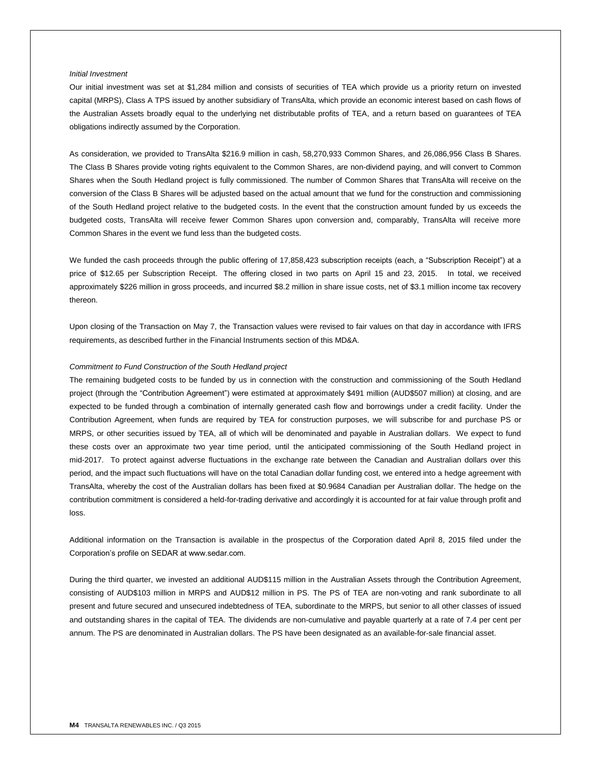*Initial Investment*

Our initial investment was set at $1,284 million and consists of securities of TEA which provide us a priority return on invested capital (MRPS), Class A TPS issued by another subsidiary of TransAlta, which provide an economic interest based on cash flows of the Australian Assets broadly equal to the underlying net distributable profits of TEA, and a return based on guarantees of TEA obligations indirectly assumed by the Corporation.

As consideration, we provided to TransAlta $216.9 million in cash, 58,270,933 Common Shares, and 26,086,956 Class B Shares. The Class B Shares provide voting rights equivalent to the Common Shares, are non-dividend paying, and will convert to Common Shares when the South Hedland project is fully commissioned. The number of Common Shares that TransAlta will receive on the conversion of the Class B Shares will be adjusted based on the actual amount that we fund for the construction and commissioning of the South Hedland project relative to the budgeted costs. In the event that the construction amount funded by us exceeds the budgeted costs, TransAlta will receive fewer Common Shares upon conversion and, comparably, TransAlta will receive more Common Shares in the event we fund less than the budgeted costs.

We funded the cash proceeds through the public offering of 17,858,423 subscription receipts (each, a "Subscription Receipt") at a price of $12.65 per Subscription Receipt. The offering closed in two parts on April 15 and 23, 2015. In total, we received approximately $226 million in gross proceeds, and incurred $8.2 million in share issue costs, net of $3.1 million income tax recovery thereon.

Upon closing of the Transaction on May 7, the Transaction values were revised to fair values on that day in accordance with IFRS requirements, as described further in the Financial Instruments section of this MD&A.

*Commitment to Fund Construction of the South Hedland project*

The remaining budgeted costs to be funded by us in connection with the construction and commissioning of the South Hedland project (through the "Contribution Agreement") were estimated at approximately $491 million (AUD$507 million) at closing, and are expected to be funded through a combination of internally generated cash flow and borrowings under a credit facility. Under the Contribution Agreement, when funds are required by TEA for construction purposes, we will subscribe for and purchase PS or MRPS, or other securities issued by TEA, all of which will be denominated and payable in Australian dollars. We expect to fund these costs over an approximate two year time period, until the anticipated commissioning of the South Hedland project in mid-2017. To protect against adverse fluctuations in the exchange rate between the Canadian and Australian dollars over this period, and the impact such fluctuations will have on the total Canadian dollar funding cost, we entered into a hedge agreement with TransAlta, whereby the cost of the Australian dollars has been fixed at $0.9684 Canadian per Australian dollar. The hedge on the contribution commitment is considered a held-for-trading derivative and accordingly it is accounted for at fair value through profit and loss.

Additional information on the Transaction is available in the prospectus of the Corporation dated April 8, 2015 filed under the Corporation's profile on SEDAR at www.sedar.com.

During the third quarter, we invested an additional AUD$115 million in the Australian Assets through the Contribution Agreement, consisting of AUD$103 million in MRPS and AUD$12 million in PS. The PS of TEA are non-voting and rank subordinate to all present and future secured and unsecured indebtedness of TEA, subordinate to the MRPS, but senior to all other classes of issued and outstanding shares in the capital of TEA. The dividends are non-cumulative and payable quarterly at a rate of 7.4 per cent per annum. The PS are denominated in Australian dollars. The PS have been designated as an available-for-sale financial asset.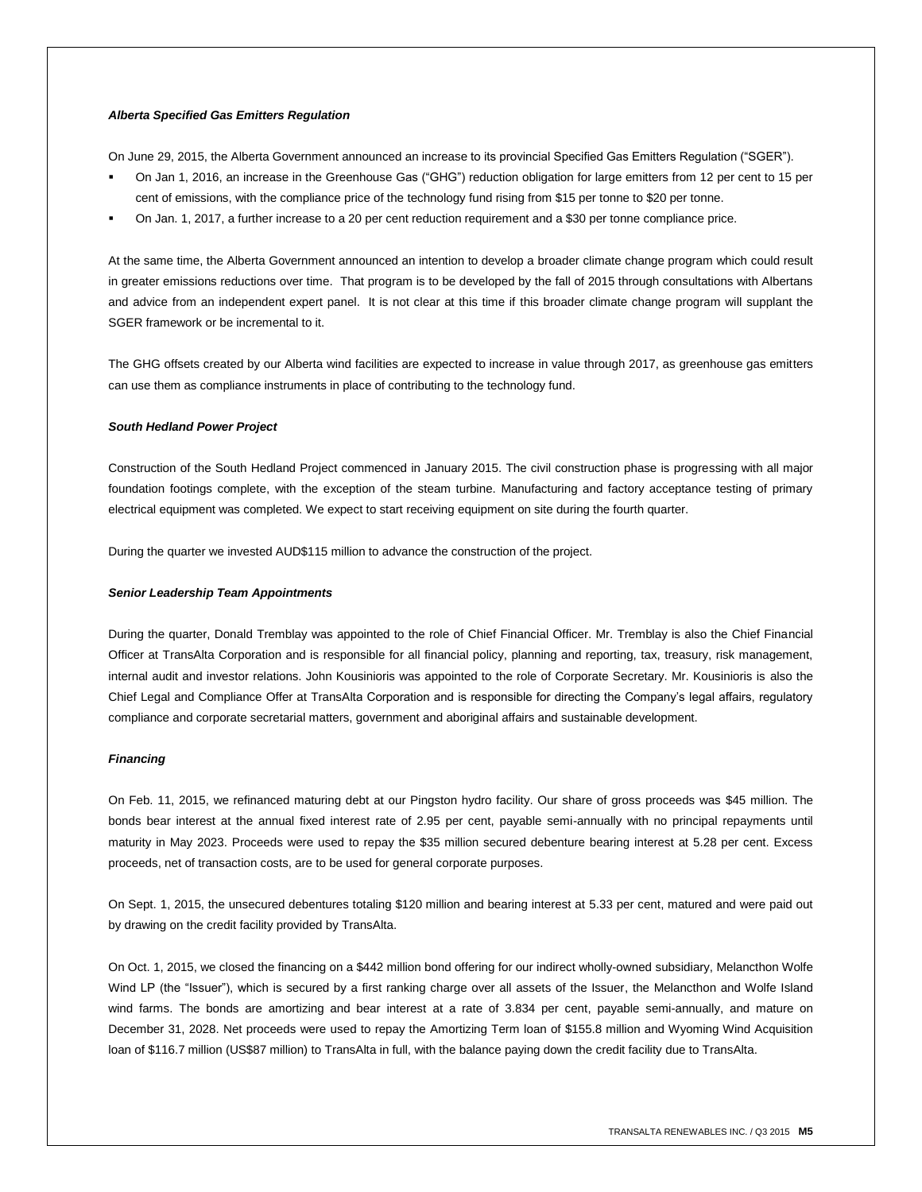### *Alberta Specified Gas Emitters Regulation*

On June 29, 2015, the Alberta Government announced an increase to its provincial Specified Gas Emitters Regulation ("SGER").

- On Jan 1, 2016, an increase in the Greenhouse Gas ("GHG") reduction obligation for large emitters from 12 per cent to 15 per cent of emissions, with the compliance price of the technology fund rising from $15 per tonne to $20 per tonne.
- On Jan. 1, 2017, a further increase to a 20 per cent reduction requirement and a $30 per tonne compliance price.

At the same time, the Alberta Government announced an intention to develop a broader climate change program which could result in greater emissions reductions over time. That program is to be developed by the fall of 2015 through consultations with Albertans and advice from an independent expert panel. It is not clear at this time if this broader climate change program will supplant the SGER framework or be incremental to it.

The GHG offsets created by our Alberta wind facilities are expected to increase in value through 2017, as greenhouse gas emitters can use them as compliance instruments in place of contributing to the technology fund.

### *South Hedland Power Project*

Construction of the South Hedland Project commenced in January 2015. The civil construction phase is progressing with all major foundation footings complete, with the exception of the steam turbine. Manufacturing and factory acceptance testing of primary electrical equipment was completed. We expect to start receiving equipment on site during the fourth quarter.

During the quarter we invested AUD$115 million to advance the construction of the project.

### *Senior Leadership Team Appointments*

During the quarter, Donald Tremblay was appointed to the role of Chief Financial Officer. Mr. Tremblay is also the Chief Financial Officer at TransAlta Corporation and is responsible for all financial policy, planning and reporting, tax, treasury, risk management, internal audit and investor relations. John Kousinioris was appointed to the role of Corporate Secretary. Mr. Kousinioris is also the Chief Legal and Compliance Offer at TransAlta Corporation and is responsible for directing the Company's legal affairs, regulatory compliance and corporate secretarial matters, government and aboriginal affairs and sustainable development.

### *Financing*

On Feb. 11, 2015, we refinanced maturing debt at our Pingston hydro facility. Our share of gross proceeds was $45 million. The bonds bear interest at the annual fixed interest rate of 2.95 per cent, payable semi-annually with no principal repayments until maturity in May 2023. Proceeds were used to repay the $35 million secured debenture bearing interest at 5.28 per cent. Excess proceeds, net of transaction costs, are to be used for general corporate purposes.

On Sept. 1, 2015, the unsecured debentures totaling $120 million and bearing interest at 5.33 per cent, matured and were paid out by drawing on the credit facility provided by TransAlta.

On Oct. 1, 2015, we closed the financing on a $442 million bond offering for our indirect wholly-owned subsidiary, Melancthon Wolfe Wind LP (the "Issuer"), which is secured by a first ranking charge over all assets of the Issuer, the Melancthon and Wolfe Island wind farms. The bonds are amortizing and bear interest at a rate of 3.834 per cent, payable semi-annually, and mature on December 31, 2028. Net proceeds were used to repay the Amortizing Term loan of $155.8 million and Wyoming Wind Acquisition loan of $116.7 million (US$87 million) to TransAlta in full, with the balance paying down the credit facility due to TransAlta.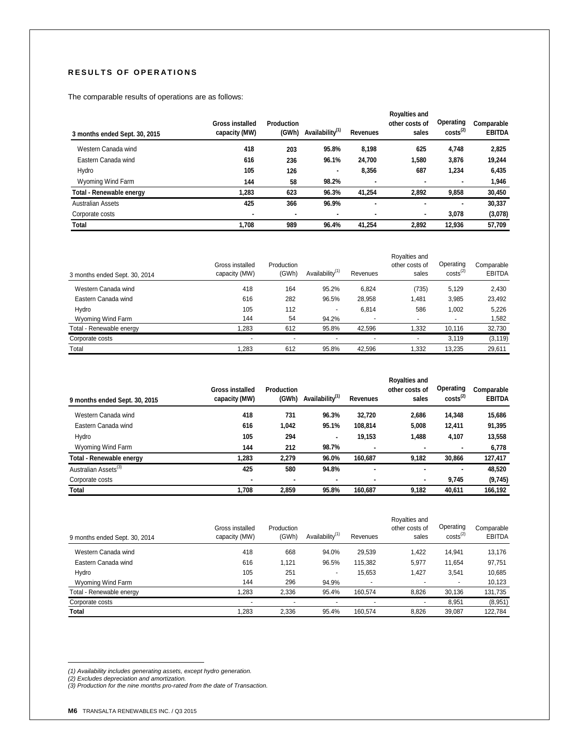# RESULTS OF OPERATIONS

The comparable results of operations are as follows:

| 3 months ended Sept. 30, 2015 | Gross installed capacity (MW) | Production (GWh) | Availability[1] | Revenues | Royalties and other costs of sales | Operating costs[2] | Comparable EBITDA |
|---|---|---|---|---|---|---|---|
| Western Canada wind | 418 | 203 | 95.8% | 8,198 | 625 | 4,748 | 2,825 |
| Eastern Canada wind | 616 | 236 | 96.1% | 24,700 | 1,580 | 3,876 | 19,244 |
| Hydro | 105 | 126 | - | 8,356 | 687 | 1,234 | 6,435 |
| Wyoming Wind Farm | 144 | 58 | 98.2% | - | - | - | 1,946 |
| **Total - Renewable energy** | **1,283** | **623** | **96.3%** | **41,254** | **2,892** | **9,858** | **30,450** |
| Australian Assets | 425 | 366 | 96.9% | - | - | - | 30,337 |
| Corporate costs | - | - | - | - | - | 3,078 | (3,078) |
| **Total** | **1,708** | **989** | **96.4%** | **41,254** | **2,892** | **12,936** | **57,709** |

| 3 months ended Sept. 30, 2014 | Gross installed capacity (MW) | Production (GWh) | Availability[1] | Revenues | Royalties and other costs of sales | Operating costs[2] | Comparable EBITDA |
|---|---|---|---|---|---|---|---|
| Western Canada wind | 418 | 164 | 95.2% | 6,824 | (735) | 5,129 | 2,430 |
| Eastern Canada wind | 616 | 282 | 96.5% | 28,958 | 1,481 | 3,985 | 23,492 |
| Hydro | 105 | 112 | - | 6,814 | 586 | 1,002 | 5,226 |
| Wyoming Wind Farm | 144 | 54 | 94.2% | - | - | - | 1,582 |
| Total - Renewable energy | 1,283 | 612 | 95.8% | 42,596 | 1,332 | 10,116 | 32,730 |
| Corporate costs | - | - | - | - | - | 3,119 | (3,119) |
| Total | 1,283 | 612 | 95.8% | 42,596 | 1,332 | 13,235 | 29,611 |

| 9 months ended Sept. 30, 2015 | Gross installed capacity (MW) | Production (GWh) | Availability[1] | Revenues | Royalties and other costs of sales | Operating costs[2] | Comparable EBITDA |
|---|---|---|---|---|---|---|---|
| Western Canada wind | 418 | 731 | 96.3% | 32,720 | 2,686 | 14,348 | 15,686 |
| Eastern Canada wind | 616 | 1,042 | 95.1% | 108,814 | 5,008 | 12,411 | 91,395 |
| Hydro | 105 | 294 | - | 19,153 | 1,488 | 4,107 | 13,558 |
| Wyoming Wind Farm | 144 | 212 | 98.7% | - | - | - | 6,778 |
| **Total - Renewable energy** | **1,283** | **2,279** | **96.0%** | **160,687** | **9,182** | **30,866** | **127,417** |
| Australian Assets[3] | 425 | 580 | 94.8% | - | - | - | 48,520 |
| Corporate costs | - | - | - | - | - | 9,745 | (9,745) |
| **Total** | **1,708** | **2,859** | **95.8%** | **160,687** | **9,182** | **40,611** | **166,192** |

| 9 months ended Sept. 30, 2014 | Gross installed capacity (MW) | Production (GWh) | Availability[1] | Revenues | Royalties and other costs of sales | Operating costs[2] | Comparable EBITDA |
|---|---|---|---|---|---|---|---|
| Western Canada wind | 418 | 668 | 94.0% | 29,539 | 1,422 | 14,941 | 13,176 |
| Eastern Canada wind | 616 | 1,121 | 96.5% | 115,382 | 5,977 | 11,654 | 97,751 |
| Hydro | 105 | 251 | - | 15,653 | 1,427 | 3,541 | 10,685 |
| Wyoming Wind Farm | 144 | 296 | 94.9% | - | - | - | 10,123 |
| Total - Renewable energy | 1,283 | 2,336 | 95.4% | 160,574 | 8,826 | 30,136 | 131,735 |
| Corporate costs | - | - | - | - | - | 8,951 | (8,951) |
| **Total** | 1,283 | 2,336 | 95.4% | 160,574 | 8,826 | 39,087 | 122,784 |

*(1) Availability includes generating assets, except hydro generation.*
*(2) Excludes depreciation and amortization.*
*(3) Production for the nine months pro-rated from the date of Transaction.*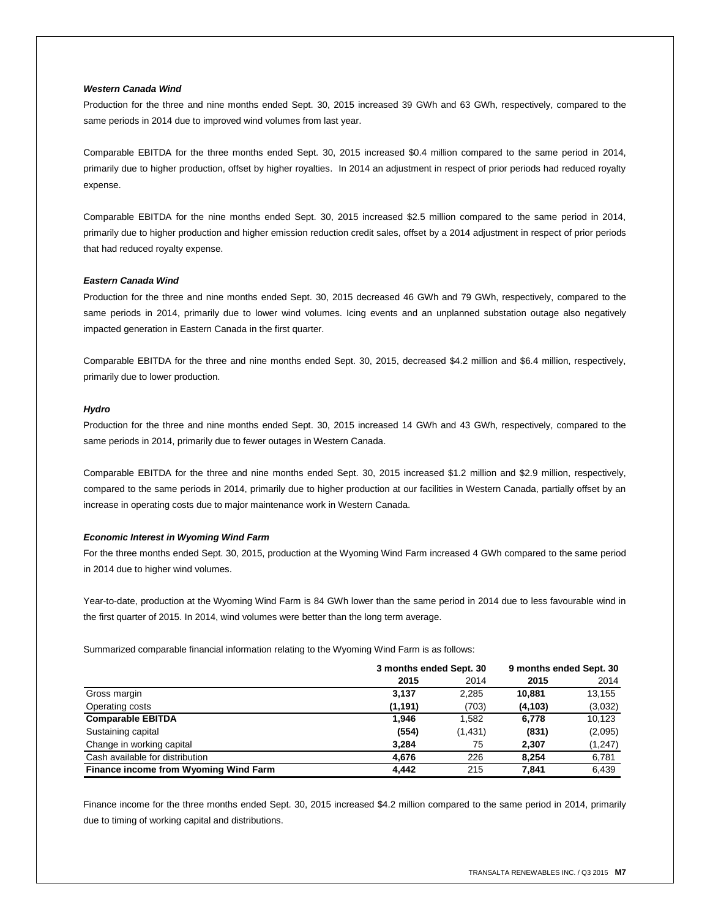***Western Canada Wind***

Production for the three and nine months ended Sept. 30, 2015 increased 39 GWh and 63 GWh, respectively, compared to the same periods in 2014 due to improved wind volumes from last year.

Comparable EBITDA for the three months ended Sept. 30, 2015 increased $0.4 million compared to the same period in 2014, primarily due to higher production, offset by higher royalties. In 2014 an adjustment in respect of prior periods had reduced royalty expense.

Comparable EBITDA for the nine months ended Sept. 30, 2015 increased $2.5 million compared to the same period in 2014, primarily due to higher production and higher emission reduction credit sales, offset by a 2014 adjustment in respect of prior periods that had reduced royalty expense.

***Eastern Canada Wind***

Production for the three and nine months ended Sept. 30, 2015 decreased 46 GWh and 79 GWh, respectively, compared to the same periods in 2014, primarily due to lower wind volumes. Icing events and an unplanned substation outage also negatively impacted generation in Eastern Canada in the first quarter.

Comparable EBITDA for the three and nine months ended Sept. 30, 2015, decreased $4.2 million and $6.4 million, respectively, primarily due to lower production.

***Hydro***

Production for the three and nine months ended Sept. 30, 2015 increased 14 GWh and 43 GWh, respectively, compared to the same periods in 2014, primarily due to fewer outages in Western Canada.

Comparable EBITDA for the three and nine months ended Sept. 30, 2015 increased $1.2 million and $2.9 million, respectively, compared to the same periods in 2014, primarily due to higher production at our facilities in Western Canada, partially offset by an increase in operating costs due to major maintenance work in Western Canada.

***Economic Interest in Wyoming Wind Farm***

For the three months ended Sept. 30, 2015, production at the Wyoming Wind Farm increased 4 GWh compared to the same period in 2014 due to higher wind volumes.

Year-to-date, production at the Wyoming Wind Farm is 84 GWh lower than the same period in 2014 due to less favourable wind in the first quarter of 2015. In 2014, wind volumes were better than the long term average.

Summarized comparable financial information relating to the Wyoming Wind Farm is as follows:

| | **3 months ended Sept. 30** | | **9 months ended Sept. 30** | |
|---|---|---|---|---|
| | **2015** | 2014 | **2015** | 2014 |
| Gross margin | **3,137** | 2,285 | **10,881** | 13,155 |
| Operating costs | **(1,191)** | (703) | **(4,103)** | (3,032) |
| **Comparable EBITDA** | **1,946** | 1,582 | **6,778** | 10,123 |
| Sustaining capital | **(554)** | (1,431) | **(831)** | (2,095) |
| Change in working capital | **3,284** | 75 | **2,307** | (1,247) |
| Cash available for distribution | **4,676** | 226 | **8,254** | 6,781 |
| **Finance income from Wyoming Wind Farm** | **4,442** | 215 | **7,841** | 6,439 |

Finance income for the three months ended Sept. 30, 2015 increased $4.2 million compared to the same period in 2014, primarily due to timing of working capital and distributions.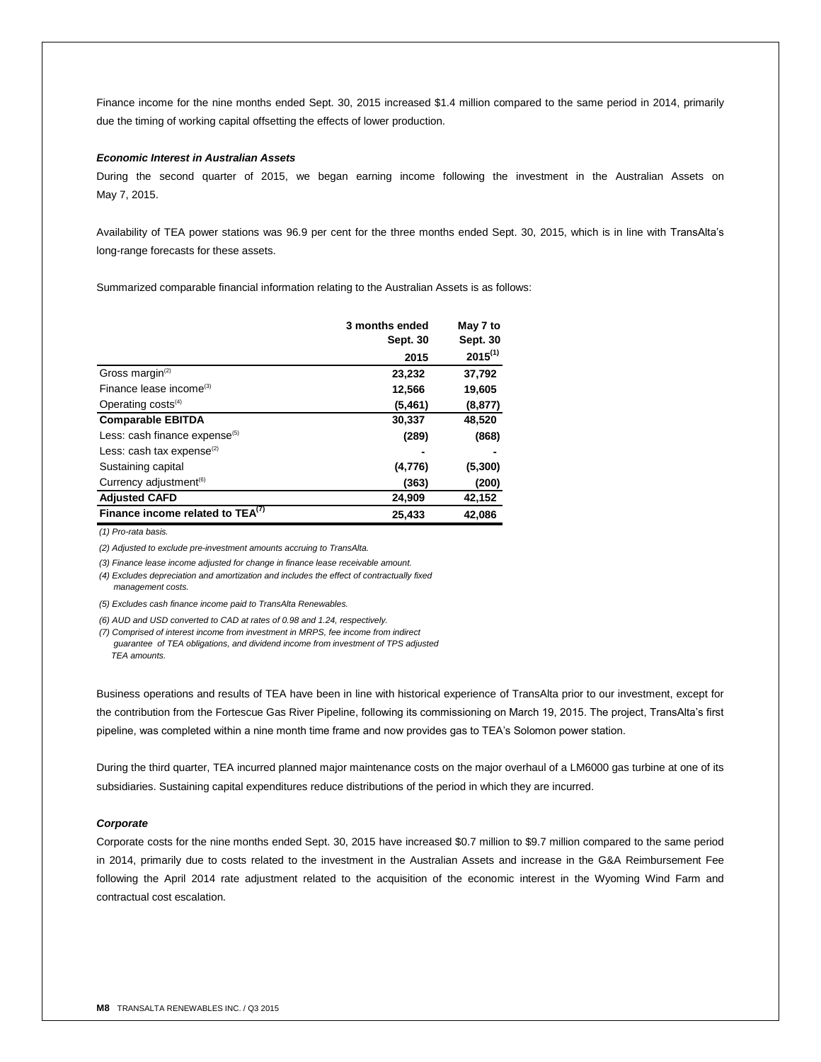Finance income for the nine months ended Sept. 30, 2015 increased $1.4 million compared to the same period in 2014, primarily due the timing of working capital offsetting the effects of lower production.

***Economic Interest in Australian Assets***

During the second quarter of 2015, we began earning income following the investment in the Australian Assets on May 7, 2015.

Availability of TEA power stations was 96.9 per cent for the three months ended Sept. 30, 2015, which is in line with TransAlta's long-range forecasts for these assets.

Summarized comparable financial information relating to the Australian Assets is as follows:

| | 3 months ended Sept. 30 2015 | May 7 to Sept. 30 2015[(1)] |
|---|---|---|
| Gross margin[(2)] | 23,232 | 37,792 |
| Finance lease income[(3)] | 12,566 | 19,605 |
| Operating costs[(4)] | (5,461) | (8,877) |
| **Comparable EBITDA** | **30,337** | **48,520** |
| Less: cash finance expense[(5)] | (289) | (868) |
| Less: cash tax expense[(2)] | - | - |
| Sustaining capital | (4,776) | (5,300) |
| Currency adjustment[(6)] | (363) | (200) |
| **Adjusted CAFD** | **24,909** | **42,152** |
| **Finance income related to TEA[(7)]** | **25,433** | **42,086** |

*(1) Pro-rata basis.*

*(2) Adjusted to exclude pre-investment amounts accruing to TransAlta.*

*(3) Finance lease income adjusted for change in finance lease receivable amount.*

*(4) Excludes depreciation and amortization and includes the effect of contractually fixed management costs.*

*(5) Excludes cash finance income paid to TransAlta Renewables.*

*(6) AUD and USD converted to CAD at rates of 0.98 and 1.24, respectively.*

*(7) Comprised of interest income from investment in MRPS, fee income from indirect guarantee of TEA obligations, and dividend income from investment of TPS adjusted TEA amounts.*

Business operations and results of TEA have been in line with historical experience of TransAlta prior to our investment, except for the contribution from the Fortescue Gas River Pipeline, following its commissioning on March 19, 2015. The project, TransAlta's first pipeline, was completed within a nine month time frame and now provides gas to TEA's Solomon power station.

During the third quarter, TEA incurred planned major maintenance costs on the major overhaul of a LM6000 gas turbine at one of its subsidiaries. Sustaining capital expenditures reduce distributions of the period in which they are incurred.

***Corporate***

Corporate costs for the nine months ended Sept. 30, 2015 have increased $0.7 million to $9.7 million compared to the same period in 2014, primarily due to costs related to the investment in the Australian Assets and increase in the G&A Reimbursement Fee following the April 2014 rate adjustment related to the acquisition of the economic interest in the Wyoming Wind Farm and contractual cost escalation.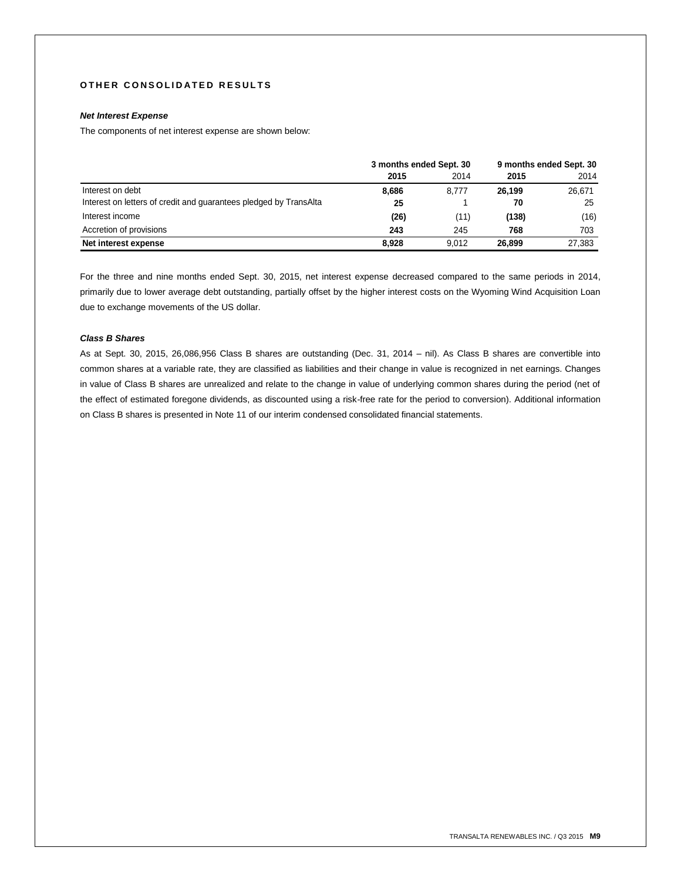## OTHER CONSOLIDATED RESULTS

### *Net Interest Expense*

The components of net interest expense are shown below:

| | 3 months ended Sept. 30 | | 9 months ended Sept. 30 | |
|---|---|---|---|---|
| | **2015** | 2014 | **2015** | 2014 |
| Interest on debt | **8,686** | 8,777 | **26,199** | 26,671 |
| Interest on letters of credit and guarantees pledged by TransAlta | **25** | 1 | **70** | 25 |
| Interest income | **(26)** | (11) | **(138)** | (16) |
| Accretion of provisions | **243** | 245 | **768** | 703 |
| **Net interest expense** | **8,928** | 9,012 | **26,899** | 27,383 |

For the three and nine months ended Sept. 30, 2015, net interest expense decreased compared to the same periods in 2014, primarily due to lower average debt outstanding, partially offset by the higher interest costs on the Wyoming Wind Acquisition Loan due to exchange movements of the US dollar.

### *Class B Shares*

As at Sept. 30, 2015, 26,086,956 Class B shares are outstanding (Dec. 31, 2014 – nil). As Class B shares are convertible into common shares at a variable rate, they are classified as liabilities and their change in value is recognized in net earnings. Changes in value of Class B shares are unrealized and relate to the change in value of underlying common shares during the period (net of the effect of estimated foregone dividends, as discounted using a risk-free rate for the period to conversion). Additional information on Class B shares is presented in Note 11 of our interim condensed consolidated financial statements.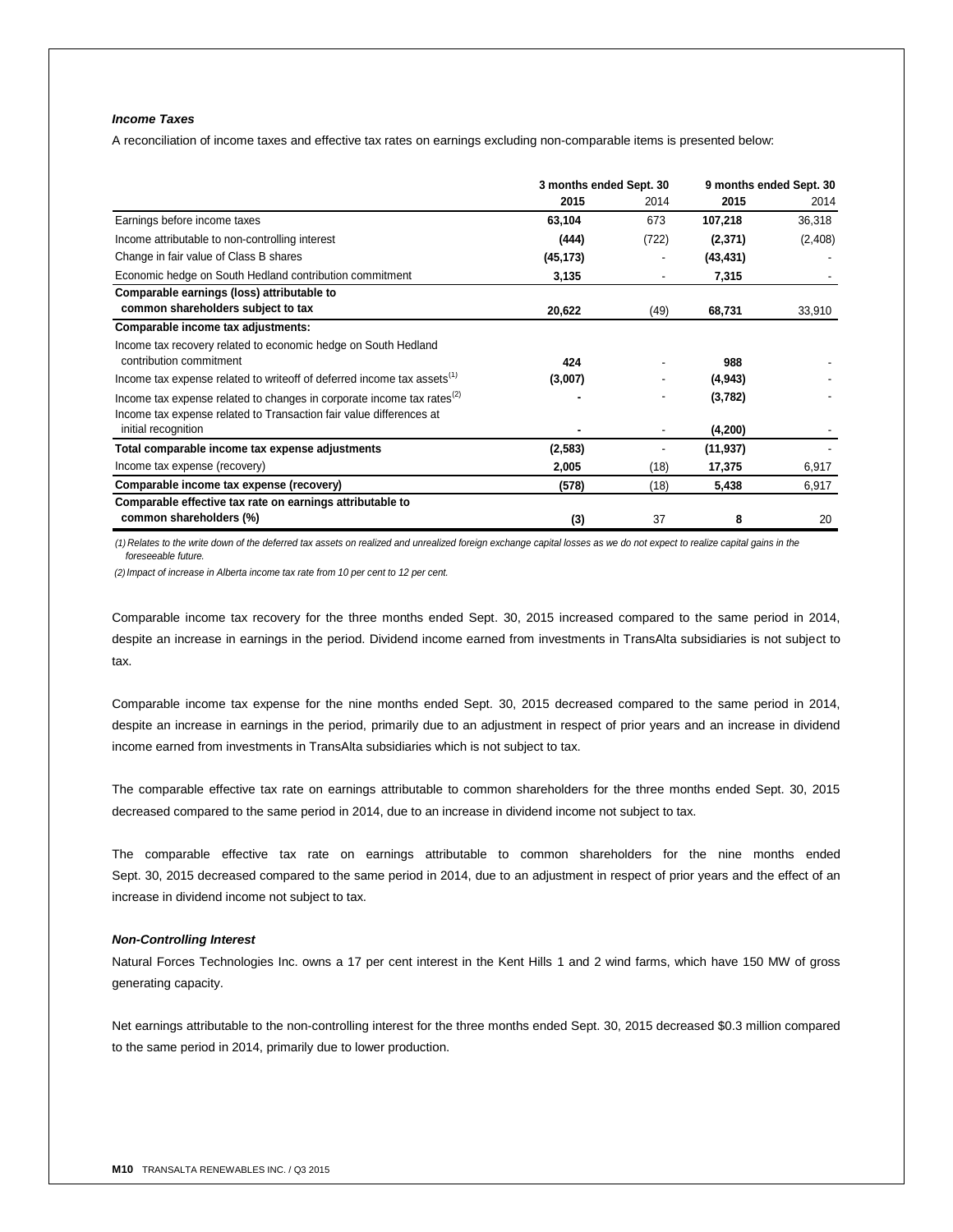*Income Taxes*

A reconciliation of income taxes and effective tax rates on earnings excluding non-comparable items is presented below:

| | 3 months ended Sept. 30 | | 9 months ended Sept. 30 | |
|---|---|---|---|---|
| | **2015** | 2014 | **2015** | 2014 |
| Earnings before income taxes | **63,104** | 673 | **107,218** | 36,318 |
| Income attributable to non-controlling interest | **(444)** | (722) | **(2,371)** | (2,408) |
| Change in fair value of Class B shares | **(45,173)** | - | **(43,431)** | - |
| Economic hedge on South Hedland contribution commitment | **3,135** | - | **7,315** | - |
| **Comparable earnings (loss) attributable to common shareholders subject to tax** | **20,622** | (49) | **68,731** | 33,910 |
| **Comparable income tax adjustments:** | | | | |
| Income tax recovery related to economic hedge on South Hedland contribution commitment | **424** | - | **988** | - |
| Income tax expense related to writeoff of deferred income tax assets[1] | **(3,007)** | - | **(4,943)** | - |
| Income tax expense related to changes in corporate income tax rates[2] | **-** | - | **(3,782)** | - |
| Income tax expense related to Transaction fair value differences at initial recognition | **-** | - | **(4,200)** | - |
| **Total comparable income tax expense adjustments** | **(2,583)** | - | **(11,937)** | - |
| Income tax expense (recovery) | **2,005** | (18) | **17,375** | 6,917 |
| **Comparable income tax expense (recovery)** | **(578)** | (18) | **5,438** | 6,917 |
| **Comparable effective tax rate on earnings attributable to common shareholders (%)** | **(3)** | 37 | **8** | 20 |

*(1) Relates to the write down of the deferred tax assets on realized and unrealized foreign exchange capital losses as we do not expect to realize capital gains in the foreseeable future.*

*(2) Impact of increase in Alberta income tax rate from 10 per cent to 12 per cent.*

Comparable income tax recovery for the three months ended Sept. 30, 2015 increased compared to the same period in 2014, despite an increase in earnings in the period. Dividend income earned from investments in TransAlta subsidiaries is not subject to tax.

Comparable income tax expense for the nine months ended Sept. 30, 2015 decreased compared to the same period in 2014, despite an increase in earnings in the period, primarily due to an adjustment in respect of prior years and an increase in dividend income earned from investments in TransAlta subsidiaries which is not subject to tax.

The comparable effective tax rate on earnings attributable to common shareholders for the three months ended Sept. 30, 2015 decreased compared to the same period in 2014, due to an increase in dividend income not subject to tax.

The comparable effective tax rate on earnings attributable to common shareholders for the nine months ended Sept. 30, 2015 decreased compared to the same period in 2014, due to an adjustment in respect of prior years and the effect of an increase in dividend income not subject to tax.

*Non-Controlling Interest*

Natural Forces Technologies Inc. owns a 17 per cent interest in the Kent Hills 1 and 2 wind farms, which have 150 MW of gross generating capacity.

Net earnings attributable to the non-controlling interest for the three months ended Sept. 30, 2015 decreased $0.3 million compared to the same period in 2014, primarily due to lower production.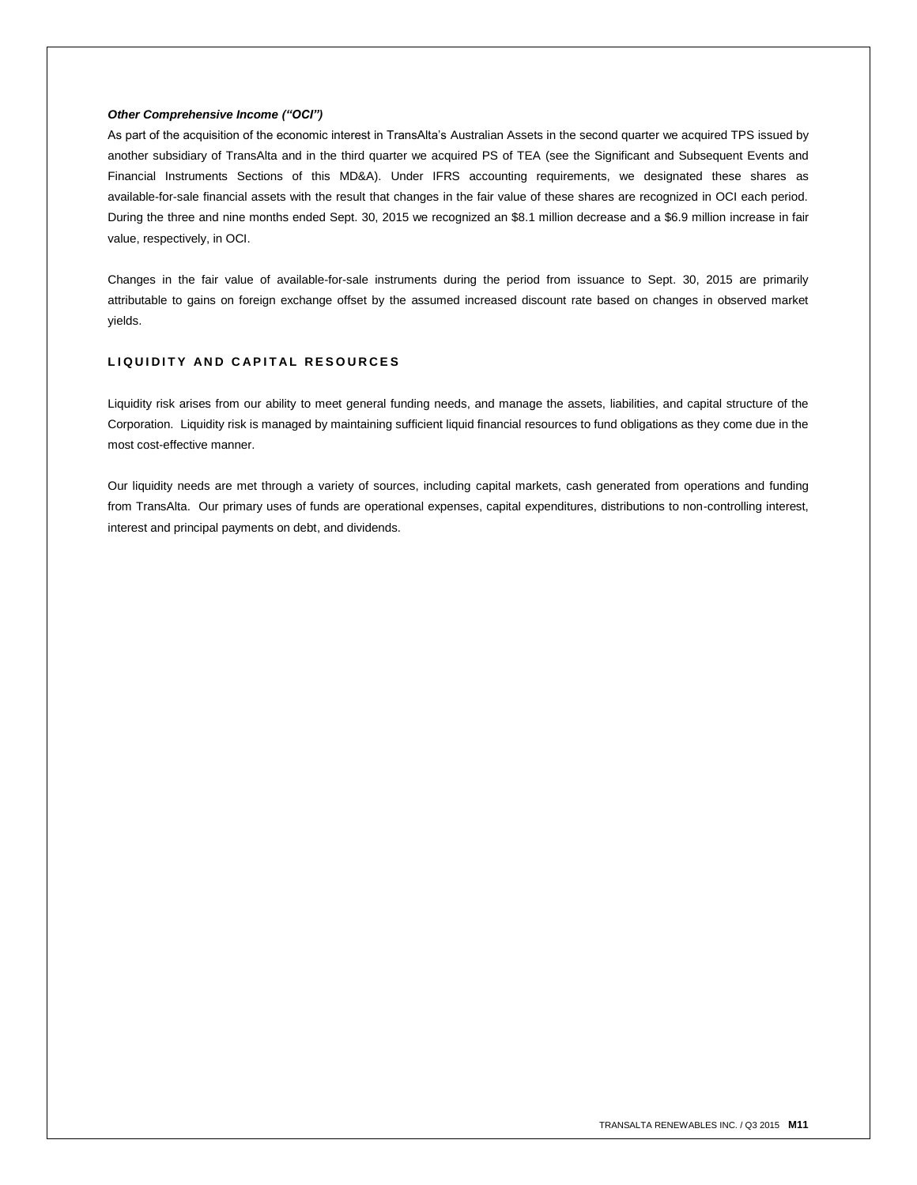***Other Comprehensive Income (“OCI”)***

As part of the acquisition of the economic interest in TransAlta’s Australian Assets in the second quarter we acquired TPS issued by another subsidiary of TransAlta and in the third quarter we acquired PS of TEA (see the Significant and Subsequent Events and Financial Instruments Sections of this MD&A). Under IFRS accounting requirements, we designated these shares as available-for-sale financial assets with the result that changes in the fair value of these shares are recognized in OCI each period. During the three and nine months ended Sept. 30, 2015 we recognized an $8.1 million decrease and a $6.9 million increase in fair value, respectively, in OCI.

Changes in the fair value of available-for-sale instruments during the period from issuance to Sept. 30, 2015 are primarily attributable to gains on foreign exchange offset by the assumed increased discount rate based on changes in observed market yields.

## LIQUIDITY AND CAPITAL RESOURCES

Liquidity risk arises from our ability to meet general funding needs, and manage the assets, liabilities, and capital structure of the Corporation. Liquidity risk is managed by maintaining sufficient liquid financial resources to fund obligations as they come due in the most cost-effective manner.

Our liquidity needs are met through a variety of sources, including capital markets, cash generated from operations and funding from TransAlta. Our primary uses of funds are operational expenses, capital expenditures, distributions to non-controlling interest, interest and principal payments on debt, and dividends.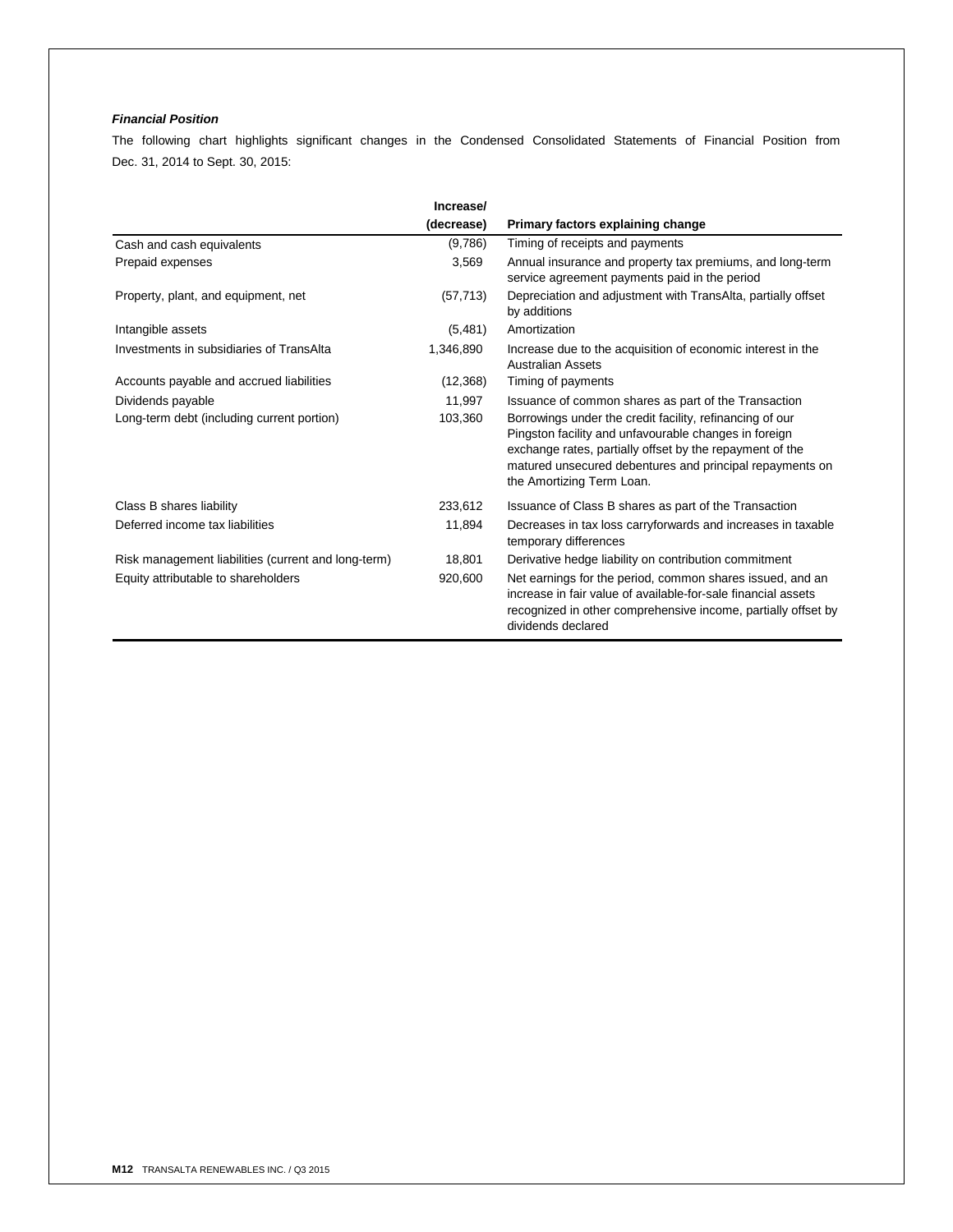***Financial Position***

The following chart highlights significant changes in the Condensed Consolidated Statements of Financial Position from Dec. 31, 2014 to Sept. 30, 2015:

| | Increase/ (decrease) | Primary factors explaining change |
|---|---|---|
| Cash and cash equivalents | (9,786) | Timing of receipts and payments |
| Prepaid expenses | 3,569 | Annual insurance and property tax premiums, and long-term service agreement payments paid in the period |
| Property, plant, and equipment, net | (57,713) | Depreciation and adjustment with TransAlta, partially offset by additions |
| Intangible assets | (5,481) | Amortization |
| Investments in subsidiaries of TransAlta | 1,346,890 | Increase due to the acquisition of economic interest in the Australian Assets |
| Accounts payable and accrued liabilities | (12,368) | Timing of payments |
| Dividends payable | 11,997 | Issuance of common shares as part of the Transaction |
| Long-term debt (including current portion) | 103,360 | Borrowings under the credit facility, refinancing of our Pingston facility and unfavourable changes in foreign exchange rates, partially offset by the repayment of the matured unsecured debentures and principal repayments on the Amortizing Term Loan. |
| Class B shares liability | 233,612 | Issuance of Class B shares as part of the Transaction |
| Deferred income tax liabilities | 11,894 | Decreases in tax loss carryforwards and increases in taxable temporary differences |
| Risk management liabilities (current and long-term) | 18,801 | Derivative hedge liability on contribution commitment |
| Equity attributable to shareholders | 920,600 | Net earnings for the period, common shares issued, and an increase in fair value of available-for-sale financial assets recognized in other comprehensive income, partially offset by dividends declared |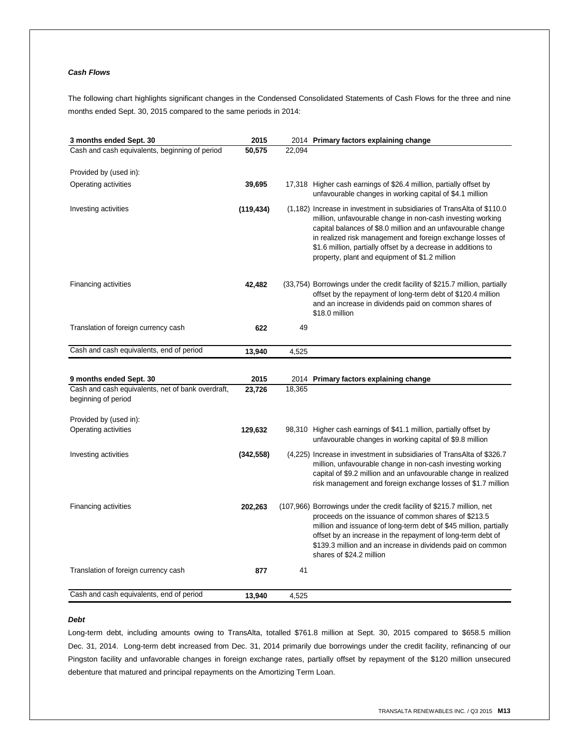***Cash Flows***

The following chart highlights significant changes in the Condensed Consolidated Statements of Cash Flows for the three and nine months ended Sept. 30, 2015 compared to the same periods in 2014:

| 3 months ended Sept. 30 | 2015 | 2014 | Primary factors explaining change |
|---|---|---|---|
| Cash and cash equivalents, beginning of period | **50,575** | 22,094 | |
| Provided by (used in): | | | |
| Operating activities | **39,695** | 17,318 | Higher cash earnings of $26.4 million, partially offset by unfavourable changes in working capital of $4.1 million |
| Investing activities | **(119,434)** | (1,182) | Increase in investment in subsidiaries of TransAlta of $110.0 million, unfavourable change in non-cash investing working capital balances of $8.0 million and an unfavourable change in realized risk management and foreign exchange losses of $1.6 million, partially offset by a decrease in additions to property, plant and equipment of $1.2 million |
| Financing activities | **42,482** | (33,754) | Borrowings under the credit facility of $215.7 million, partially offset by the repayment of long-term debt of $120.4 million and an increase in dividends paid on common shares of $18.0 million |
| Translation of foreign currency cash | **622** | 49 | |
| Cash and cash equivalents, end of period | **13,940** | 4,525 | |

| 9 months ended Sept. 30 | 2015 | 2014 | Primary factors explaining change |
|---|---|---|---|
| Cash and cash equivalents, net of bank overdraft, beginning of period | **23,726** | 18,365 | |
| Provided by (used in): | | | |
| Operating activities | **129,632** | 98,310 | Higher cash earnings of $41.1 million, partially offset by unfavourable changes in working capital of $9.8 million |
| Investing activities | **(342,558)** | (4,225) | Increase in investment in subsidiaries of TransAlta of $326.7 million, unfavourable change in non-cash investing working capital of $9.2 million and an unfavourable change in realized risk management and foreign exchange losses of $1.7 million |
| Financing activities | **202,263** | (107,966) | Borrowings under the credit facility of $215.7 million, net proceeds on the issuance of common shares of $213.5 million and issuance of long-term debt of $45 million, partially offset by an increase in the repayment of long-term debt of $139.3 million and an increase in dividends paid on common shares of $24.2 million |
| Translation of foreign currency cash | **877** | 41 | |
| Cash and cash equivalents, end of period | **13,940** | 4,525 | |

***Debt***

Long-term debt, including amounts owing to TransAlta, totalled $761.8 million at Sept. 30, 2015 compared to $658.5 million Dec. 31, 2014. Long-term debt increased from Dec. 31, 2014 primarily due borrowings under the credit facility, refinancing of our Pingston facility and unfavorable changes in foreign exchange rates, partially offset by repayment of the $120 million unsecured debenture that matured and principal repayments on the Amortizing Term Loan.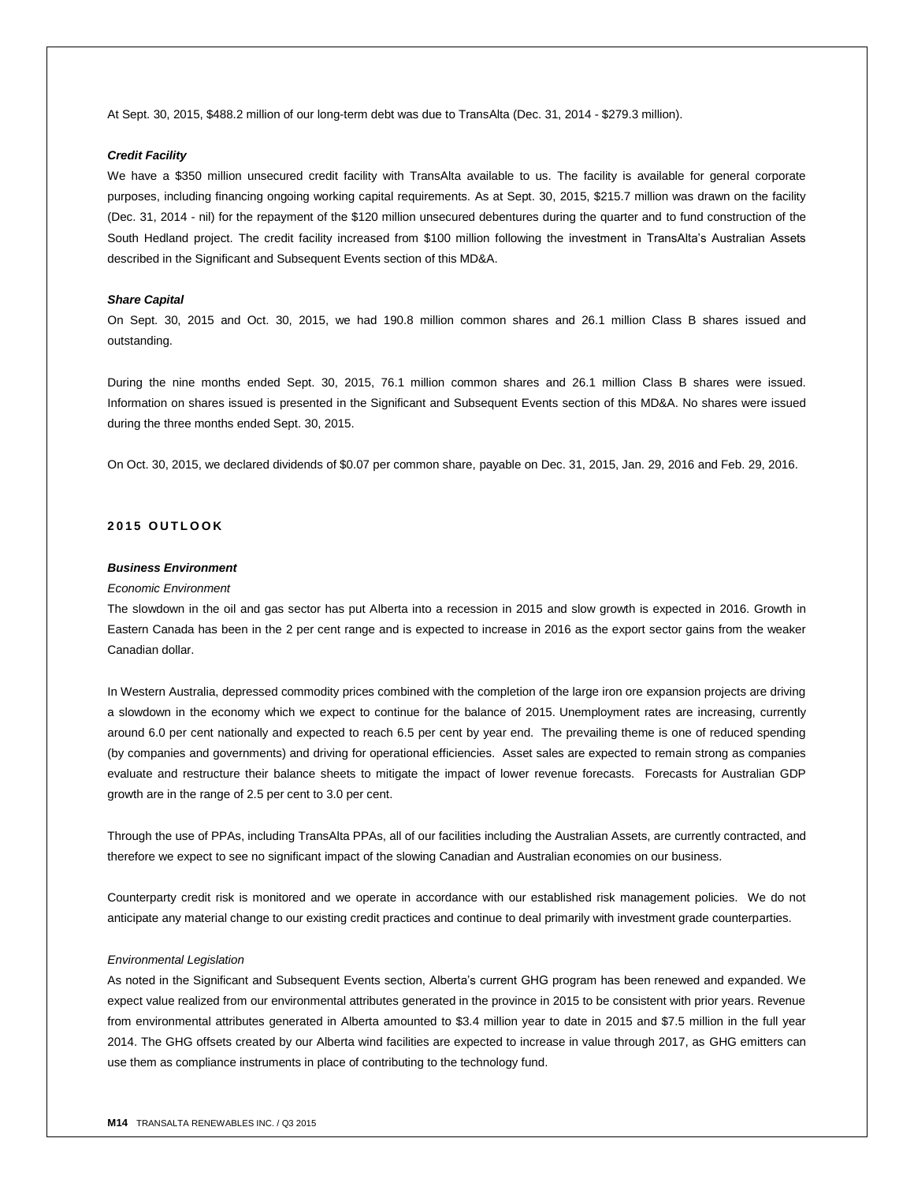At Sept. 30, 2015, $488.2 million of our long-term debt was due to TransAlta (Dec. 31, 2014 - $279.3 million).

***Credit Facility***

We have a $350 million unsecured credit facility with TransAlta available to us. The facility is available for general corporate purposes, including financing ongoing working capital requirements. As at Sept. 30, 2015, $215.7 million was drawn on the facility (Dec. 31, 2014 - nil) for the repayment of the $120 million unsecured debentures during the quarter and to fund construction of the South Hedland project. The credit facility increased from $100 million following the investment in TransAlta's Australian Assets described in the Significant and Subsequent Events section of this MD&A.

***Share Capital***

On Sept. 30, 2015 and Oct. 30, 2015, we had 190.8 million common shares and 26.1 million Class B shares issued and outstanding.

During the nine months ended Sept. 30, 2015, 76.1 million common shares and 26.1 million Class B shares were issued. Information on shares issued is presented in the Significant and Subsequent Events section of this MD&A. No shares were issued during the three months ended Sept. 30, 2015.

On Oct. 30, 2015, we declared dividends of $0.07 per common share, payable on Dec. 31, 2015, Jan. 29, 2016 and Feb. 29, 2016.

## 2015 OUTLOOK

***Business Environment***

*Economic Environment*

The slowdown in the oil and gas sector has put Alberta into a recession in 2015 and slow growth is expected in 2016. Growth in Eastern Canada has been in the 2 per cent range and is expected to increase in 2016 as the export sector gains from the weaker Canadian dollar.

In Western Australia, depressed commodity prices combined with the completion of the large iron ore expansion projects are driving a slowdown in the economy which we expect to continue for the balance of 2015. Unemployment rates are increasing, currently around 6.0 per cent nationally and expected to reach 6.5 per cent by year end. The prevailing theme is one of reduced spending (by companies and governments) and driving for operational efficiencies. Asset sales are expected to remain strong as companies evaluate and restructure their balance sheets to mitigate the impact of lower revenue forecasts. Forecasts for Australian GDP growth are in the range of 2.5 per cent to 3.0 per cent.

Through the use of PPAs, including TransAlta PPAs, all of our facilities including the Australian Assets, are currently contracted, and therefore we expect to see no significant impact of the slowing Canadian and Australian economies on our business.

Counterparty credit risk is monitored and we operate in accordance with our established risk management policies. We do not anticipate any material change to our existing credit practices and continue to deal primarily with investment grade counterparties.

*Environmental Legislation*

As noted in the Significant and Subsequent Events section, Alberta's current GHG program has been renewed and expanded. We expect value realized from our environmental attributes generated in the province in 2015 to be consistent with prior years. Revenue from environmental attributes generated in Alberta amounted to $3.4 million year to date in 2015 and $7.5 million in the full year 2014. The GHG offsets created by our Alberta wind facilities are expected to increase in value through 2017, as GHG emitters can use them as compliance instruments in place of contributing to the technology fund.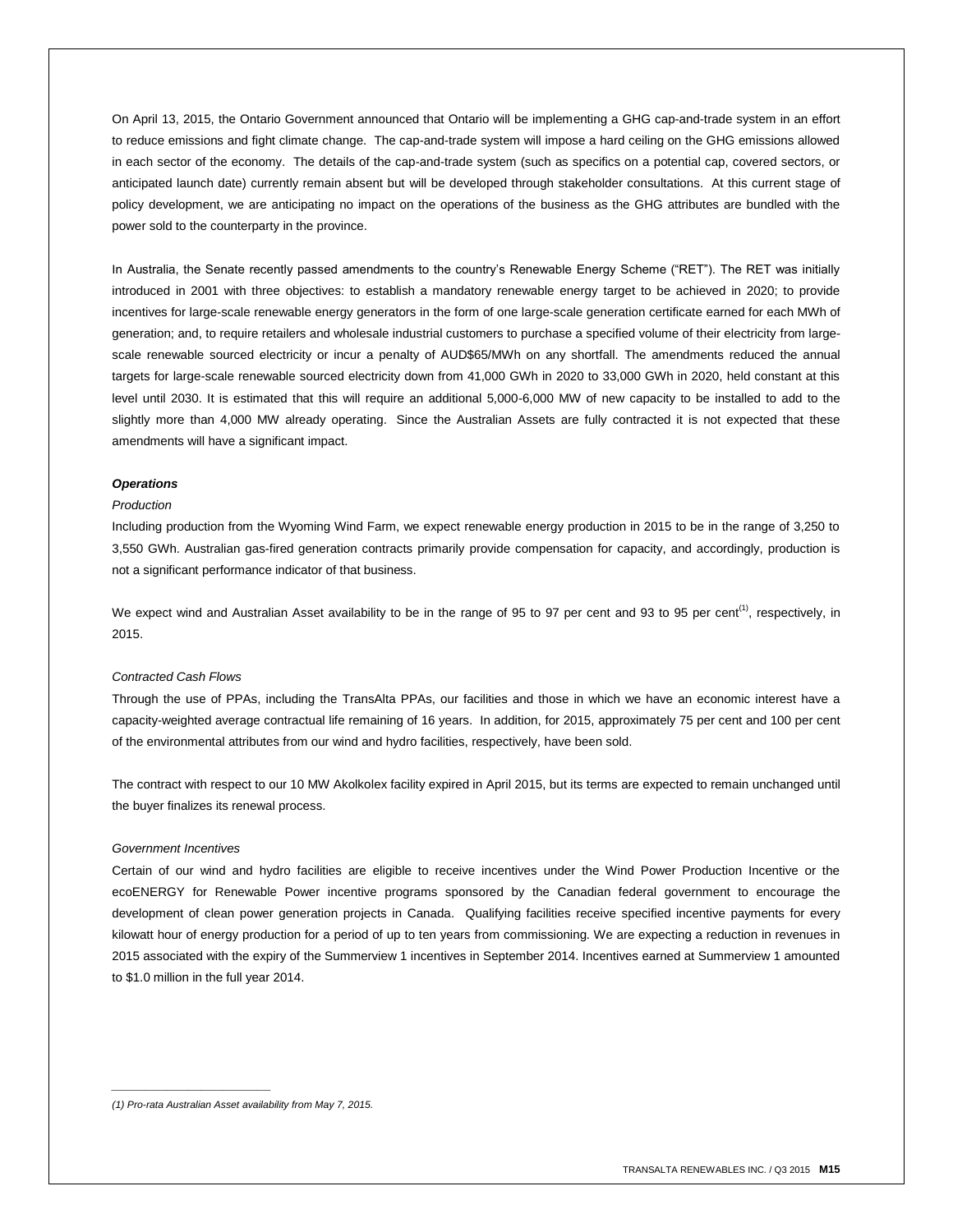On April 13, 2015, the Ontario Government announced that Ontario will be implementing a GHG cap-and-trade system in an effort to reduce emissions and fight climate change. The cap-and-trade system will impose a hard ceiling on the GHG emissions allowed in each sector of the economy. The details of the cap-and-trade system (such as specifics on a potential cap, covered sectors, or anticipated launch date) currently remain absent but will be developed through stakeholder consultations. At this current stage of policy development, we are anticipating no impact on the operations of the business as the GHG attributes are bundled with the power sold to the counterparty in the province.

In Australia, the Senate recently passed amendments to the country's Renewable Energy Scheme ("RET"). The RET was initially introduced in 2001 with three objectives: to establish a mandatory renewable energy target to be achieved in 2020; to provide incentives for large-scale renewable energy generators in the form of one large-scale generation certificate earned for each MWh of generation; and, to require retailers and wholesale industrial customers to purchase a specified volume of their electricity from large-scale renewable sourced electricity or incur a penalty of AUD$65/MWh on any shortfall. The amendments reduced the annual targets for large-scale renewable sourced electricity down from 41,000 GWh in 2020 to 33,000 GWh in 2020, held constant at this level until 2030. It is estimated that this will require an additional 5,000-6,000 MW of new capacity to be installed to add to the slightly more than 4,000 MW already operating. Since the Australian Assets are fully contracted it is not expected that these amendments will have a significant impact.

***Operations***

*Production*

Including production from the Wyoming Wind Farm, we expect renewable energy production in 2015 to be in the range of 3,250 to 3,550 GWh. Australian gas-fired generation contracts primarily provide compensation for capacity, and accordingly, production is not a significant performance indicator of that business.

We expect wind and Australian Asset availability to be in the range of 95 to 97 per cent and 93 to 95 per cent[(1)], respectively, in 2015.

*Contracted Cash Flows*

Through the use of PPAs, including the TransAlta PPAs, our facilities and those in which we have an economic interest have a capacity-weighted average contractual life remaining of 16 years. In addition, for 2015, approximately 75 per cent and 100 per cent of the environmental attributes from our wind and hydro facilities, respectively, have been sold.

The contract with respect to our 10 MW Akolkolex facility expired in April 2015, but its terms are expected to remain unchanged until the buyer finalizes its renewal process.

*Government Incentives*

Certain of our wind and hydro facilities are eligible to receive incentives under the Wind Power Production Incentive or the ecoENERGY for Renewable Power incentive programs sponsored by the Canadian federal government to encourage the development of clean power generation projects in Canada. Qualifying facilities receive specified incentive payments for every kilowatt hour of energy production for a period of up to ten years from commissioning. We are expecting a reduction in revenues in 2015 associated with the expiry of the Summerview 1 incentives in September 2014. Incentives earned at Summerview 1 amounted to $1.0 million in the full year 2014.

---

*(1) Pro-rata Australian Asset availability from May 7, 2015.*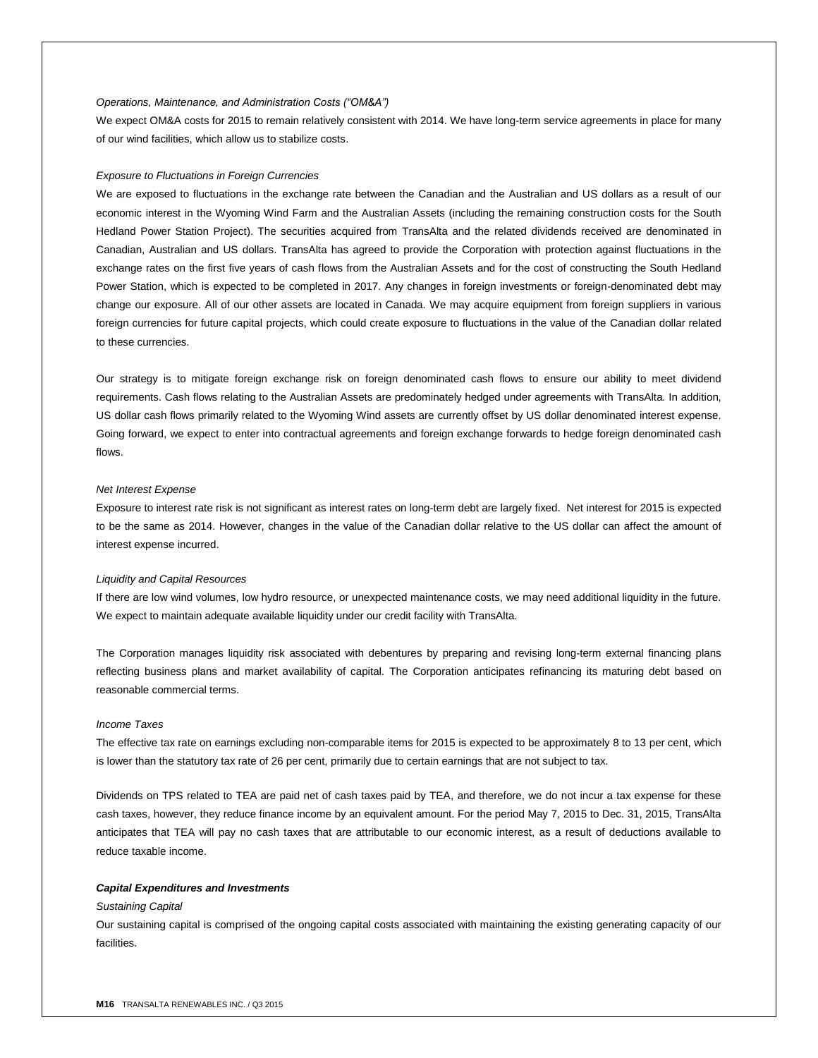*Operations, Maintenance, and Administration Costs ("OM&A")*

We expect OM&A costs for 2015 to remain relatively consistent with 2014. We have long-term service agreements in place for many of our wind facilities, which allow us to stabilize costs.

*Exposure to Fluctuations in Foreign Currencies*

We are exposed to fluctuations in the exchange rate between the Canadian and the Australian and US dollars as a result of our economic interest in the Wyoming Wind Farm and the Australian Assets (including the remaining construction costs for the South Hedland Power Station Project). The securities acquired from TransAlta and the related dividends received are denominated in Canadian, Australian and US dollars. TransAlta has agreed to provide the Corporation with protection against fluctuations in the exchange rates on the first five years of cash flows from the Australian Assets and for the cost of constructing the South Hedland Power Station, which is expected to be completed in 2017. Any changes in foreign investments or foreign-denominated debt may change our exposure. All of our other assets are located in Canada. We may acquire equipment from foreign suppliers in various foreign currencies for future capital projects, which could create exposure to fluctuations in the value of the Canadian dollar related to these currencies.

Our strategy is to mitigate foreign exchange risk on foreign denominated cash flows to ensure our ability to meet dividend requirements. Cash flows relating to the Australian Assets are predominately hedged under agreements with TransAlta. In addition, US dollar cash flows primarily related to the Wyoming Wind assets are currently offset by US dollar denominated interest expense. Going forward, we expect to enter into contractual agreements and foreign exchange forwards to hedge foreign denominated cash flows.

*Net Interest Expense*

Exposure to interest rate risk is not significant as interest rates on long-term debt are largely fixed. Net interest for 2015 is expected to be the same as 2014. However, changes in the value of the Canadian dollar relative to the US dollar can affect the amount of interest expense incurred.

*Liquidity and Capital Resources*

If there are low wind volumes, low hydro resource, or unexpected maintenance costs, we may need additional liquidity in the future. We expect to maintain adequate available liquidity under our credit facility with TransAlta.

The Corporation manages liquidity risk associated with debentures by preparing and revising long-term external financing plans reflecting business plans and market availability of capital. The Corporation anticipates refinancing its maturing debt based on reasonable commercial terms.

*Income Taxes*

The effective tax rate on earnings excluding non-comparable items for 2015 is expected to be approximately 8 to 13 per cent, which is lower than the statutory tax rate of 26 per cent, primarily due to certain earnings that are not subject to tax.

Dividends on TPS related to TEA are paid net of cash taxes paid by TEA, and therefore, we do not incur a tax expense for these cash taxes, however, they reduce finance income by an equivalent amount. For the period May 7, 2015 to Dec. 31, 2015, TransAlta anticipates that TEA will pay no cash taxes that are attributable to our economic interest, as a result of deductions available to reduce taxable income.

***Capital Expenditures and Investments***

*Sustaining Capital*

Our sustaining capital is comprised of the ongoing capital costs associated with maintaining the existing generating capacity of our facilities.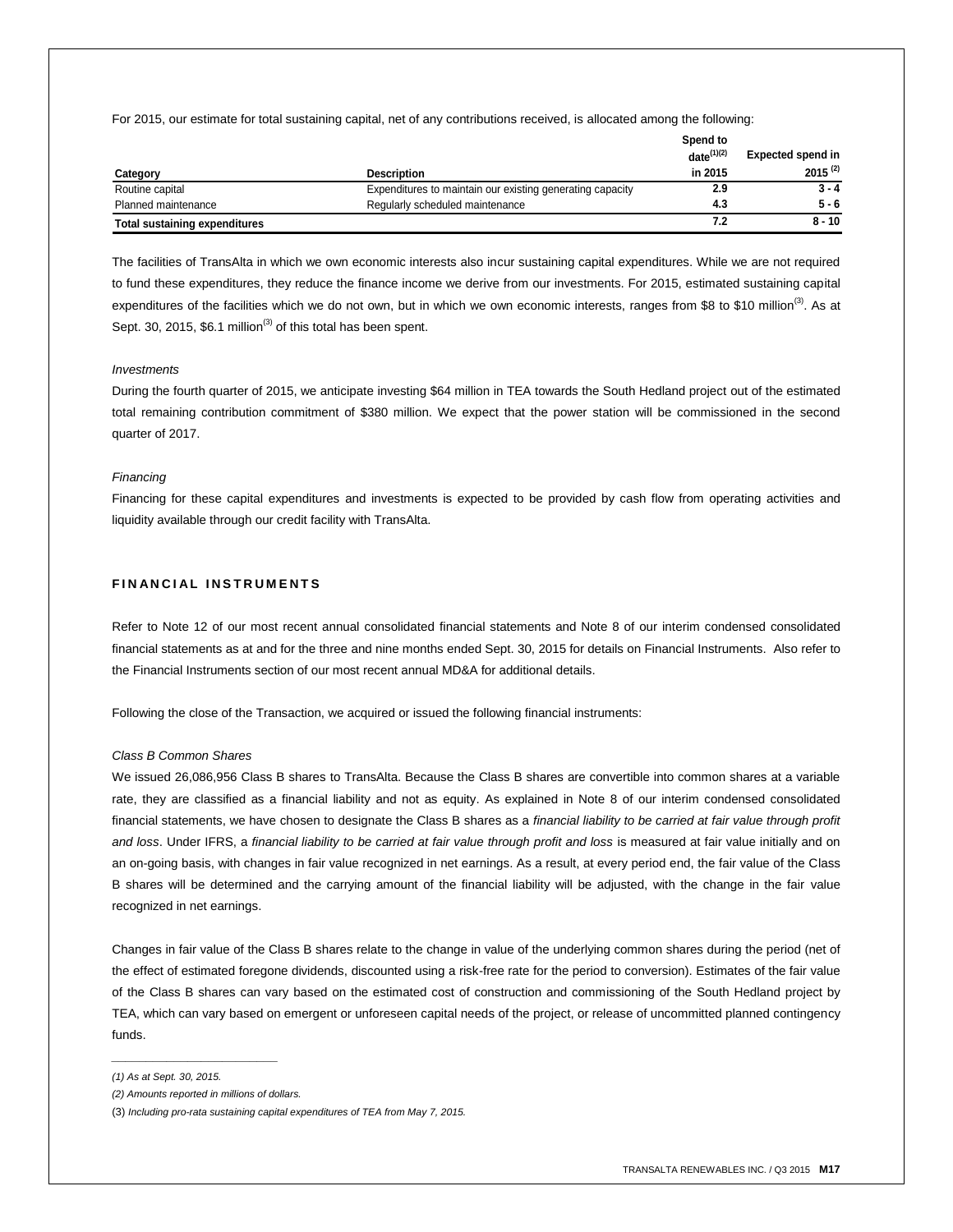For 2015, our estimate for total sustaining capital, net of any contributions received, is allocated among the following:

| Category | Description | Spend to date[(1)(2)] in 2015 | Expected spend in 2015 [(2)] |
|---|---|---|---|
| Routine capital | Expenditures to maintain our existing generating capacity | 2.9 | 3 - 4 |
| Planned maintenance | Regularly scheduled maintenance | 4.3 | 5 - 6 |
| **Total sustaining expenditures** | | 7.2 | 8 - 10 |

The facilities of TransAlta in which we own economic interests also incur sustaining capital expenditures. While we are not required to fund these expenditures, they reduce the finance income we derive from our investments. For 2015, estimated sustaining capital expenditures of the facilities which we do not own, but in which we own economic interests, ranges from $8 to $10 million[(3)]. As at Sept. 30, 2015, $6.1 million[(3)] of this total has been spent.

*Investments*

During the fourth quarter of 2015, we anticipate investing $64 million in TEA towards the South Hedland project out of the estimated total remaining contribution commitment of $380 million. We expect that the power station will be commissioned in the second quarter of 2017.

*Financing*

Financing for these capital expenditures and investments is expected to be provided by cash flow from operating activities and liquidity available through our credit facility with TransAlta.

## FINANCIAL INSTRUMENTS

Refer to Note 12 of our most recent annual consolidated financial statements and Note 8 of our interim condensed consolidated financial statements as at and for the three and nine months ended Sept. 30, 2015 for details on Financial Instruments. Also refer to the Financial Instruments section of our most recent annual MD&A for additional details.

Following the close of the Transaction, we acquired or issued the following financial instruments:

*Class B Common Shares*

We issued 26,086,956 Class B shares to TransAlta. Because the Class B shares are convertible into common shares at a variable rate, they are classified as a financial liability and not as equity. As explained in Note 8 of our interim condensed consolidated financial statements, we have chosen to designate the Class B shares as a *financial liability to be carried at fair value through profit and loss*. Under IFRS, a *financial liability to be carried at fair value through profit and loss* is measured at fair value initially and on an on-going basis, with changes in fair value recognized in net earnings. As a result, at every period end, the fair value of the Class B shares will be determined and the carrying amount of the financial liability will be adjusted, with the change in the fair value recognized in net earnings.

Changes in fair value of the Class B shares relate to the change in value of the underlying common shares during the period (net of the effect of estimated foregone dividends, discounted using a risk-free rate for the period to conversion). Estimates of the fair value of the Class B shares can vary based on the estimated cost of construction and commissioning of the South Hedland project by TEA, which can vary based on emergent or unforeseen capital needs of the project, or release of uncommitted planned contingency funds.

---

*(1) As at Sept. 30, 2015.*

*(2) Amounts reported in millions of dollars.*

(3) *Including pro-rata sustaining capital expenditures of TEA from May 7, 2015.*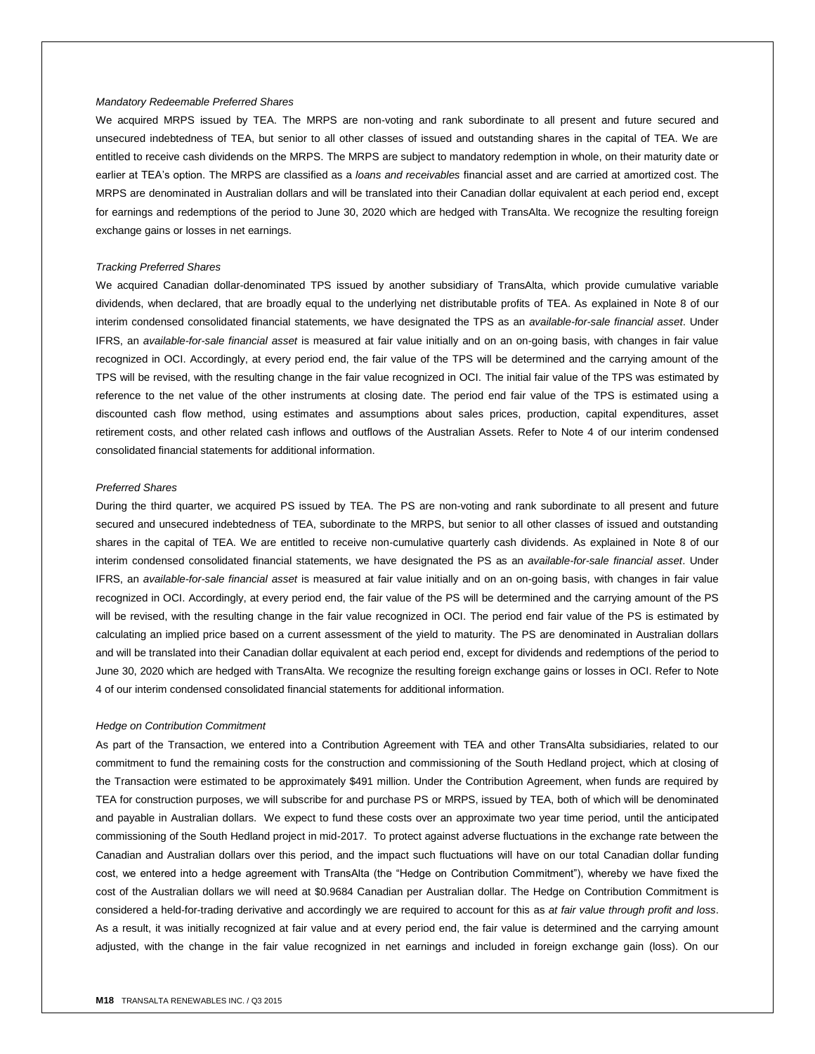*Mandatory Redeemable Preferred Shares*

We acquired MRPS issued by TEA. The MRPS are non-voting and rank subordinate to all present and future secured and unsecured indebtedness of TEA, but senior to all other classes of issued and outstanding shares in the capital of TEA. We are entitled to receive cash dividends on the MRPS. The MRPS are subject to mandatory redemption in whole, on their maturity date or earlier at TEA's option. The MRPS are classified as a *loans and receivables* financial asset and are carried at amortized cost. The MRPS are denominated in Australian dollars and will be translated into their Canadian dollar equivalent at each period end, except for earnings and redemptions of the period to June 30, 2020 which are hedged with TransAlta. We recognize the resulting foreign exchange gains or losses in net earnings.

*Tracking Preferred Shares*

We acquired Canadian dollar-denominated TPS issued by another subsidiary of TransAlta, which provide cumulative variable dividends, when declared, that are broadly equal to the underlying net distributable profits of TEA. As explained in Note 8 of our interim condensed consolidated financial statements, we have designated the TPS as an *available-for-sale financial asset*. Under IFRS, an *available-for-sale financial asset* is measured at fair value initially and on an on-going basis, with changes in fair value recognized in OCI. Accordingly, at every period end, the fair value of the TPS will be determined and the carrying amount of the TPS will be revised, with the resulting change in the fair value recognized in OCI. The initial fair value of the TPS was estimated by reference to the net value of the other instruments at closing date. The period end fair value of the TPS is estimated using a discounted cash flow method, using estimates and assumptions about sales prices, production, capital expenditures, asset retirement costs, and other related cash inflows and outflows of the Australian Assets. Refer to Note 4 of our interim condensed consolidated financial statements for additional information.

*Preferred Shares*

During the third quarter, we acquired PS issued by TEA. The PS are non-voting and rank subordinate to all present and future secured and unsecured indebtedness of TEA, subordinate to the MRPS, but senior to all other classes of issued and outstanding shares in the capital of TEA. We are entitled to receive non-cumulative quarterly cash dividends. As explained in Note 8 of our interim condensed consolidated financial statements, we have designated the PS as an *available-for-sale financial asset*. Under IFRS, an *available-for-sale financial asset* is measured at fair value initially and on an on-going basis, with changes in fair value recognized in OCI. Accordingly, at every period end, the fair value of the PS will be determined and the carrying amount of the PS will be revised, with the resulting change in the fair value recognized in OCI. The period end fair value of the PS is estimated by calculating an implied price based on a current assessment of the yield to maturity. The PS are denominated in Australian dollars and will be translated into their Canadian dollar equivalent at each period end, except for dividends and redemptions of the period to June 30, 2020 which are hedged with TransAlta. We recognize the resulting foreign exchange gains or losses in OCI. Refer to Note 4 of our interim condensed consolidated financial statements for additional information.

*Hedge on Contribution Commitment*

As part of the Transaction, we entered into a Contribution Agreement with TEA and other TransAlta subsidiaries, related to our commitment to fund the remaining costs for the construction and commissioning of the South Hedland project, which at closing of the Transaction were estimated to be approximately $491 million. Under the Contribution Agreement, when funds are required by TEA for construction purposes, we will subscribe for and purchase PS or MRPS, issued by TEA, both of which will be denominated and payable in Australian dollars. We expect to fund these costs over an approximate two year time period, until the anticipated commissioning of the South Hedland project in mid-2017. To protect against adverse fluctuations in the exchange rate between the Canadian and Australian dollars over this period, and the impact such fluctuations will have on our total Canadian dollar funding cost, we entered into a hedge agreement with TransAlta (the "Hedge on Contribution Commitment"), whereby we have fixed the cost of the Australian dollars we will need at $0.9684 Canadian per Australian dollar. The Hedge on Contribution Commitment is considered a held-for-trading derivative and accordingly we are required to account for this as *at fair value through profit and loss*. As a result, it was initially recognized at fair value and at every period end, the fair value is determined and the carrying amount adjusted, with the change in the fair value recognized in net earnings and included in foreign exchange gain (loss). On our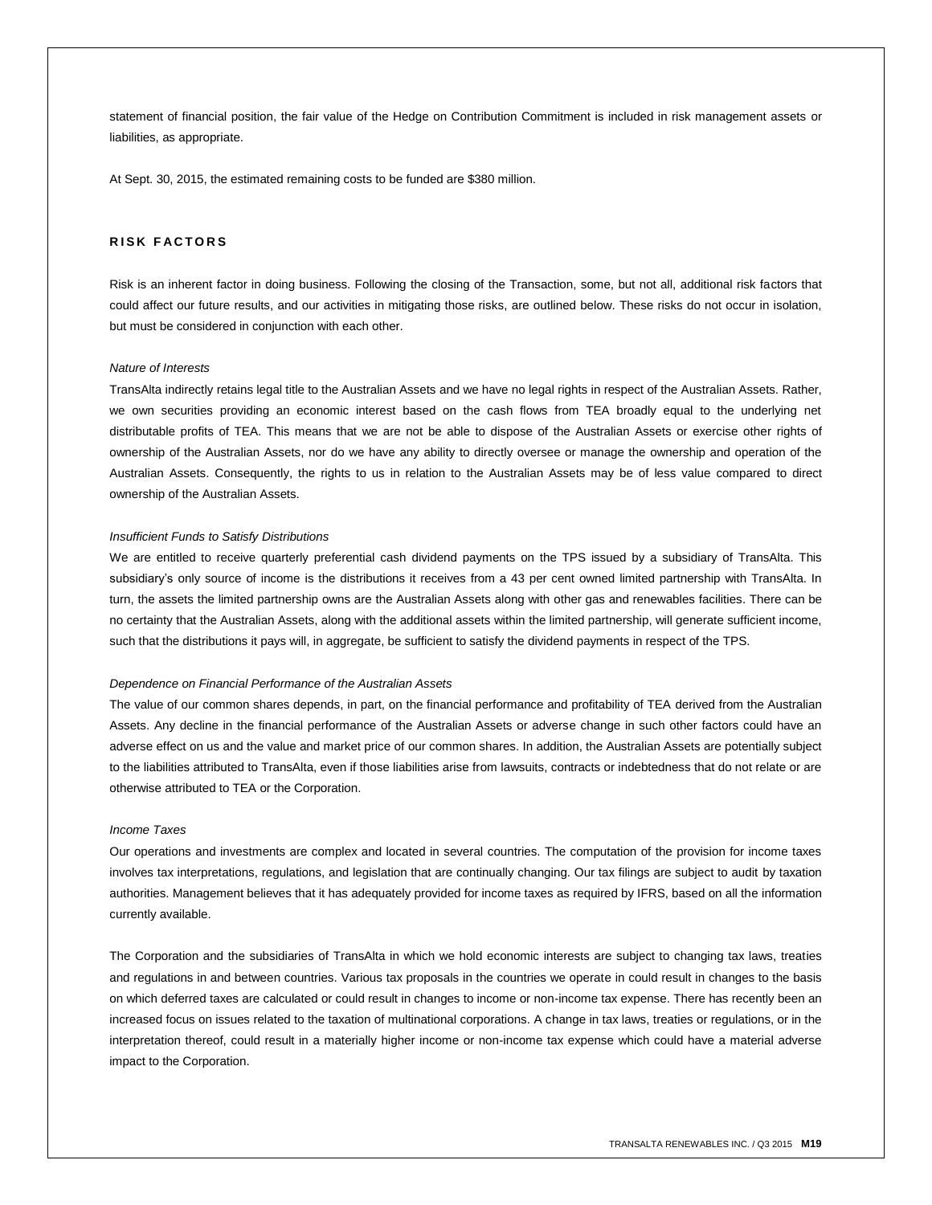statement of financial position, the fair value of the Hedge on Contribution Commitment is included in risk management assets or liabilities, as appropriate.

At Sept. 30, 2015, the estimated remaining costs to be funded are $380 million.

## RISK FACTORS

Risk is an inherent factor in doing business. Following the closing of the Transaction, some, but not all, additional risk factors that could affect our future results, and our activities in mitigating those risks, are outlined below. These risks do not occur in isolation, but must be considered in conjunction with each other.

*Nature of Interests*

TransAlta indirectly retains legal title to the Australian Assets and we have no legal rights in respect of the Australian Assets. Rather, we own securities providing an economic interest based on the cash flows from TEA broadly equal to the underlying net distributable profits of TEA. This means that we are not be able to dispose of the Australian Assets or exercise other rights of ownership of the Australian Assets, nor do we have any ability to directly oversee or manage the ownership and operation of the Australian Assets. Consequently, the rights to us in relation to the Australian Assets may be of less value compared to direct ownership of the Australian Assets.

*Insufficient Funds to Satisfy Distributions*

We are entitled to receive quarterly preferential cash dividend payments on the TPS issued by a subsidiary of TransAlta. This subsidiary's only source of income is the distributions it receives from a 43 per cent owned limited partnership with TransAlta. In turn, the assets the limited partnership owns are the Australian Assets along with other gas and renewables facilities. There can be no certainty that the Australian Assets, along with the additional assets within the limited partnership, will generate sufficient income, such that the distributions it pays will, in aggregate, be sufficient to satisfy the dividend payments in respect of the TPS.

*Dependence on Financial Performance of the Australian Assets*

The value of our common shares depends, in part, on the financial performance and profitability of TEA derived from the Australian Assets. Any decline in the financial performance of the Australian Assets or adverse change in such other factors could have an adverse effect on us and the value and market price of our common shares. In addition, the Australian Assets are potentially subject to the liabilities attributed to TransAlta, even if those liabilities arise from lawsuits, contracts or indebtedness that do not relate or are otherwise attributed to TEA or the Corporation.

*Income Taxes*

Our operations and investments are complex and located in several countries. The computation of the provision for income taxes involves tax interpretations, regulations, and legislation that are continually changing. Our tax filings are subject to audit by taxation authorities. Management believes that it has adequately provided for income taxes as required by IFRS, based on all the information currently available.

The Corporation and the subsidiaries of TransAlta in which we hold economic interests are subject to changing tax laws, treaties and regulations in and between countries. Various tax proposals in the countries we operate in could result in changes to the basis on which deferred taxes are calculated or could result in changes to income or non-income tax expense. There has recently been an increased focus on issues related to the taxation of multinational corporations. A change in tax laws, treaties or regulations, or in the interpretation thereof, could result in a materially higher income or non-income tax expense which could have a material adverse impact to the Corporation.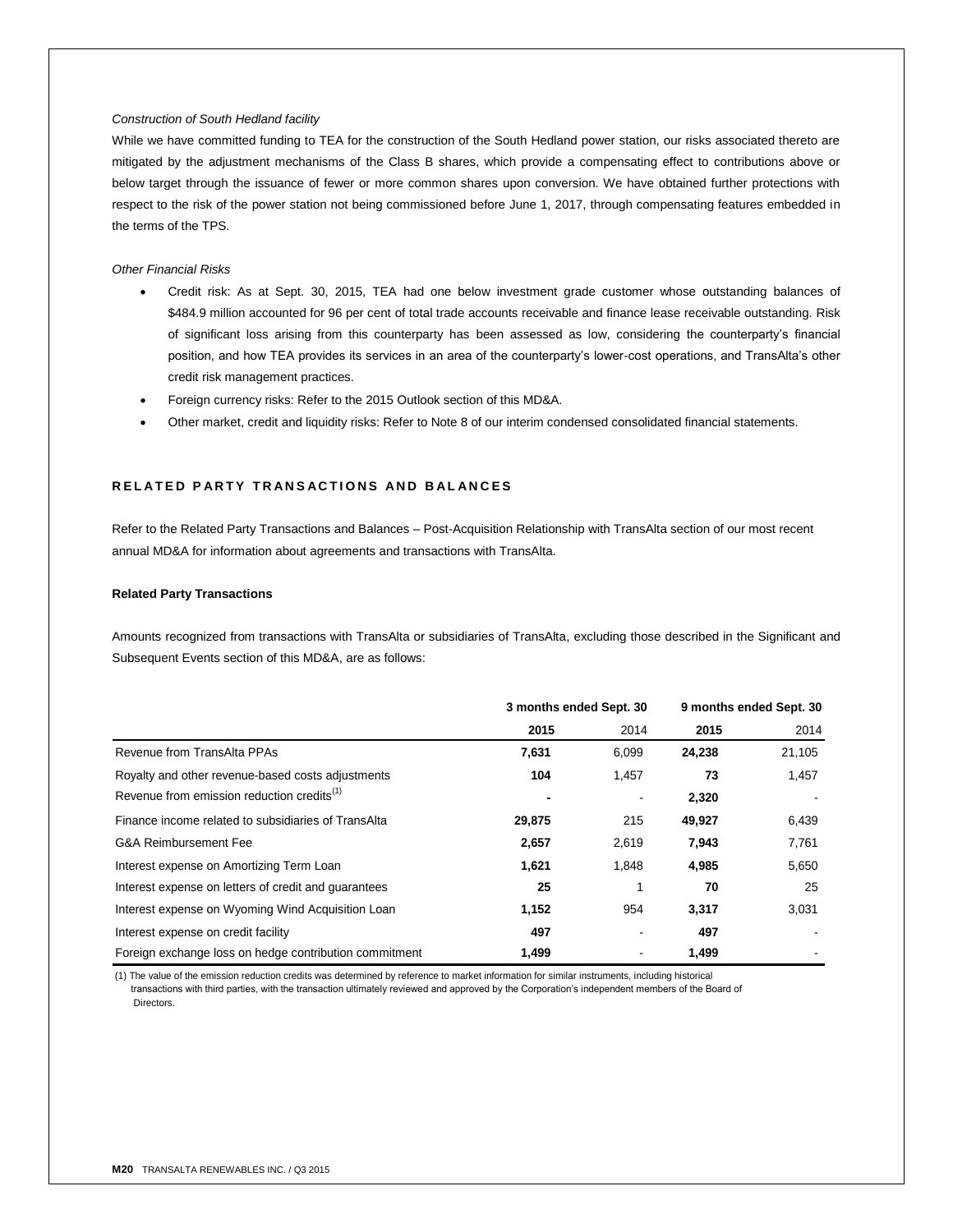*Construction of South Hedland facility*

While we have committed funding to TEA for the construction of the South Hedland power station, our risks associated thereto are mitigated by the adjustment mechanisms of the Class B shares, which provide a compensating effect to contributions above or below target through the issuance of fewer or more common shares upon conversion. We have obtained further protections with respect to the risk of the power station not being commissioned before June 1, 2017, through compensating features embedded in the terms of the TPS.

*Other Financial Risks*

- Credit risk: As at Sept. 30, 2015, TEA had one below investment grade customer whose outstanding balances of $484.9 million accounted for 96 per cent of total trade accounts receivable and finance lease receivable outstanding. Risk of significant loss arising from this counterparty has been assessed as low, considering the counterparty's financial position, and how TEA provides its services in an area of the counterparty's lower-cost operations, and TransAlta's other credit risk management practices.
- Foreign currency risks: Refer to the 2015 Outlook section of this MD&A.
- Other market, credit and liquidity risks: Refer to Note 8 of our interim condensed consolidated financial statements.

## RELATED PARTY TRANSACTIONS AND BALANCES

Refer to the Related Party Transactions and Balances – Post-Acquisition Relationship with TransAlta section of our most recent annual MD&A for information about agreements and transactions with TransAlta.

### Related Party Transactions

Amounts recognized from transactions with TransAlta or subsidiaries of TransAlta, excluding those described in the Significant and Subsequent Events section of this MD&A, are as follows:

| | 3 months ended Sept. 30 | | 9 months ended Sept. 30 | |
|---|---|---|---|---|
| | **2015** | 2014 | **2015** | 2014 |
| Revenue from TransAlta PPAs | **7,631** | 6,099 | **24,238** | 21,105 |
| Royalty and other revenue-based costs adjustments | **104** | 1,457 | **73** | 1,457 |
| Revenue from emission reduction credits[1] | **-** | - | **2,320** | - |
| Finance income related to subsidiaries of TransAlta | **29,875** | 215 | **49,927** | 6,439 |
| G&A Reimbursement Fee | **2,657** | 2,619 | **7,943** | 7,761 |
| Interest expense on Amortizing Term Loan | **1,621** | 1,848 | **4,985** | 5,650 |
| Interest expense on letters of credit and guarantees | **25** | 1 | **70** | 25 |
| Interest expense on Wyoming Wind Acquisition Loan | **1,152** | 954 | **3,317** | 3,031 |
| Interest expense on credit facility | **497** | - | **497** | - |
| Foreign exchange loss on hedge contribution commitment | **1,499** | - | **1,499** | - |

(1) The value of the emission reduction credits was determined by reference to market information for similar instruments, including historical transactions with third parties, with the transaction ultimately reviewed and approved by the Corporation's independent members of the Board of Directors.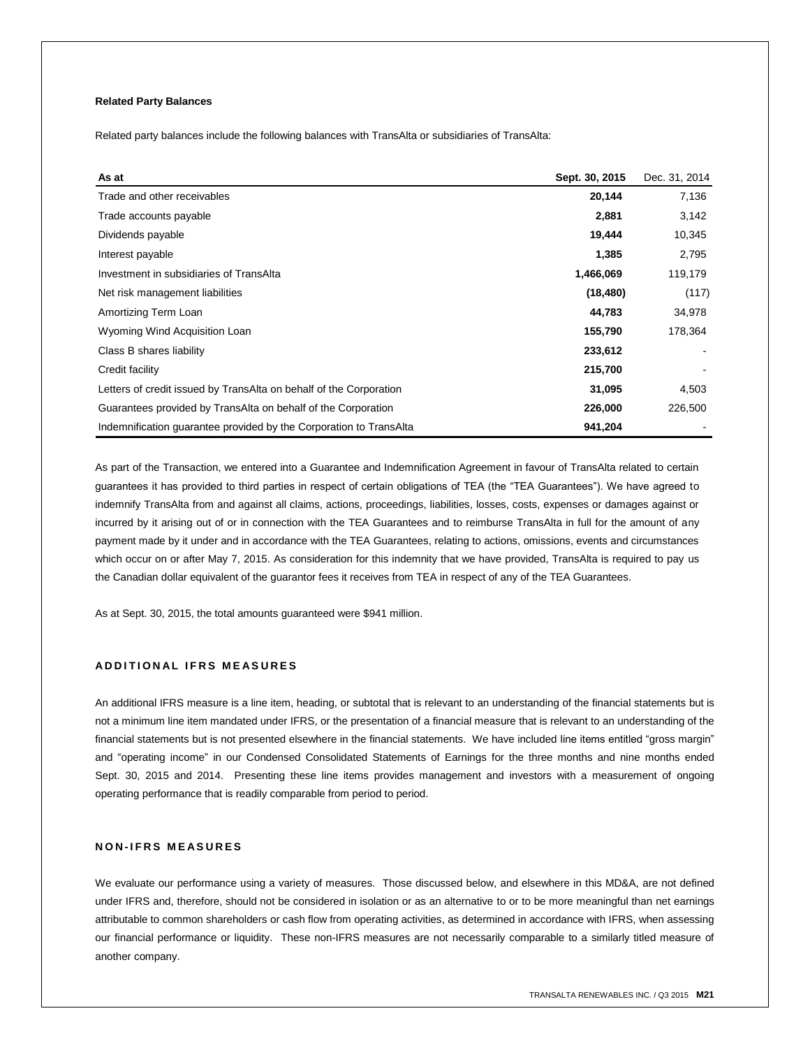### Related Party Balances

Related party balances include the following balances with TransAlta or subsidiaries of TransAlta:

| As at | Sept. 30, 2015 | Dec. 31, 2014 |
|---|---|---|
| Trade and other receivables | **20,144** | 7,136 |
| Trade accounts payable | **2,881** | 3,142 |
| Dividends payable | **19,444** | 10,345 |
| Interest payable | **1,385** | 2,795 |
| Investment in subsidiaries of TransAlta | **1,466,069** | 119,179 |
| Net risk management liabilities | **(18,480)** | (117) |
| Amortizing Term Loan | **44,783** | 34,978 |
| Wyoming Wind Acquisition Loan | **155,790** | 178,364 |
| Class B shares liability | **233,612** | - |
| Credit facility | **215,700** | - |
| Letters of credit issued by TransAlta on behalf of the Corporation | **31,095** | 4,503 |
| Guarantees provided by TransAlta on behalf of the Corporation | **226,000** | 226,500 |
| Indemnification guarantee provided by the Corporation to TransAlta | **941,204** | - |

As part of the Transaction, we entered into a Guarantee and Indemnification Agreement in favour of TransAlta related to certain guarantees it has provided to third parties in respect of certain obligations of TEA (the "TEA Guarantees"). We have agreed to indemnify TransAlta from and against all claims, actions, proceedings, liabilities, losses, costs, expenses or damages against or incurred by it arising out of or in connection with the TEA Guarantees and to reimburse TransAlta in full for the amount of any payment made by it under and in accordance with the TEA Guarantees, relating to actions, omissions, events and circumstances which occur on or after May 7, 2015. As consideration for this indemnity that we have provided, TransAlta is required to pay us the Canadian dollar equivalent of the guarantor fees it receives from TEA in respect of any of the TEA Guarantees.

As at Sept. 30, 2015, the total amounts guaranteed were $941 million.

## ADDITIONAL IFRS MEASURES

An additional IFRS measure is a line item, heading, or subtotal that is relevant to an understanding of the financial statements but is not a minimum line item mandated under IFRS, or the presentation of a financial measure that is relevant to an understanding of the financial statements but is not presented elsewhere in the financial statements. We have included line items entitled "gross margin" and "operating income" in our Condensed Consolidated Statements of Earnings for the three months and nine months ended Sept. 30, 2015 and 2014. Presenting these line items provides management and investors with a measurement of ongoing operating performance that is readily comparable from period to period.

## NON-IFRS MEASURES

We evaluate our performance using a variety of measures. Those discussed below, and elsewhere in this MD&A, are not defined under IFRS and, therefore, should not be considered in isolation or as an alternative to or to be more meaningful than net earnings attributable to common shareholders or cash flow from operating activities, as determined in accordance with IFRS, when assessing our financial performance or liquidity. These non-IFRS measures are not necessarily comparable to a similarly titled measure of another company.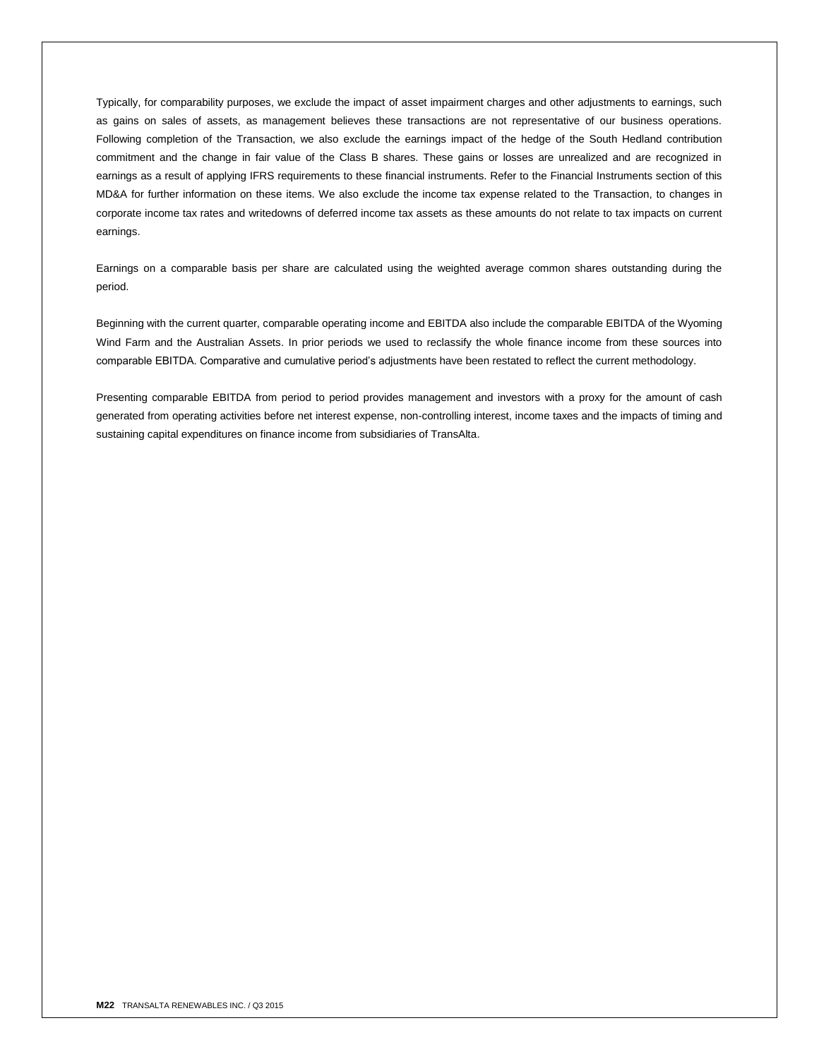Typically, for comparability purposes, we exclude the impact of asset impairment charges and other adjustments to earnings, such as gains on sales of assets, as management believes these transactions are not representative of our business operations. Following completion of the Transaction, we also exclude the earnings impact of the hedge of the South Hedland contribution commitment and the change in fair value of the Class B shares. These gains or losses are unrealized and are recognized in earnings as a result of applying IFRS requirements to these financial instruments. Refer to the Financial Instruments section of this MD&A for further information on these items. We also exclude the income tax expense related to the Transaction, to changes in corporate income tax rates and writedowns of deferred income tax assets as these amounts do not relate to tax impacts on current earnings.

Earnings on a comparable basis per share are calculated using the weighted average common shares outstanding during the period.

Beginning with the current quarter, comparable operating income and EBITDA also include the comparable EBITDA of the Wyoming Wind Farm and the Australian Assets. In prior periods we used to reclassify the whole finance income from these sources into comparable EBITDA. Comparative and cumulative period's adjustments have been restated to reflect the current methodology.

Presenting comparable EBITDA from period to period provides management and investors with a proxy for the amount of cash generated from operating activities before net interest expense, non-controlling interest, income taxes and the impacts of timing and sustaining capital expenditures on finance income from subsidiaries of TransAlta.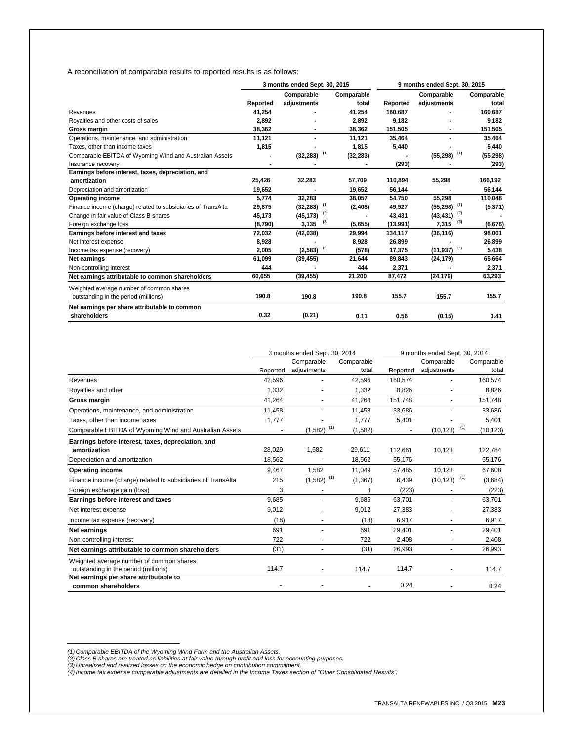A reconciliation of comparable results to reported results is as follows:

| | 3 months ended Sept. 30, 2015 | | | 9 months ended Sept. 30, 2015 | | |
|---|---|---|---|---|---|---|
| | Reported | Comparable adjustments | Comparable total | Reported | Comparable adjustments | Comparable total |
| Revenues | 41,254 | - | 41,254 | 160,687 | - | 160,687 |
| Royalties and other costs of sales | 2,892 | - | 2,892 | 9,182 | - | 9,182 |
| **Gross margin** | **38,362** | - | **38,362** | **151,505** | - | **151,505** |
| Operations, maintenance, and administration | 11,121 | - | 11,121 | 35,464 | - | 35,464 |
| Taxes, other than income taxes | 1,815 | - | 1,815 | 5,440 | - | 5,440 |
| Comparable EBITDA of Wyoming Wind and Australian Assets | - | (32,283) (1) | (32,283) | - | (55,298) (1) | (55,298) |
| Insurance recovery | - | - | - | (293) | - | (293) |
| **Earnings before interest, taxes, depreciation, and amortization** | 25,426 | 32,283 | 57,709 | 110,894 | 55,298 | 166,192 |
| Depreciation and amortization | 19,652 | - | 19,652 | 56,144 | - | 56,144 |
| **Operating income** | **5,774** | **32,283** | **38,057** | **54,750** | **55,298** | **110,048** |
| Finance income (charge) related to subsidiaries of TransAlta | 29,875 | (32,283) (1) | (2,408) | 49,927 | (55,298) (1) | (5,371) |
| Change in fair value of Class B shares | 45,173 | (45,173) (2) | - | 43,431 | (43,431) (2) | - |
| Foreign exchange loss | (8,790) | 3,135 (3) | (5,655) | (13,991) | 7,315 (3) | (6,676) |
| **Earnings before interest and taxes** | **72,032** | **(42,038)** | **29,994** | **134,117** | **(36,116)** | **98,001** |
| Net interest expense | 8,928 | - | 8,928 | 26,899 | - | 26,899 |
| Income tax expense (recovery) | 2,005 | (2,583) (4) | (578) | 17,375 | (11,937) (4) | 5,438 |
| **Net earnings** | **61,099** | **(39,455)** | **21,644** | **89,843** | **(24,179)** | **65,664** |
| Non-controlling interest | 444 | - | 444 | 2,371 | - | 2,371 |
| **Net earnings attributable to common shareholders** | **60,655** | **(39,455)** | **21,200** | **87,472** | **(24,179)** | **63,293** |
| Weighted average number of common shares outstanding in the period (millions) | 190.8 | 190.8 | 190.8 | 155.7 | 155.7 | 155.7 |
| **Net earnings per share attributable to common shareholders** | 0.32 | (0.21) | 0.11 | 0.56 | (0.15) | 0.41 |

| | 3 months ended Sept. 30, 2014 | | | 9 months ended Sept. 30, 2014 | | |
|---|---|---|---|---|---|---|
| | Reported | Comparable adjustments | Comparable total | Reported | Comparable adjustments | Comparable total |
| Revenues | 42,596 | - | 42,596 | 160,574 | - | 160,574 |
| Royalties and other | 1,332 | - | 1,332 | 8,826 | - | 8,826 |
| **Gross margin** | 41,264 | - | 41,264 | 151,748 | - | 151,748 |
| Operations, maintenance, and administration | 11,458 | - | 11,458 | 33,686 | - | 33,686 |
| Taxes, other than income taxes | 1,777 | - | 1,777 | 5,401 | - | 5,401 |
| Comparable EBITDA of Wyoming Wind and Australian Assets | - | (1,582) (1) | (1,582) | - | (10,123) (1) | (10,123) |
| **Earnings before interest, taxes, depreciation, and amortization** | 28,029 | 1,582 | 29,611 | 112,661 | 10,123 | 122,784 |
| Depreciation and amortization | 18,562 | - | 18,562 | 55,176 | - | 55,176 |
| **Operating income** | 9,467 | 1,582 | 11,049 | 57,485 | 10,123 | 67,608 |
| Finance income (charge) related to subsidiaries of TransAlta | 215 | (1,582) (1) | (1,367) | 6,439 | (10,123) (1) | (3,684) |
| Foreign exchange gain (loss) | 3 | - | 3 | (223) | - | (223) |
| **Earnings before interest and taxes** | 9,685 | - | 9,685 | 63,701 | - | 63,701 |
| Net interest expense | 9,012 | - | 9,012 | 27,383 | - | 27,383 |
| Income tax expense (recovery) | (18) | - | (18) | 6,917 | - | 6,917 |
| **Net earnings** | 691 | - | 691 | 29,401 | - | 29,401 |
| Non-controlling interest | 722 | - | 722 | 2,408 | - | 2,408 |
| **Net earnings attributable to common shareholders** | (31) | - | (31) | 26,993 | - | 26,993 |
| Weighted average number of common shares outstanding in the period (millions) | 114.7 | - | 114.7 | 114.7 | - | 114.7 |
| **Net earnings per share attributable to common shareholders** | - | - | - | 0.24 | - | 0.24 |

*(1) Comparable EBITDA of the Wyoming Wind Farm and the Australian Assets.*
*(2) Class B shares are treated as liabilities at fair value through profit and loss for accounting purposes.*
*(3) Unrealized and realized losses on the economic hedge on contribution commitment.*
*(4) Income tax expense comparable adjustments are detailed in the Income Taxes section of "Other Consolidated Results".*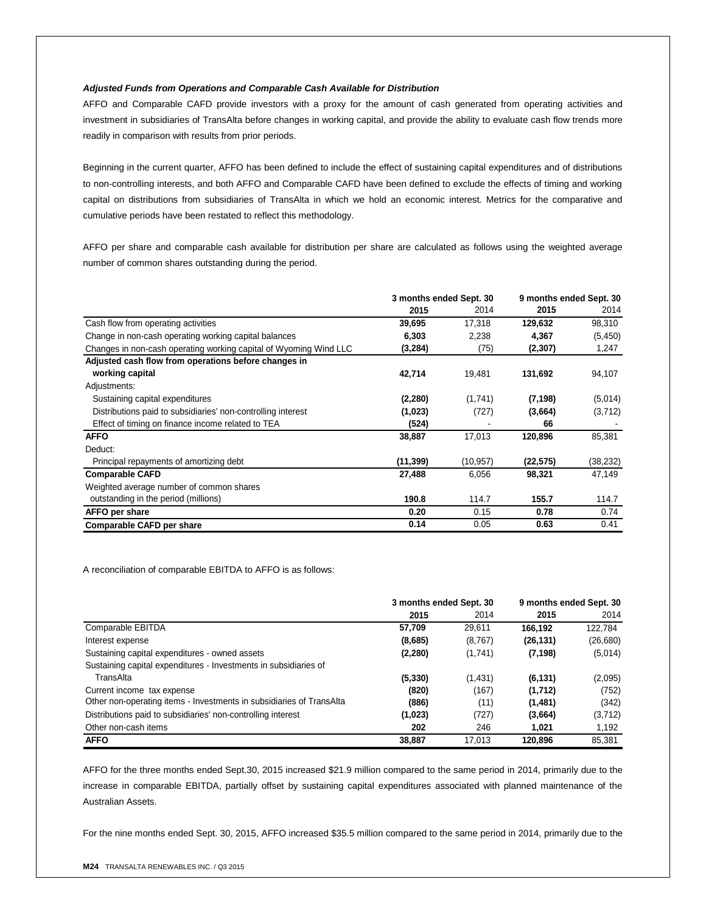***Adjusted Funds from Operations and Comparable Cash Available for Distribution***

AFFO and Comparable CAFD provide investors with a proxy for the amount of cash generated from operating activities and investment in subsidiaries of TransAlta before changes in working capital, and provide the ability to evaluate cash flow trends more readily in comparison with results from prior periods.

Beginning in the current quarter, AFFO has been defined to include the effect of sustaining capital expenditures and of distributions to non-controlling interests, and both AFFO and Comparable CAFD have been defined to exclude the effects of timing and working capital on distributions from subsidiaries of TransAlta in which we hold an economic interest. Metrics for the comparative and cumulative periods have been restated to reflect this methodology.

AFFO per share and comparable cash available for distribution per share are calculated as follows using the weighted average number of common shares outstanding during the period.

| | 3 months ended Sept. 30 | | 9 months ended Sept. 30 | |
|---|---|---|---|---|
| | **2015** | 2014 | **2015** | 2014 |
| Cash flow from operating activities | **39,695** | 17,318 | **129,632** | 98,310 |
| Change in non-cash operating working capital balances | **6,303** | 2,238 | **4,367** | (5,450) |
| Changes in non-cash operating working capital of Wyoming Wind LLC | **(3,284)** | (75) | **(2,307)** | 1,247 |
| **Adjusted cash flow from operations before changes in working capital** | **42,714** | 19,481 | **131,692** | 94,107 |
| Adjustments: | | | | |
| Sustaining capital expenditures | **(2,280)** | (1,741) | **(7,198)** | (5,014) |
| Distributions paid to subsidiaries' non-controlling interest | **(1,023)** | (727) | **(3,664)** | (3,712) |
| Effect of timing on finance income related to TEA | **(524)** | - | **66** | - |
| **AFFO** | **38,887** | 17,013 | **120,896** | 85,381 |
| Deduct: | | | | |
| Principal repayments of amortizing debt | **(11,399)** | (10,957) | **(22,575)** | (38,232) |
| **Comparable CAFD** | **27,488** | 6,056 | **98,321** | 47,149 |
| Weighted average number of common shares outstanding in the period (millions) | **190.8** | 114.7 | **155.7** | 114.7 |
| **AFFO per share** | **0.20** | 0.15 | **0.78** | 0.74 |
| **Comparable CAFD per share** | **0.14** | 0.05 | **0.63** | 0.41 |

A reconciliation of comparable EBITDA to AFFO is as follows:

| | 3 months ended Sept. 30 | | 9 months ended Sept. 30 | |
|---|---|---|---|---|
| | **2015** | 2014 | **2015** | 2014 |
| Comparable EBITDA | **57,709** | 29,611 | **166,192** | 122,784 |
| Interest expense | **(8,685)** | (8,767) | **(26,131)** | (26,680) |
| Sustaining capital expenditures - owned assets | **(2,280)** | (1,741) | **(7,198)** | (5,014) |
| Sustaining capital expenditures - Investments in subsidiaries of TransAlta | **(5,330)** | (1,431) | **(6,131)** | (2,095) |
| Current income tax expense | **(820)** | (167) | **(1,712)** | (752) |
| Other non-operating items - Investments in subsidiaries of TransAlta | **(886)** | (11) | **(1,481)** | (342) |
| Distributions paid to subsidiaries' non-controlling interest | **(1,023)** | (727) | **(3,664)** | (3,712) |
| Other non-cash items | **202** | 246 | **1,021** | 1,192 |
| **AFFO** | **38,887** | 17,013 | **120,896** | 85,381 |

AFFO for the three months ended Sept.30, 2015 increased $21.9 million compared to the same period in 2014, primarily due to the increase in comparable EBITDA, partially offset by sustaining capital expenditures associated with planned maintenance of the Australian Assets.

For the nine months ended Sept. 30, 2015, AFFO increased $35.5 million compared to the same period in 2014, primarily due to the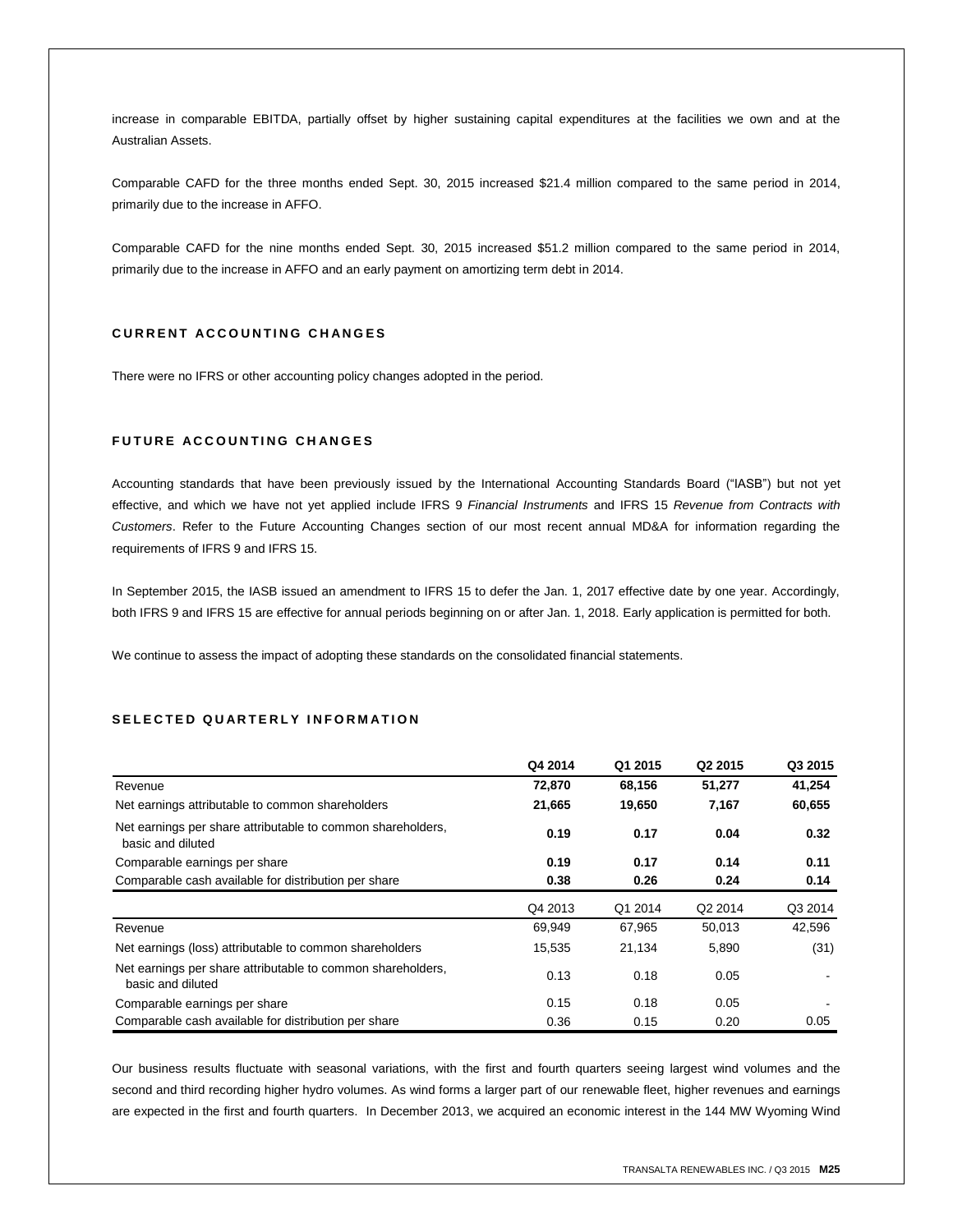increase in comparable EBITDA, partially offset by higher sustaining capital expenditures at the facilities we own and at the Australian Assets.

Comparable CAFD for the three months ended Sept. 30, 2015 increased $21.4 million compared to the same period in 2014, primarily due to the increase in AFFO.

Comparable CAFD for the nine months ended Sept. 30, 2015 increased $51.2 million compared to the same period in 2014, primarily due to the increase in AFFO and an early payment on amortizing term debt in 2014.

## CURRENT ACCOUNTING CHANGES

There were no IFRS or other accounting policy changes adopted in the period.

## FUTURE ACCOUNTING CHANGES

Accounting standards that have been previously issued by the International Accounting Standards Board ("IASB") but not yet effective, and which we have not yet applied include IFRS 9 *Financial Instruments* and IFRS 15 *Revenue from Contracts with Customers*. Refer to the Future Accounting Changes section of our most recent annual MD&A for information regarding the requirements of IFRS 9 and IFRS 15.

In September 2015, the IASB issued an amendment to IFRS 15 to defer the Jan. 1, 2017 effective date by one year. Accordingly, both IFRS 9 and IFRS 15 are effective for annual periods beginning on or after Jan. 1, 2018. Early application is permitted for both.

We continue to assess the impact of adopting these standards on the consolidated financial statements.

## SELECTED QUARTERLY INFORMATION

| | **Q4 2014** | **Q1 2015** | **Q2 2015** | **Q3 2015** |
|---|---|---|---|---|
| Revenue | **72,870** | **68,156** | **51,277** | **41,254** |
| Net earnings attributable to common shareholders | **21,665** | **19,650** | **7,167** | **60,655** |
| Net earnings per share attributable to common shareholders, basic and diluted | **0.19** | **0.17** | **0.04** | **0.32** |
| Comparable earnings per share | **0.19** | **0.17** | **0.14** | **0.11** |
| Comparable cash available for distribution per share | **0.38** | **0.26** | **0.24** | **0.14** |
| | Q4 2013 | Q1 2014 | Q2 2014 | Q3 2014 |
| Revenue | 69,949 | 67,965 | 50,013 | 42,596 |
| Net earnings (loss) attributable to common shareholders | 15,535 | 21,134 | 5,890 | (31) |
| Net earnings per share attributable to common shareholders, basic and diluted | 0.13 | 0.18 | 0.05 | - |
| Comparable earnings per share | 0.15 | 0.18 | 0.05 | - |
| Comparable cash available for distribution per share | 0.36 | 0.15 | 0.20 | 0.05 |

Our business results fluctuate with seasonal variations, with the first and fourth quarters seeing largest wind volumes and the second and third recording higher hydro volumes. As wind forms a larger part of our renewable fleet, higher revenues and earnings are expected in the first and fourth quarters. In December 2013, we acquired an economic interest in the 144 MW Wyoming Wind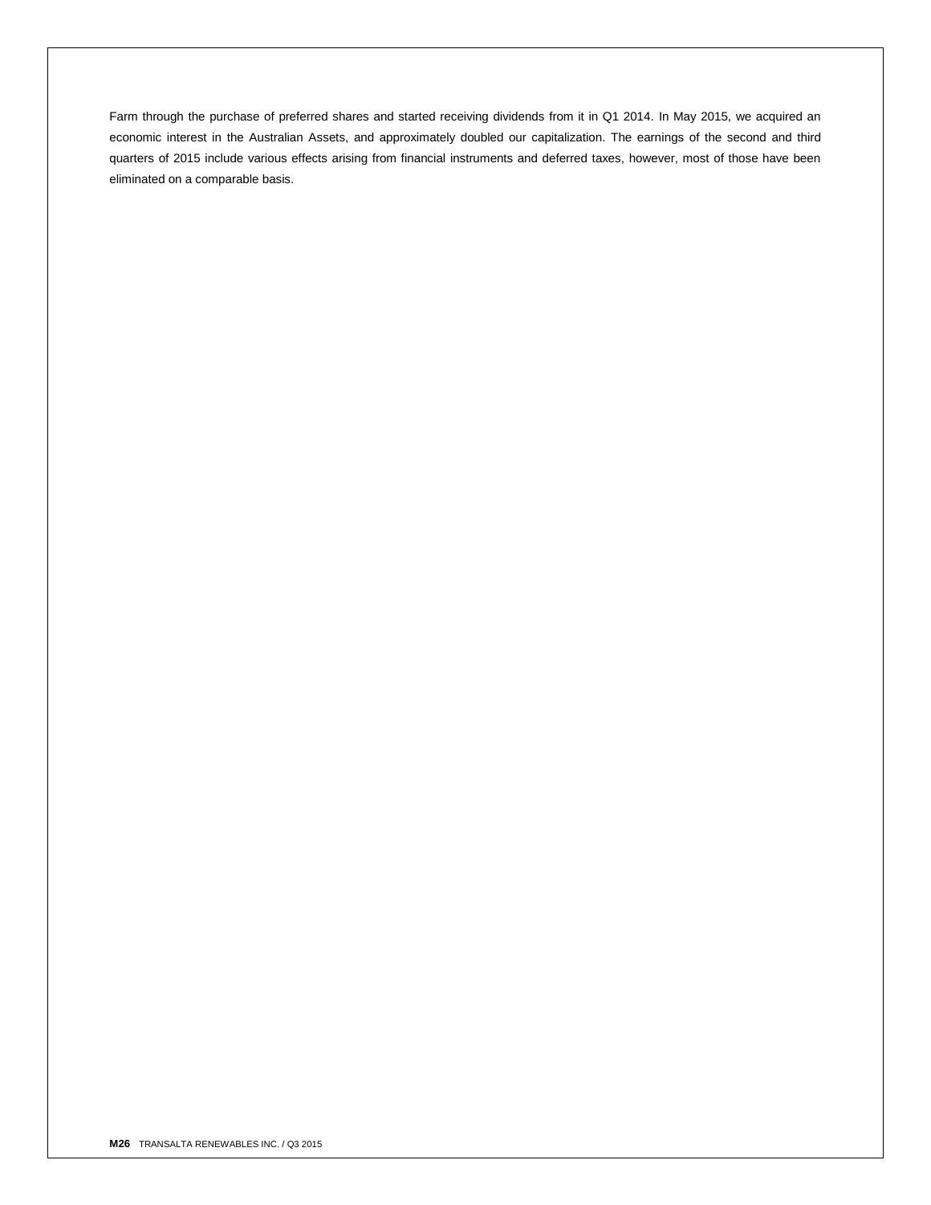Farm through the purchase of preferred shares and started receiving dividends from it in Q1 2014. In May 2015, we acquired an economic interest in the Australian Assets, and approximately doubled our capitalization. The earnings of the second and third quarters of 2015 include various effects arising from financial instruments and deferred taxes, however, most of those have been eliminated on a comparable basis.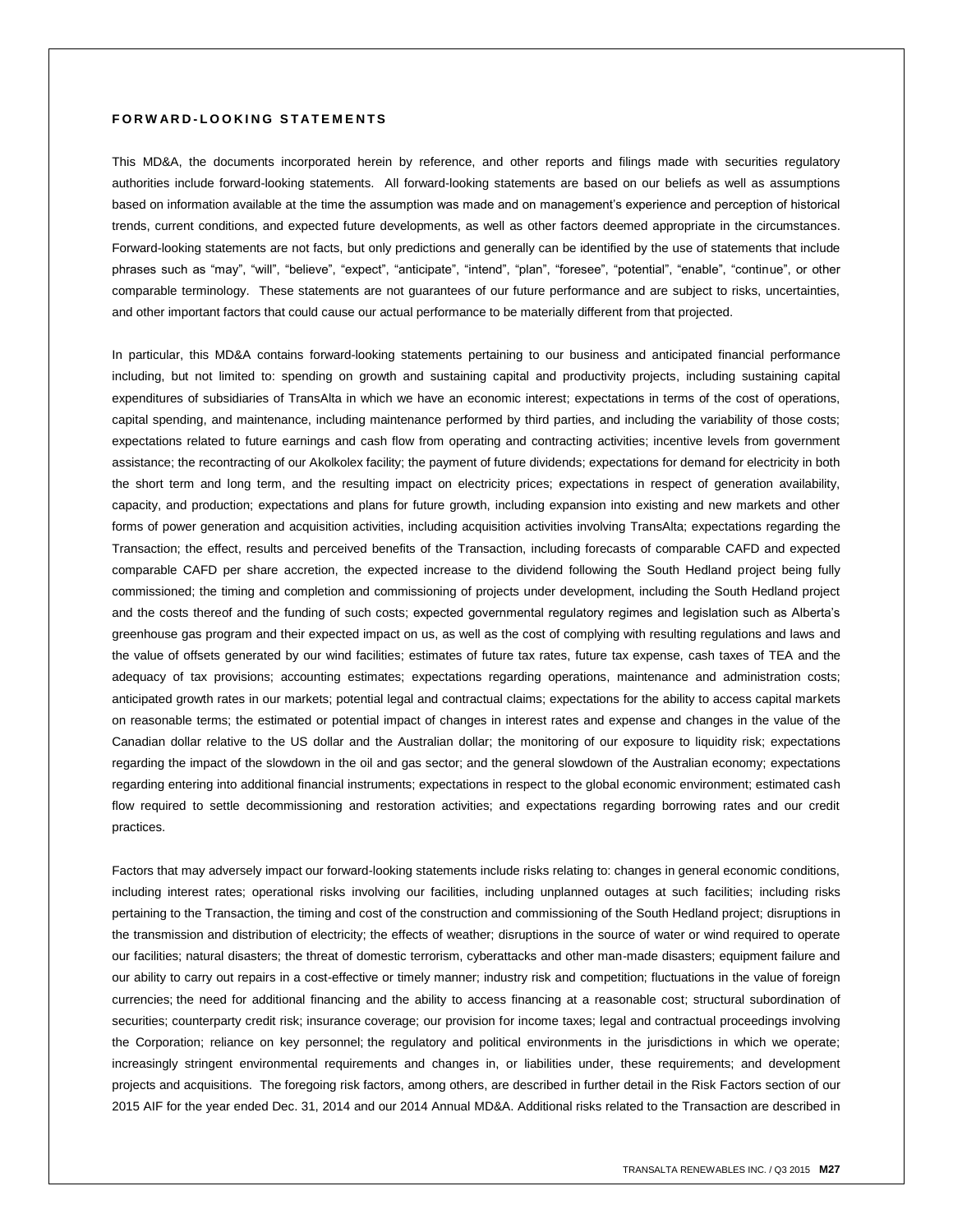## FORWARD-LOOKING STATEMENTS

This MD&A, the documents incorporated herein by reference, and other reports and filings made with securities regulatory authorities include forward-looking statements. All forward-looking statements are based on our beliefs as well as assumptions based on information available at the time the assumption was made and on management's experience and perception of historical trends, current conditions, and expected future developments, as well as other factors deemed appropriate in the circumstances. Forward-looking statements are not facts, but only predictions and generally can be identified by the use of statements that include phrases such as "may", "will", "believe", "expect", "anticipate", "intend", "plan", "foresee", "potential", "enable", "continue", or other comparable terminology. These statements are not guarantees of our future performance and are subject to risks, uncertainties, and other important factors that could cause our actual performance to be materially different from that projected.

In particular, this MD&A contains forward-looking statements pertaining to our business and anticipated financial performance including, but not limited to: spending on growth and sustaining capital and productivity projects, including sustaining capital expenditures of subsidiaries of TransAlta in which we have an economic interest; expectations in terms of the cost of operations, capital spending, and maintenance, including maintenance performed by third parties, and including the variability of those costs; expectations related to future earnings and cash flow from operating and contracting activities; incentive levels from government assistance; the recontracting of our Akolkolex facility; the payment of future dividends; expectations for demand for electricity in both the short term and long term, and the resulting impact on electricity prices; expectations in respect of generation availability, capacity, and production; expectations and plans for future growth, including expansion into existing and new markets and other forms of power generation and acquisition activities, including acquisition activities involving TransAlta; expectations regarding the Transaction; the effect, results and perceived benefits of the Transaction, including forecasts of comparable CAFD and expected comparable CAFD per share accretion, the expected increase to the dividend following the South Hedland project being fully commissioned; the timing and completion and commissioning of projects under development, including the South Hedland project and the costs thereof and the funding of such costs; expected governmental regulatory regimes and legislation such as Alberta's greenhouse gas program and their expected impact on us, as well as the cost of complying with resulting regulations and laws and the value of offsets generated by our wind facilities; estimates of future tax rates, future tax expense, cash taxes of TEA and the adequacy of tax provisions; accounting estimates; expectations regarding operations, maintenance and administration costs; anticipated growth rates in our markets; potential legal and contractual claims; expectations for the ability to access capital markets on reasonable terms; the estimated or potential impact of changes in interest rates and expense and changes in the value of the Canadian dollar relative to the US dollar and the Australian dollar; the monitoring of our exposure to liquidity risk; expectations regarding the impact of the slowdown in the oil and gas sector; and the general slowdown of the Australian economy; expectations regarding entering into additional financial instruments; expectations in respect to the global economic environment; estimated cash flow required to settle decommissioning and restoration activities; and expectations regarding borrowing rates and our credit practices.

Factors that may adversely impact our forward-looking statements include risks relating to: changes in general economic conditions, including interest rates; operational risks involving our facilities, including unplanned outages at such facilities; including risks pertaining to the Transaction, the timing and cost of the construction and commissioning of the South Hedland project; disruptions in the transmission and distribution of electricity; the effects of weather; disruptions in the source of water or wind required to operate our facilities; natural disasters; the threat of domestic terrorism, cyberattacks and other man-made disasters; equipment failure and our ability to carry out repairs in a cost-effective or timely manner; industry risk and competition; fluctuations in the value of foreign currencies; the need for additional financing and the ability to access financing at a reasonable cost; structural subordination of securities; counterparty credit risk; insurance coverage; our provision for income taxes; legal and contractual proceedings involving the Corporation; reliance on key personnel; the regulatory and political environments in the jurisdictions in which we operate; increasingly stringent environmental requirements and changes in, or liabilities under, these requirements; and development projects and acquisitions. The foregoing risk factors, among others, are described in further detail in the Risk Factors section of our 2015 AIF for the year ended Dec. 31, 2014 and our 2014 Annual MD&A. Additional risks related to the Transaction are described in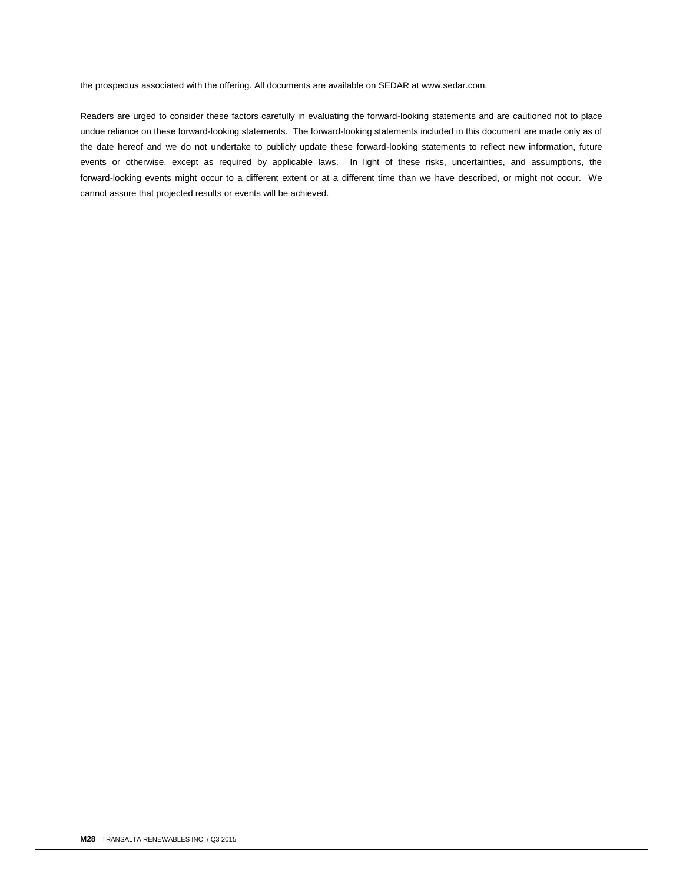the prospectus associated with the offering. All documents are available on SEDAR at www.sedar.com.

Readers are urged to consider these factors carefully in evaluating the forward-looking statements and are cautioned not to place undue reliance on these forward-looking statements. The forward-looking statements included in this document are made only as of the date hereof and we do not undertake to publicly update these forward-looking statements to reflect new information, future events or otherwise, except as required by applicable laws. In light of these risks, uncertainties, and assumptions, the forward-looking events might occur to a different extent or at a different time than we have described, or might not occur. We cannot assure that projected results or events will be achieved.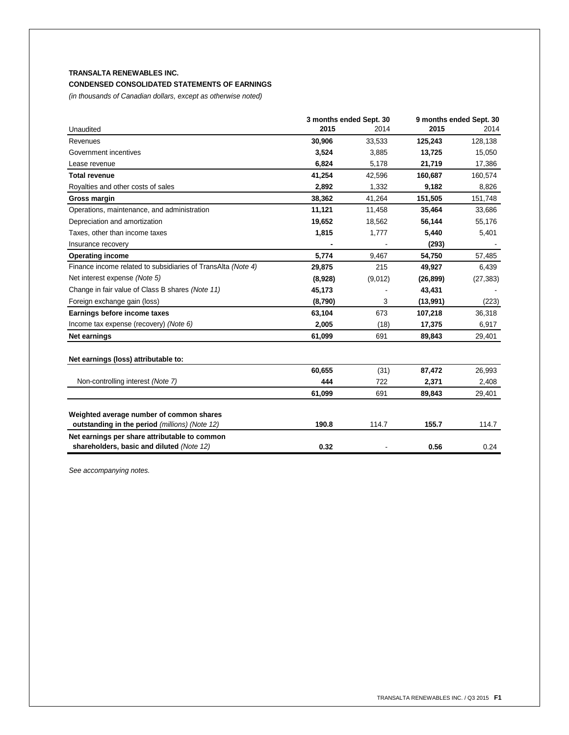**TRANSALTA RENEWABLES INC.**

**CONDENSED CONSOLIDATED STATEMENTS OF EARNINGS**

*(in thousands of Canadian dollars, except as otherwise noted)*

| Unaudited | 3 months ended Sept. 30 2015 | 2014 | 9 months ended Sept. 30 2015 | 2014 |
|---|---|---|---|---|
| Revenues | **30,906** | 33,533 | **125,243** | 128,138 |
| Government incentives | **3,524** | 3,885 | **13,725** | 15,050 |
| Lease revenue | **6,824** | 5,178 | **21,719** | 17,386 |
| **Total revenue** | **41,254** | 42,596 | **160,687** | 160,574 |
| Royalties and other costs of sales | **2,892** | 1,332 | **9,182** | 8,826 |
| **Gross margin** | **38,362** | 41,264 | **151,505** | 151,748 |
| Operations, maintenance, and administration | **11,121** | 11,458 | **35,464** | 33,686 |
| Depreciation and amortization | **19,652** | 18,562 | **56,144** | 55,176 |
| Taxes, other than income taxes | **1,815** | 1,777 | **5,440** | 5,401 |
| Insurance recovery | **-** | - | **(293)** | - |
| **Operating income** | **5,774** | 9,467 | **54,750** | 57,485 |
| Finance income related to subsidiaries of TransAlta *(Note 4)* | **29,875** | 215 | **49,927** | 6,439 |
| Net interest expense *(Note 5)* | **(8,928)** | (9,012) | **(26,899)** | (27,383) |
| Change in fair value of Class B shares *(Note 11)* | **45,173** | - | **43,431** | - |
| Foreign exchange gain (loss) | **(8,790)** | 3 | **(13,991)** | (223) |
| **Earnings before income taxes** | **63,104** | 673 | **107,218** | 36,318 |
| Income tax expense (recovery) *(Note 6)* | **2,005** | (18) | **17,375** | 6,917 |
| **Net earnings** | **61,099** | 691 | **89,843** | 29,401 |
| | | | | |
| **Net earnings (loss) attributable to:** | | | | |
| | **60,655** | (31) | **87,472** | 26,993 |
| Non-controlling interest *(Note 7)* | **444** | 722 | **2,371** | 2,408 |
| | **61,099** | 691 | **89,843** | 29,401 |
| | | | | |
| **Weighted average number of common shares outstanding in the period** *(millions) (Note 12)* | **190.8** | 114.7 | **155.7** | 114.7 |
| **Net earnings per share attributable to common shareholders, basic and diluted** *(Note 12)* | **0.32** | - | **0.56** | 0.24 |

*See accompanying notes.*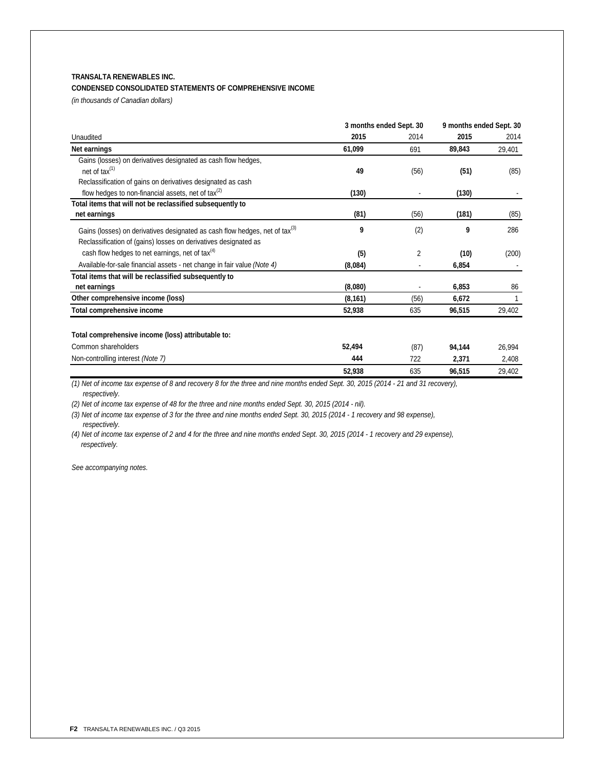**TRANSALTA RENEWABLES INC.**

**CONDENSED CONSOLIDATED STATEMENTS OF COMPREHENSIVE INCOME**

*(in thousands of Canadian dollars)*

| | 3 months ended Sept. 30 | | 9 months ended Sept. 30 | |
|---|---|---|---|---|
| Unaudited | **2015** | 2014 | **2015** | 2014 |
| **Net earnings** | **61,099** | 691 | **89,843** | 29,401 |
| Gains (losses) on derivatives designated as cash flow hedges, net of tax[(1)] | **49** | (56) | **(51)** | (85) |
| Reclassification of gains on derivatives designated as cash flow hedges to non-financial assets, net of tax[(2)] | **(130)** | - | **(130)** | - |
| **Total items that will not be reclassified subsequently to net earnings** | **(81)** | (56) | **(181)** | (85) |
| Gains (losses) on derivatives designated as cash flow hedges, net of tax[(3)] | **9** | (2) | **9** | 286 |
| Reclassification of (gains) losses on derivatives designated as cash flow hedges to net earnings, net of tax[(4)] | **(5)** | 2 | **(10)** | (200) |
| Available-for-sale financial assets - net change in fair value *(Note 4)* | **(8,084)** | - | **6,854** | - |
| **Total items that will be reclassified subsequently to net earnings** | **(8,080)** | - | **6,853** | 86 |
| **Other comprehensive income (loss)** | **(8,161)** | (56) | **6,672** | 1 |
| **Total comprehensive income** | **52,938** | 635 | **96,515** | 29,402 |
| | | | | |
| **Total comprehensive income (loss) attributable to:** | | | | |
| Common shareholders | **52,494** | (87) | **94,144** | 26,994 |
| Non-controlling interest *(Note 7)* | **444** | 722 | **2,371** | 2,408 |
| | **52,938** | 635 | **96,515** | 29,402 |

*(1) Net of income tax expense of 8 and recovery 8 for the three and nine months ended Sept. 30, 2015 (2014 - 21 and 31 recovery), respectively.*

*(2) Net of income tax expense of 48 for the three and nine months ended Sept. 30, 2015 (2014 - nil).*

*(3) Net of income tax expense of 3 for the three and nine months ended Sept. 30, 2015 (2014 - 1 recovery and 98 expense), respectively.*

*(4) Net of income tax expense of 2 and 4 for the three and nine months ended Sept. 30, 2015 (2014 - 1 recovery and 29 expense), respectively.*

*See accompanying notes.*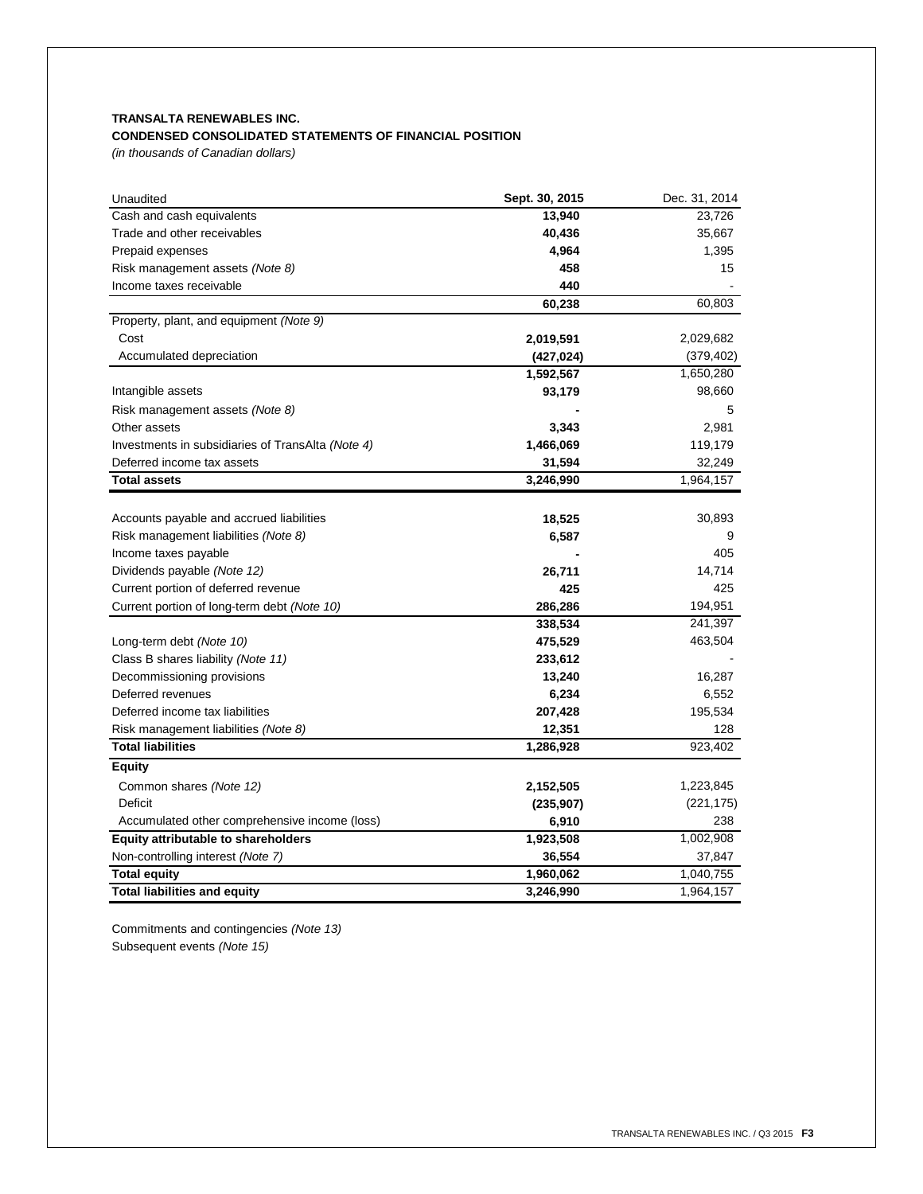**TRANSALTA RENEWABLES INC.**

**CONDENSED CONSOLIDATED STATEMENTS OF FINANCIAL POSITION**

*(in thousands of Canadian dollars)*

| Unaudited | Sept. 30, 2015 | Dec. 31, 2014 |
|---|---|---|
| Cash and cash equivalents | **13,940** | 23,726 |
| Trade and other receivables | **40,436** | 35,667 |
| Prepaid expenses | **4,964** | 1,395 |
| Risk management assets *(Note 8)* | **458** | 15 |
| Income taxes receivable | **440** | - |
| | **60,238** | 60,803 |
| Property, plant, and equipment *(Note 9)* | | |
| Cost | **2,019,591** | 2,029,682 |
| Accumulated depreciation | **(427,024)** | (379,402) |
| | **1,592,567** | 1,650,280 |
| Intangible assets | **93,179** | 98,660 |
| Risk management assets *(Note 8)* | **-** | 5 |
| Other assets | **3,343** | 2,981 |
| Investments in subsidiaries of TransAlta *(Note 4)* | **1,466,069** | 119,179 |
| Deferred income tax assets | **31,594** | 32,249 |
| **Total assets** | **3,246,990** | 1,964,157 |
| | | |
| Accounts payable and accrued liabilities | **18,525** | 30,893 |
| Risk management liabilities *(Note 8)* | **6,587** | 9 |
| Income taxes payable | **-** | 405 |
| Dividends payable *(Note 12)* | **26,711** | 14,714 |
| Current portion of deferred revenue | **425** | 425 |
| Current portion of long-term debt *(Note 10)* | **286,286** | 194,951 |
| | **338,534** | 241,397 |
| Long-term debt *(Note 10)* | **475,529** | 463,504 |
| Class B shares liability *(Note 11)* | **233,612** | - |
| Decommissioning provisions | **13,240** | 16,287 |
| Deferred revenues | **6,234** | 6,552 |
| Deferred income tax liabilities | **207,428** | 195,534 |
| Risk management liabilities *(Note 8)* | **12,351** | 128 |
| **Total liabilities** | **1,286,928** | 923,402 |
| **Equity** | | |
| Common shares *(Note 12)* | **2,152,505** | 1,223,845 |
| Deficit | **(235,907)** | (221,175) |
| Accumulated other comprehensive income (loss) | **6,910** | 238 |
| **Equity attributable to shareholders** | **1,923,508** | 1,002,908 |
| Non-controlling interest *(Note 7)* | **36,554** | 37,847 |
| **Total equity** | **1,960,062** | 1,040,755 |
| **Total liabilities and equity** | **3,246,990** | 1,964,157 |

Commitments and contingencies *(Note 13)*

Subsequent events *(Note 15)*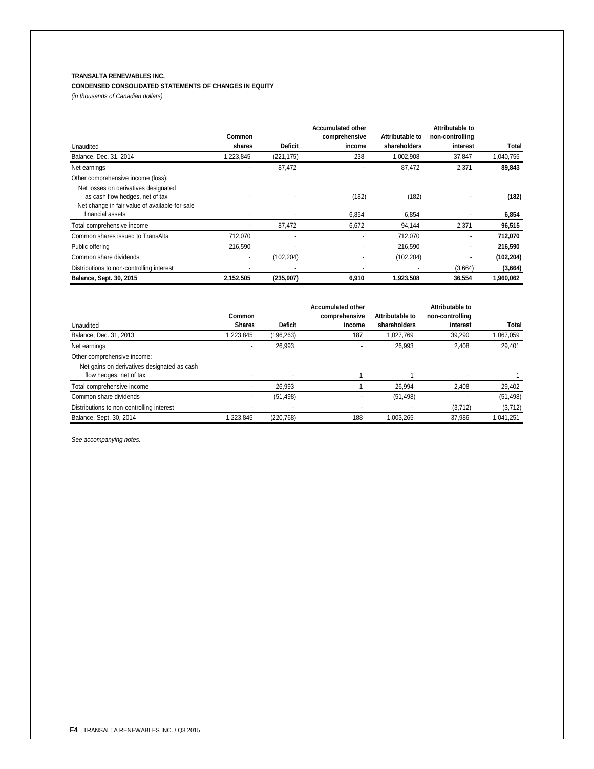**TRANSALTA RENEWABLES INC.**

**CONDENSED CONSOLIDATED STATEMENTS OF CHANGES IN EQUITY**

*(in thousands of Canadian dollars)*

| Unaudited | Common shares | Deficit | Accumulated other comprehensive income | Attributable to shareholders | Attributable to non-controlling interest | Total |
|---|---|---|---|---|---|---|
| Balance, Dec. 31, 2014 | 1,223,845 | (221,175) | 238 | 1,002,908 | 37,847 | 1,040,755 |
| Net earnings | - | 87,472 | - | 87,472 | 2,371 | **89,843** |
| Other comprehensive income (loss): | | | | | | |
| Net losses on derivatives designated as cash flow hedges, net of tax | - | - | (182) | (182) | - | **(182)** |
| Net change in fair value of available-for-sale financial assets | - | - | 6,854 | 6,854 | - | **6,854** |
| Total comprehensive income | - | 87,472 | 6,672 | 94,144 | 2,371 | **96,515** |
| Common shares issued to TransAlta | 712,070 | - | - | 712,070 | - | **712,070** |
| Public offering | 216,590 | - | - | 216,590 | - | **216,590** |
| Common share dividends | - | (102,204) | - | (102,204) | - | **(102,204)** |
| Distributions to non-controlling interest | - | - | - | - | (3,664) | **(3,664)** |
| **Balance, Sept. 30, 2015** | **2,152,505** | **(235,907)** | **6,910** | **1,923,508** | **36,554** | **1,960,062** |

| Unaudited | Common Shares | Deficit | Accumulated other comprehensive income | Attributable to shareholders | Attributable to non-controlling interest | Total |
|---|---|---|---|---|---|---|
| Balance, Dec. 31, 2013 | 1,223,845 | (196,263) | 187 | 1,027,769 | 39,290 | 1,067,059 |
| Net earnings | - | 26,993 | - | 26,993 | 2,408 | 29,401 |
| Other comprehensive income: | | | | | | |
| Net gains on derivatives designated as cash flow hedges, net of tax | - | - | 1 | 1 | - | 1 |
| Total comprehensive income | - | 26,993 | 1 | 26,994 | 2,408 | 29,402 |
| Common share dividends | - | (51,498) | - | (51,498) | - | (51,498) |
| Distributions to non-controlling interest | - | - | - | - | (3,712) | (3,712) |
| Balance, Sept. 30, 2014 | 1,223,845 | (220,768) | 188 | 1,003,265 | 37,986 | 1,041,251 |

*See accompanying notes.*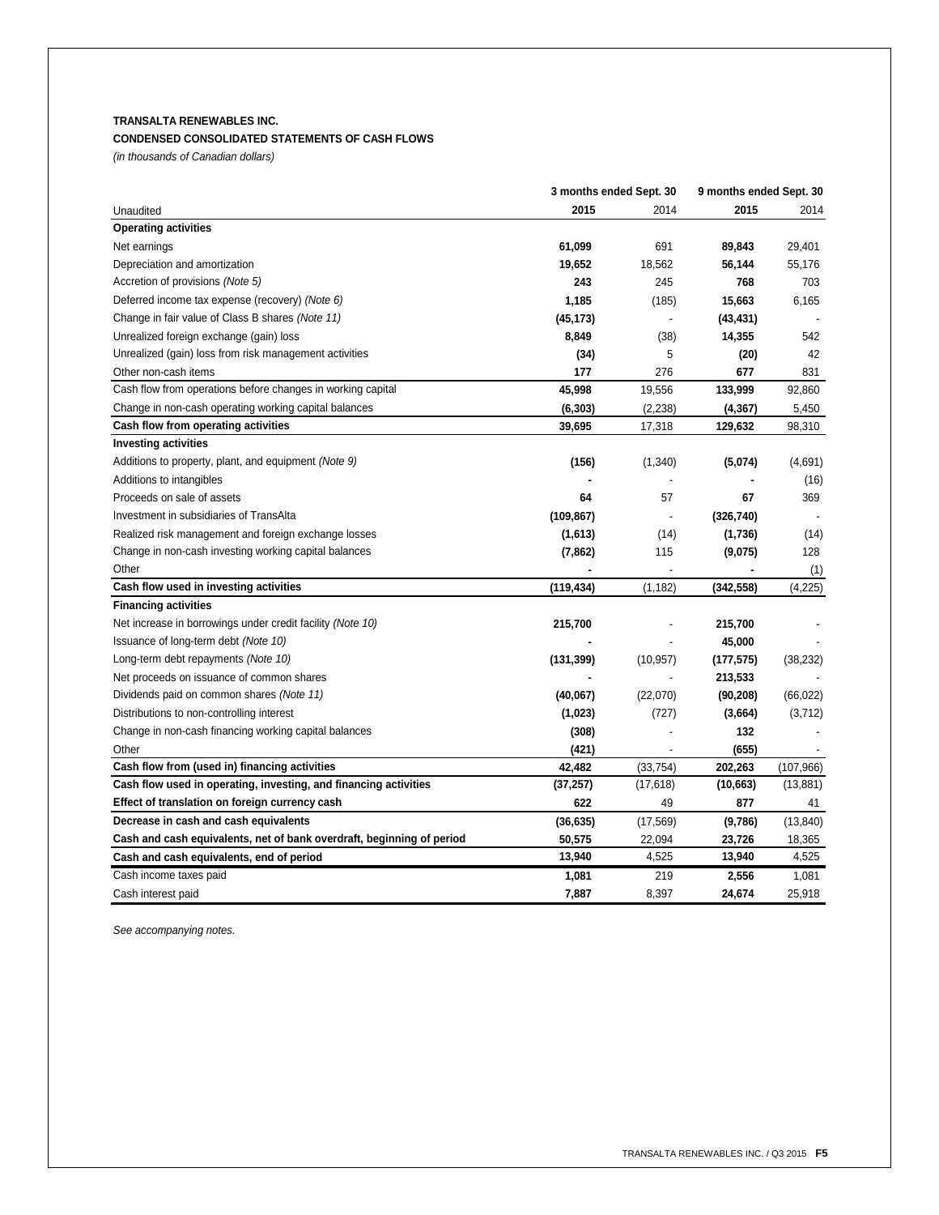**TRANSALTA RENEWABLES INC.**

**CONDENSED CONSOLIDATED STATEMENTS OF CASH FLOWS**

*(in thousands of Canadian dollars)*

| | 3 months ended Sept. 30 | | 9 months ended Sept. 30 | |
|---|---|---|---|---|
| Unaudited | **2015** | 2014 | **2015** | 2014 |
| **Operating activities** | | | | |
| Net earnings | **61,099** | 691 | **89,843** | 29,401 |
| Depreciation and amortization | **19,652** | 18,562 | **56,144** | 55,176 |
| Accretion of provisions *(Note 5)* | **243** | 245 | **768** | 703 |
| Deferred income tax expense (recovery) *(Note 6)* | **1,185** | (185) | **15,663** | 6,165 |
| Change in fair value of Class B shares *(Note 11)* | **(45,173)** | - | **(43,431)** | - |
| Unrealized foreign exchange (gain) loss | **8,849** | (38) | **14,355** | 542 |
| Unrealized (gain) loss from risk management activities | **(34)** | 5 | **(20)** | 42 |
| Other non-cash items | **177** | 276 | **677** | 831 |
| Cash flow from operations before changes in working capital | **45,998** | 19,556 | **133,999** | 92,860 |
| Change in non-cash operating working capital balances | **(6,303)** | (2,238) | **(4,367)** | 5,450 |
| **Cash flow from operating activities** | **39,695** | 17,318 | **129,632** | 98,310 |
| **Investing activities** | | | | |
| Additions to property, plant, and equipment *(Note 9)* | **(156)** | (1,340) | **(5,074)** | (4,691) |
| Additions to intangibles | **-** | - | **-** | (16) |
| Proceeds on sale of assets | **64** | 57 | **67** | 369 |
| Investment in subsidiaries of TransAlta | **(109,867)** | - | **(326,740)** | - |
| Realized risk management and foreign exchange losses | **(1,613)** | (14) | **(1,736)** | (14) |
| Change in non-cash investing working capital balances | **(7,862)** | 115 | **(9,075)** | 128 |
| Other | **-** | - | **-** | (1) |
| **Cash flow used in investing activities** | **(119,434)** | (1,182) | **(342,558)** | (4,225) |
| **Financing activities** | | | | |
| Net increase in borrowings under credit facility *(Note 10)* | **215,700** | - | **215,700** | - |
| Issuance of long-term debt *(Note 10)* | **-** | - | **45,000** | - |
| Long-term debt repayments *(Note 10)* | **(131,399)** | (10,957) | **(177,575)** | (38,232) |
| Net proceeds on issuance of common shares | **-** | - | **213,533** | - |
| Dividends paid on common shares *(Note 11)* | **(40,067)** | (22,070) | **(90,208)** | (66,022) |
| Distributions to non-controlling interest | **(1,023)** | (727) | **(3,664)** | (3,712) |
| Change in non-cash financing working capital balances | **(308)** | - | **132** | - |
| Other | **(421)** | - | **(655)** | - |
| **Cash flow from (used in) financing activities** | **42,482** | (33,754) | **202,263** | (107,966) |
| **Cash flow used in operating, investing, and financing activities** | **(37,257)** | (17,618) | **(10,663)** | (13,881) |
| **Effect of translation on foreign currency cash** | **622** | 49 | **877** | 41 |
| **Decrease in cash and cash equivalents** | **(36,635)** | (17,569) | **(9,786)** | (13,840) |
| **Cash and cash equivalents, net of bank overdraft, beginning of period** | **50,575** | 22,094 | **23,726** | 18,365 |
| **Cash and cash equivalents, end of period** | **13,940** | 4,525 | **13,940** | 4,525 |
| Cash income taxes paid | **1,081** | 219 | **2,556** | 1,081 |
| Cash interest paid | **7,887** | 8,397 | **24,674** | 25,918 |

*See accompanying notes.*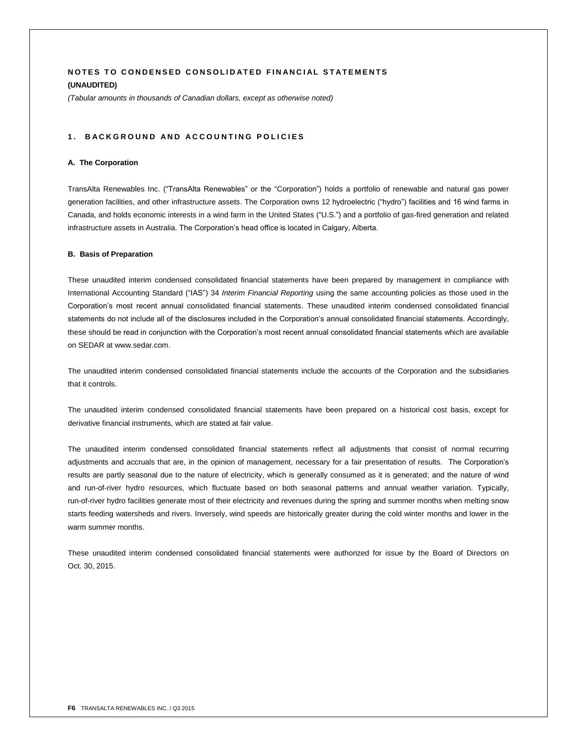# NOTES TO CONDENSED CONSOLIDATED FINANCIAL STATEMENTS

**(UNAUDITED)**

*(Tabular amounts in thousands of Canadian dollars, except as otherwise noted)*

## 1. BACKGROUND AND ACCOUNTING POLICIES

### A. The Corporation

TransAlta Renewables Inc. ("TransAlta Renewables" or the "Corporation") holds a portfolio of renewable and natural gas power generation facilities, and other infrastructure assets. The Corporation owns 12 hydroelectric ("hydro") facilities and 16 wind farms in Canada, and holds economic interests in a wind farm in the United States ("U.S.") and a portfolio of gas-fired generation and related infrastructure assets in Australia. The Corporation's head office is located in Calgary, Alberta.

### B. Basis of Preparation

These unaudited interim condensed consolidated financial statements have been prepared by management in compliance with International Accounting Standard ("IAS") 34 *Interim Financial Reporting* using the same accounting policies as those used in the Corporation's most recent annual consolidated financial statements. These unaudited interim condensed consolidated financial statements do not include all of the disclosures included in the Corporation's annual consolidated financial statements. Accordingly, these should be read in conjunction with the Corporation's most recent annual consolidated financial statements which are available on SEDAR at www.sedar.com.

The unaudited interim condensed consolidated financial statements include the accounts of the Corporation and the subsidiaries that it controls.

The unaudited interim condensed consolidated financial statements have been prepared on a historical cost basis, except for derivative financial instruments, which are stated at fair value.

The unaudited interim condensed consolidated financial statements reflect all adjustments that consist of normal recurring adjustments and accruals that are, in the opinion of management, necessary for a fair presentation of results. The Corporation's results are partly seasonal due to the nature of electricity, which is generally consumed as it is generated; and the nature of wind and run-of-river hydro resources, which fluctuate based on both seasonal patterns and annual weather variation. Typically, run-of-river hydro facilities generate most of their electricity and revenues during the spring and summer months when melting snow starts feeding watersheds and rivers. Inversely, wind speeds are historically greater during the cold winter months and lower in the warm summer months.

These unaudited interim condensed consolidated financial statements were authorized for issue by the Board of Directors on Oct. 30, 2015.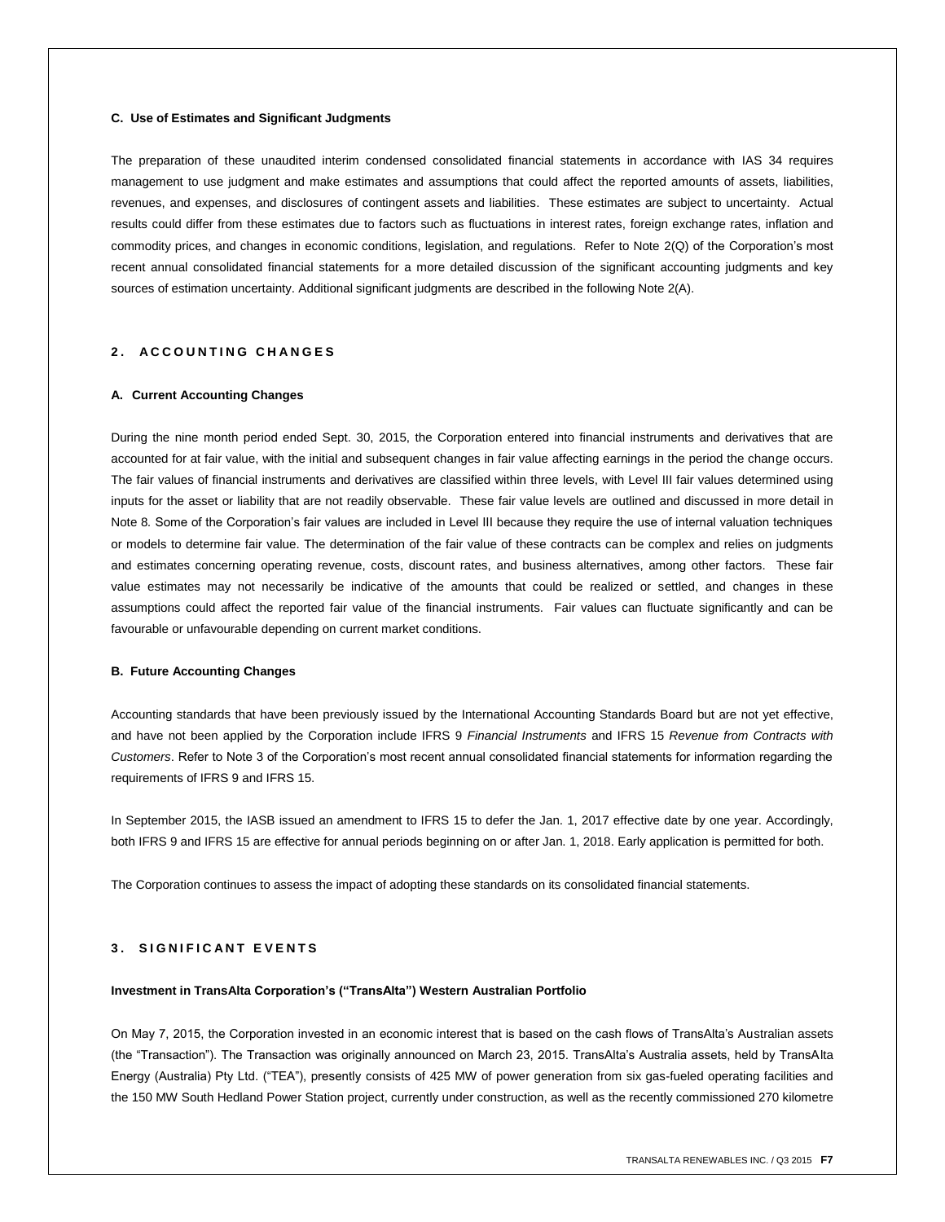### C. Use of Estimates and Significant Judgments

The preparation of these unaudited interim condensed consolidated financial statements in accordance with IAS 34 requires management to use judgment and make estimates and assumptions that could affect the reported amounts of assets, liabilities, revenues, and expenses, and disclosures of contingent assets and liabilities. These estimates are subject to uncertainty. Actual results could differ from these estimates due to factors such as fluctuations in interest rates, foreign exchange rates, inflation and commodity prices, and changes in economic conditions, legislation, and regulations. Refer to Note 2(Q) of the Corporation's most recent annual consolidated financial statements for a more detailed discussion of the significant accounting judgments and key sources of estimation uncertainty. Additional significant judgments are described in the following Note 2(A).

## 2. ACCOUNTING CHANGES

### A. Current Accounting Changes

During the nine month period ended Sept. 30, 2015, the Corporation entered into financial instruments and derivatives that are accounted for at fair value, with the initial and subsequent changes in fair value affecting earnings in the period the change occurs. The fair values of financial instruments and derivatives are classified within three levels, with Level III fair values determined using inputs for the asset or liability that are not readily observable. These fair value levels are outlined and discussed in more detail in Note 8. Some of the Corporation's fair values are included in Level III because they require the use of internal valuation techniques or models to determine fair value. The determination of the fair value of these contracts can be complex and relies on judgments and estimates concerning operating revenue, costs, discount rates, and business alternatives, among other factors. These fair value estimates may not necessarily be indicative of the amounts that could be realized or settled, and changes in these assumptions could affect the reported fair value of the financial instruments. Fair values can fluctuate significantly and can be favourable or unfavourable depending on current market conditions.

### B. Future Accounting Changes

Accounting standards that have been previously issued by the International Accounting Standards Board but are not yet effective, and have not been applied by the Corporation include IFRS 9 *Financial Instruments* and IFRS 15 *Revenue from Contracts with Customers*. Refer to Note 3 of the Corporation's most recent annual consolidated financial statements for information regarding the requirements of IFRS 9 and IFRS 15.

In September 2015, the IASB issued an amendment to IFRS 15 to defer the Jan. 1, 2017 effective date by one year. Accordingly, both IFRS 9 and IFRS 15 are effective for annual periods beginning on or after Jan. 1, 2018. Early application is permitted for both.

The Corporation continues to assess the impact of adopting these standards on its consolidated financial statements.

## 3. SIGNIFICANT EVENTS

### Investment in TransAlta Corporation's ("TransAlta") Western Australian Portfolio

On May 7, 2015, the Corporation invested in an economic interest that is based on the cash flows of TransAlta's Australian assets (the "Transaction"). The Transaction was originally announced on March 23, 2015. TransAlta's Australia assets, held by TransAlta Energy (Australia) Pty Ltd. ("TEA"), presently consists of 425 MW of power generation from six gas-fueled operating facilities and the 150 MW South Hedland Power Station project, currently under construction, as well as the recently commissioned 270 kilometre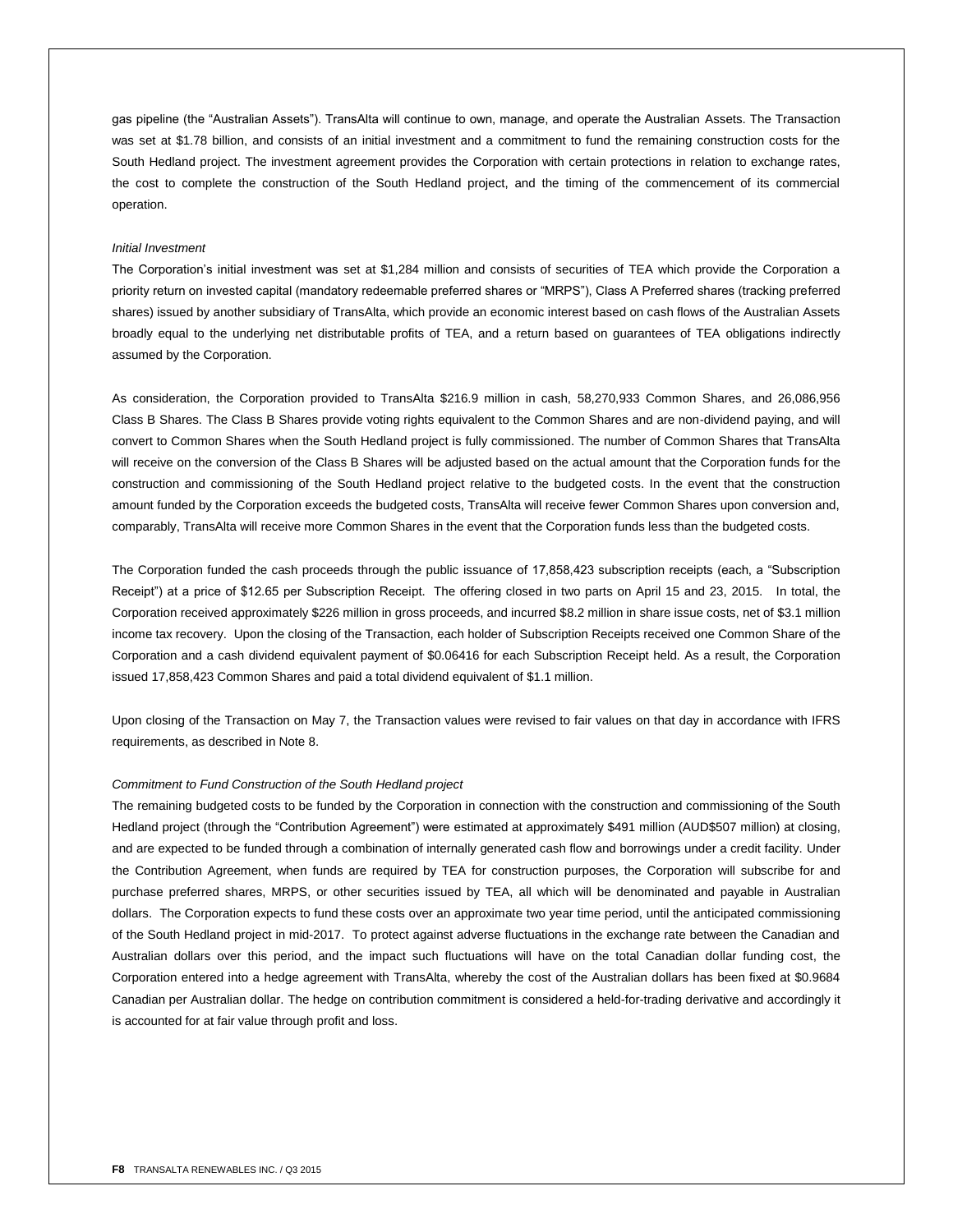gas pipeline (the "Australian Assets"). TransAlta will continue to own, manage, and operate the Australian Assets. The Transaction was set at $1.78 billion, and consists of an initial investment and a commitment to fund the remaining construction costs for the South Hedland project. The investment agreement provides the Corporation with certain protections in relation to exchange rates, the cost to complete the construction of the South Hedland project, and the timing of the commencement of its commercial operation.

*Initial Investment*

The Corporation's initial investment was set at $1,284 million and consists of securities of TEA which provide the Corporation a priority return on invested capital (mandatory redeemable preferred shares or "MRPS"), Class A Preferred shares (tracking preferred shares) issued by another subsidiary of TransAlta, which provide an economic interest based on cash flows of the Australian Assets broadly equal to the underlying net distributable profits of TEA, and a return based on guarantees of TEA obligations indirectly assumed by the Corporation.

As consideration, the Corporation provided to TransAlta $216.9 million in cash, 58,270,933 Common Shares, and 26,086,956 Class B Shares. The Class B Shares provide voting rights equivalent to the Common Shares and are non-dividend paying, and will convert to Common Shares when the South Hedland project is fully commissioned. The number of Common Shares that TransAlta will receive on the conversion of the Class B Shares will be adjusted based on the actual amount that the Corporation funds for the construction and commissioning of the South Hedland project relative to the budgeted costs. In the event that the construction amount funded by the Corporation exceeds the budgeted costs, TransAlta will receive fewer Common Shares upon conversion and, comparably, TransAlta will receive more Common Shares in the event that the Corporation funds less than the budgeted costs.

The Corporation funded the cash proceeds through the public issuance of 17,858,423 subscription receipts (each, a "Subscription Receipt") at a price of $12.65 per Subscription Receipt. The offering closed in two parts on April 15 and 23, 2015. In total, the Corporation received approximately $226 million in gross proceeds, and incurred $8.2 million in share issue costs, net of $3.1 million income tax recovery. Upon the closing of the Transaction, each holder of Subscription Receipts received one Common Share of the Corporation and a cash dividend equivalent payment of $0.06416 for each Subscription Receipt held. As a result, the Corporation issued 17,858,423 Common Shares and paid a total dividend equivalent of $1.1 million.

Upon closing of the Transaction on May 7, the Transaction values were revised to fair values on that day in accordance with IFRS requirements, as described in Note 8.

*Commitment to Fund Construction of the South Hedland project*

The remaining budgeted costs to be funded by the Corporation in connection with the construction and commissioning of the South Hedland project (through the "Contribution Agreement") were estimated at approximately $491 million (AUD$507 million) at closing, and are expected to be funded through a combination of internally generated cash flow and borrowings under a credit facility. Under the Contribution Agreement, when funds are required by TEA for construction purposes, the Corporation will subscribe for and purchase preferred shares, MRPS, or other securities issued by TEA, all which will be denominated and payable in Australian dollars. The Corporation expects to fund these costs over an approximate two year time period, until the anticipated commissioning of the South Hedland project in mid-2017. To protect against adverse fluctuations in the exchange rate between the Canadian and Australian dollars over this period, and the impact such fluctuations will have on the total Canadian dollar funding cost, the Corporation entered into a hedge agreement with TransAlta, whereby the cost of the Australian dollars has been fixed at $0.9684 Canadian per Australian dollar. The hedge on contribution commitment is considered a held-for-trading derivative and accordingly it is accounted for at fair value through profit and loss.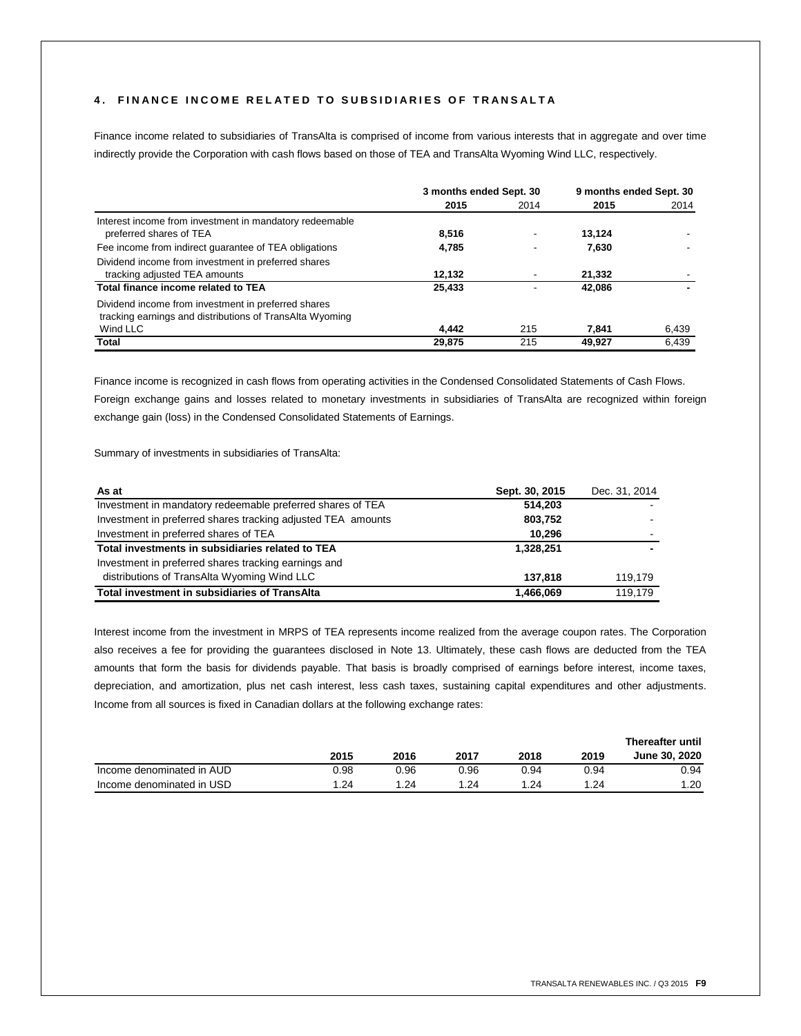## 4. FINANCE INCOME RELATED TO SUBSIDIARIES OF TRANSALTA

Finance income related to subsidiaries of TransAlta is comprised of income from various interests that in aggregate and over time indirectly provide the Corporation with cash flows based on those of TEA and TransAlta Wyoming Wind LLC, respectively.

| | 3 months ended Sept. 30 | | 9 months ended Sept. 30 | |
|---|---|---|---|---|
| | **2015** | 2014 | **2015** | 2014 |
| Interest income from investment in mandatory redeemable preferred shares of TEA | **8,516** | - | **13,124** | - |
| Fee income from indirect guarantee of TEA obligations | **4,785** | - | **7,630** | - |
| Dividend income from investment in preferred shares tracking adjusted TEA amounts | **12,132** | - | **21,332** | - |
| **Total finance income related to TEA** | **25,433** | - | **42,086** | - |
| Dividend income from investment in preferred shares tracking earnings and distributions of TransAlta Wyoming Wind LLC | **4,442** | 215 | **7,841** | 6,439 |
| **Total** | **29,875** | 215 | **49,927** | 6,439 |

Finance income is recognized in cash flows from operating activities in the Condensed Consolidated Statements of Cash Flows. Foreign exchange gains and losses related to monetary investments in subsidiaries of TransAlta are recognized within foreign exchange gain (loss) in the Condensed Consolidated Statements of Earnings.

Summary of investments in subsidiaries of TransAlta:

| As at | Sept. 30, 2015 | Dec. 31, 2014 |
|---|---|---|
| Investment in mandatory redeemable preferred shares of TEA | **514,203** | - |
| Investment in preferred shares tracking adjusted TEA amounts | **803,752** | - |
| Investment in preferred shares of TEA | **10,296** | - |
| **Total investments in subsidiaries related to TEA** | **1,328,251** | - |
| Investment in preferred shares tracking earnings and distributions of TransAlta Wyoming Wind LLC | **137,818** | 119,179 |
| **Total investment in subsidiaries of TransAlta** | **1,466,069** | 119,179 |

Interest income from the investment in MRPS of TEA represents income realized from the average coupon rates. The Corporation also receives a fee for providing the guarantees disclosed in Note 13. Ultimately, these cash flows are deducted from the TEA amounts that form the basis for dividends payable. That basis is broadly comprised of earnings before interest, income taxes, depreciation, and amortization, plus net cash interest, less cash taxes, sustaining capital expenditures and other adjustments. Income from all sources is fixed in Canadian dollars at the following exchange rates:

| | 2015 | 2016 | 2017 | 2018 | 2019 | Thereafter until June 30, 2020 |
|---|---|---|---|---|---|---|
| Income denominated in AUD | 0.98 | 0.96 | 0.96 | 0.94 | 0.94 | 0.94 |
| Income denominated in USD | 1.24 | 1.24 | 1.24 | 1.24 | 1.24 | 1.20 |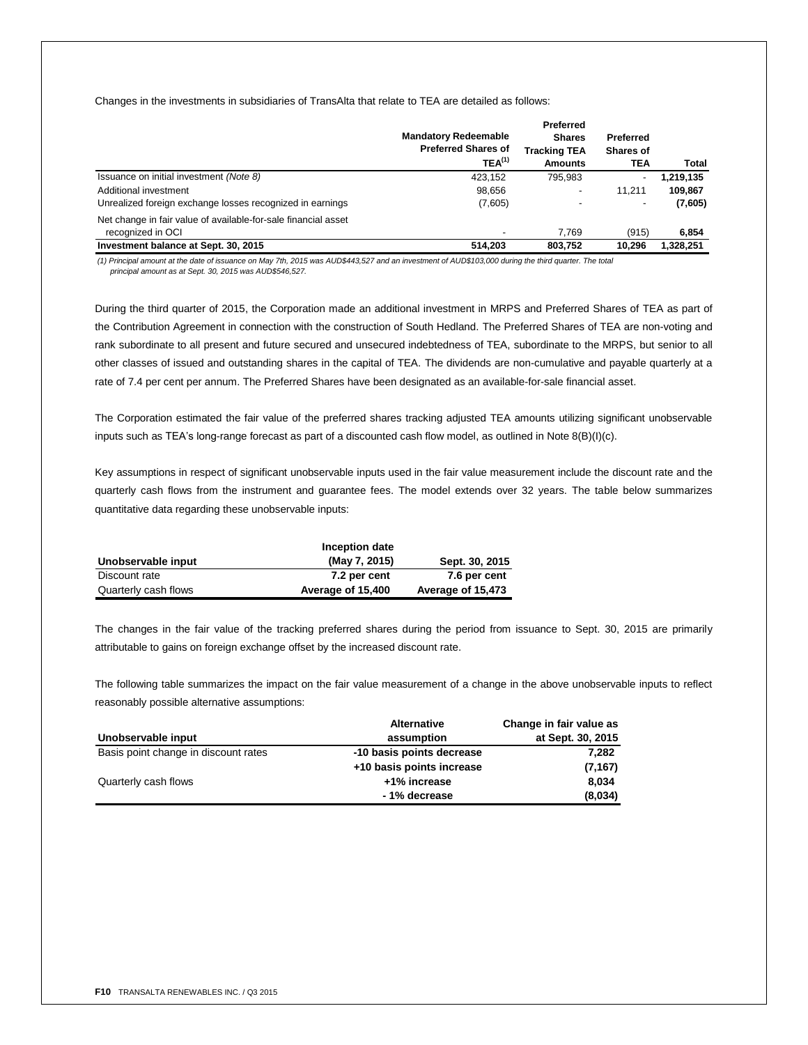Changes in the investments in subsidiaries of TransAlta that relate to TEA are detailed as follows:

| | Mandatory Redeemable Preferred Shares of TEA[(1)] | Preferred Shares Tracking TEA Amounts | Preferred Shares of TEA | Total |
|---|---|---|---|---|
| Issuance on initial investment *(Note 8)* | 423,152 | 795,983 | - | **1,219,135** |
| Additional investment | 98,656 | - | 11,211 | **109,867** |
| Unrealized foreign exchange losses recognized in earnings | (7,605) | - | - | **(7,605)** |
| Net change in fair value of available-for-sale financial asset recognized in OCI | - | 7,769 | (915) | **6,854** |
| **Investment balance at Sept. 30, 2015** | **514,203** | **803,752** | **10,296** | **1,328,251** |

*(1) Principal amount at the date of issuance on May 7th, 2015 was AUD$443,527 and an investment of AUD$103,000 during the third quarter. The total principal amount as at Sept. 30, 2015 was AUD$546,527.*

During the third quarter of 2015, the Corporation made an additional investment in MRPS and Preferred Shares of TEA as part of the Contribution Agreement in connection with the construction of South Hedland. The Preferred Shares of TEA are non-voting and rank subordinate to all present and future secured and unsecured indebtedness of TEA, subordinate to the MRPS, but senior to all other classes of issued and outstanding shares in the capital of TEA. The dividends are non-cumulative and payable quarterly at a rate of 7.4 per cent per annum. The Preferred Shares have been designated as an available-for-sale financial asset.

The Corporation estimated the fair value of the preferred shares tracking adjusted TEA amounts utilizing significant unobservable inputs such as TEA's long-range forecast as part of a discounted cash flow model, as outlined in Note 8(B)(I)(c).

Key assumptions in respect of significant unobservable inputs used in the fair value measurement include the discount rate and the quarterly cash flows from the instrument and guarantee fees. The model extends over 32 years. The table below summarizes quantitative data regarding these unobservable inputs:

| Unobservable input | Inception date (May 7, 2015) | Sept. 30, 2015 |
|---|---|---|
| Discount rate | **7.2 per cent** | **7.6 per cent** |
| Quarterly cash flows | **Average of 15,400** | **Average of 15,473** |

The changes in the fair value of the tracking preferred shares during the period from issuance to Sept. 30, 2015 are primarily attributable to gains on foreign exchange offset by the increased discount rate.

The following table summarizes the impact on the fair value measurement of a change in the above unobservable inputs to reflect reasonably possible alternative assumptions:

| Unobservable input | Alternative assumption | Change in fair value as at Sept. 30, 2015 |
|---|---|---|
| Basis point change in discount rates | **-10 basis points decrease** | **7,282** |
| | **+10 basis points increase** | **(7,167)** |
| Quarterly cash flows | **+1% increase** | **8,034** |
| | **- 1% decrease** | **(8,034)** |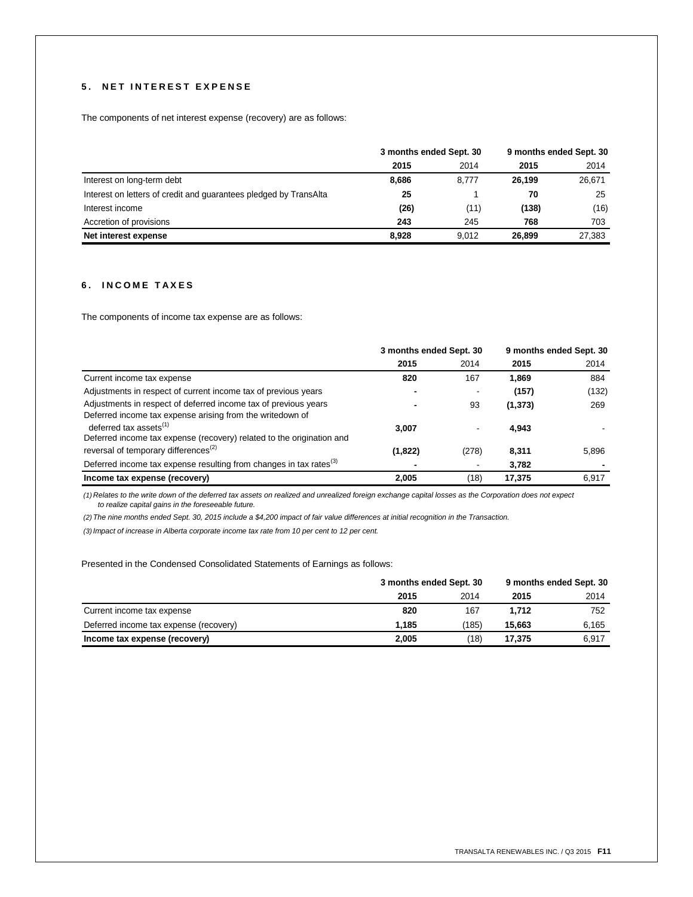## 5. NET INTEREST EXPENSE

The components of net interest expense (recovery) are as follows:

| | 3 months ended Sept. 30 | | 9 months ended Sept. 30 | |
|---|---|---|---|---|
| | **2015** | 2014 | **2015** | 2014 |
| Interest on long-term debt | **8,686** | 8,777 | **26,199** | 26,671 |
| Interest on letters of credit and guarantees pledged by TransAlta | **25** | 1 | **70** | 25 |
| Interest income | **(26)** | (11) | **(138)** | (16) |
| Accretion of provisions | **243** | 245 | **768** | 703 |
| **Net interest expense** | **8,928** | 9,012 | **26,899** | 27,383 |

## 6. INCOME TAXES

The components of income tax expense are as follows:

| | 3 months ended Sept. 30 | | 9 months ended Sept. 30 | |
|---|---|---|---|---|
| | **2015** | 2014 | **2015** | 2014 |
| Current income tax expense | **820** | 167 | **1,869** | 884 |
| Adjustments in respect of current income tax of previous years | **-** | - | **(157)** | (132) |
| Adjustments in respect of deferred income tax of previous years | **-** | 93 | **(1,373)** | 269 |
| Deferred income tax expense arising from the writedown of deferred tax assets[(1)] | **3,007** | - | **4,943** | - |
| Deferred income tax expense (recovery) related to the origination and reversal of temporary differences[(2)] | **(1,822)** | (278) | **8,311** | 5,896 |
| Deferred income tax expense resulting from changes in tax rates[(3)] | **-** | - | **3,782** | **-** |
| **Income tax expense (recovery)** | **2,005** | (18) | **17,375** | 6,917 |

*(1) Relates to the write down of the deferred tax assets on realized and unrealized foreign exchange capital losses as the Corporation does not expect to realize capital gains in the foreseeable future.*

*(2) The nine months ended Sept. 30, 2015 include a $4,200 impact of fair value differences at initial recognition in the Transaction.*

*(3) Impact of increase in Alberta corporate income tax rate from 10 per cent to 12 per cent.*

Presented in the Condensed Consolidated Statements of Earnings as follows:

| | 3 months ended Sept. 30 | | 9 months ended Sept. 30 | |
|---|---|---|---|---|
| | **2015** | 2014 | **2015** | 2014 |
| Current income tax expense | **820** | 167 | **1,712** | 752 |
| Deferred income tax expense (recovery) | **1,185** | (185) | **15,663** | 6,165 |
| **Income tax expense (recovery)** | **2,005** | (18) | **17,375** | 6,917 |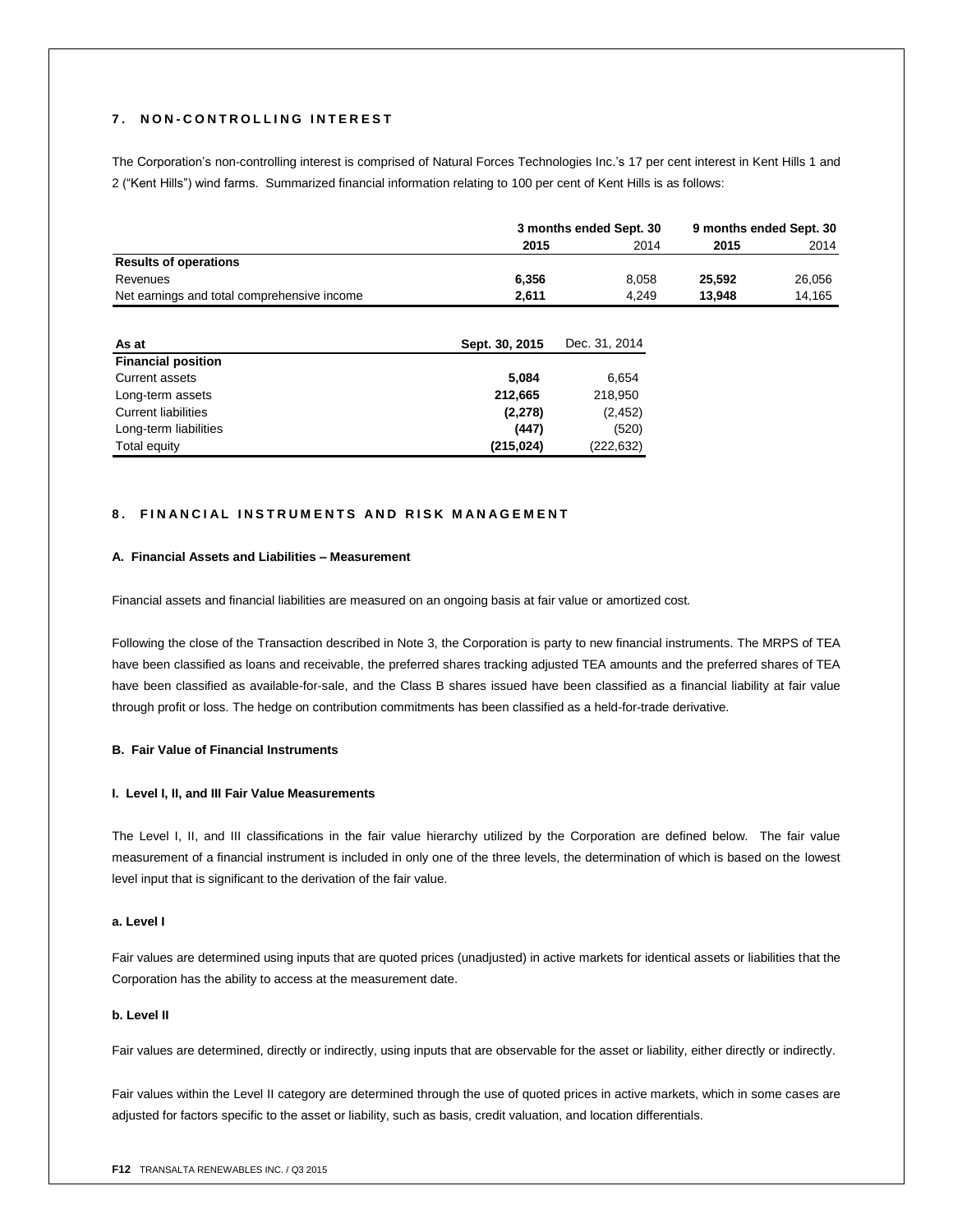## 7. NON-CONTROLLING INTEREST

The Corporation's non-controlling interest is comprised of Natural Forces Technologies Inc.'s 17 per cent interest in Kent Hills 1 and 2 ("Kent Hills") wind farms. Summarized financial information relating to 100 per cent of Kent Hills is as follows:

| | 3 months ended Sept. 30 | | 9 months ended Sept. 30 | |
|---|---|---|---|---|
| | **2015** | 2014 | **2015** | 2014 |
| **Results of operations** | | | | |
| Revenues | **6,356** | 8,058 | **25,592** | 26,056 |
| Net earnings and total comprehensive income | **2,611** | 4,249 | **13,948** | 14,165 |

| As at | Sept. 30, 2015 | Dec. 31, 2014 |
|---|---|---|
| **Financial position** | | |
| Current assets | **5,084** | 6,654 |
| Long-term assets | **212,665** | 218,950 |
| Current liabilities | **(2,278)** | (2,452) |
| Long-term liabilities | **(447)** | (520) |
| Total equity | **(215,024)** | (222,632) |

## 8. FINANCIAL INSTRUMENTS AND RISK MANAGEMENT

### A. Financial Assets and Liabilities – Measurement

Financial assets and financial liabilities are measured on an ongoing basis at fair value or amortized cost.

Following the close of the Transaction described in Note 3, the Corporation is party to new financial instruments. The MRPS of TEA have been classified as loans and receivable, the preferred shares tracking adjusted TEA amounts and the preferred shares of TEA have been classified as available-for-sale, and the Class B shares issued have been classified as a financial liability at fair value through profit or loss. The hedge on contribution commitments has been classified as a held-for-trade derivative.

### B. Fair Value of Financial Instruments

#### I. Level I, II, and III Fair Value Measurements

The Level I, II, and III classifications in the fair value hierarchy utilized by the Corporation are defined below. The fair value measurement of a financial instrument is included in only one of the three levels, the determination of which is based on the lowest level input that is significant to the derivation of the fair value.

##### a. Level I

Fair values are determined using inputs that are quoted prices (unadjusted) in active markets for identical assets or liabilities that the Corporation has the ability to access at the measurement date.

##### b. Level II

Fair values are determined, directly or indirectly, using inputs that are observable for the asset or liability, either directly or indirectly.

Fair values within the Level II category are determined through the use of quoted prices in active markets, which in some cases are adjusted for factors specific to the asset or liability, such as basis, credit valuation, and location differentials.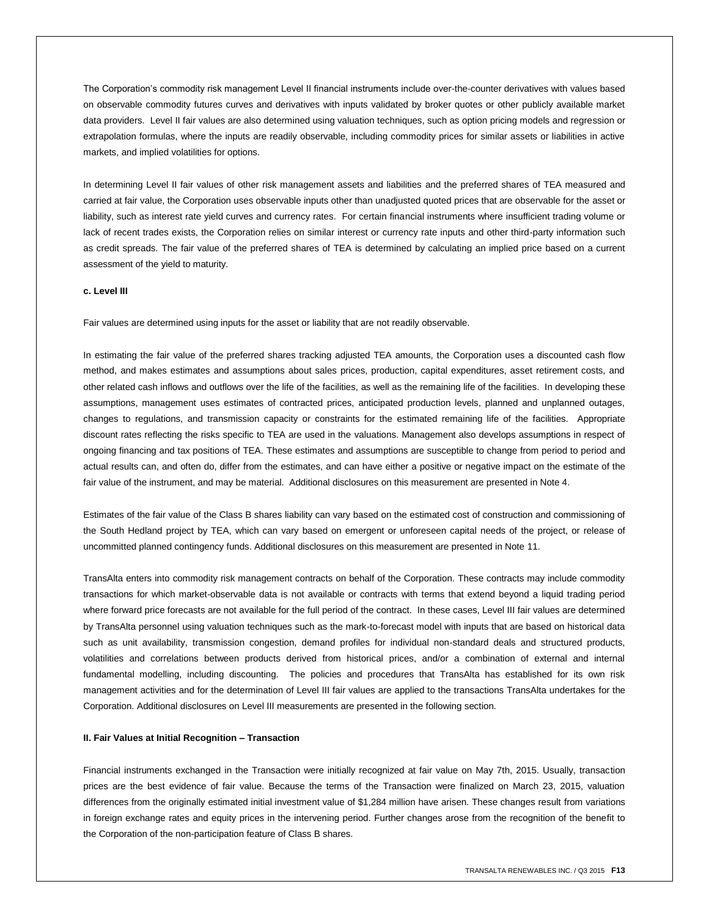The Corporation's commodity risk management Level II financial instruments include over-the-counter derivatives with values based on observable commodity futures curves and derivatives with inputs validated by broker quotes or other publicly available market data providers. Level II fair values are also determined using valuation techniques, such as option pricing models and regression or extrapolation formulas, where the inputs are readily observable, including commodity prices for similar assets or liabilities in active markets, and implied volatilities for options.

In determining Level II fair values of other risk management assets and liabilities and the preferred shares of TEA measured and carried at fair value, the Corporation uses observable inputs other than unadjusted quoted prices that are observable for the asset or liability, such as interest rate yield curves and currency rates. For certain financial instruments where insufficient trading volume or lack of recent trades exists, the Corporation relies on similar interest or currency rate inputs and other third-party information such as credit spreads. The fair value of the preferred shares of TEA is determined by calculating an implied price based on a current assessment of the yield to maturity.

**c. Level III**

Fair values are determined using inputs for the asset or liability that are not readily observable.

In estimating the fair value of the preferred shares tracking adjusted TEA amounts, the Corporation uses a discounted cash flow method, and makes estimates and assumptions about sales prices, production, capital expenditures, asset retirement costs, and other related cash inflows and outflows over the life of the facilities, as well as the remaining life of the facilities. In developing these assumptions, management uses estimates of contracted prices, anticipated production levels, planned and unplanned outages, changes to regulations, and transmission capacity or constraints for the estimated remaining life of the facilities. Appropriate discount rates reflecting the risks specific to TEA are used in the valuations. Management also develops assumptions in respect of ongoing financing and tax positions of TEA. These estimates and assumptions are susceptible to change from period to period and actual results can, and often do, differ from the estimates, and can have either a positive or negative impact on the estimate of the fair value of the instrument, and may be material. Additional disclosures on this measurement are presented in Note 4.

Estimates of the fair value of the Class B shares liability can vary based on the estimated cost of construction and commissioning of the South Hedland project by TEA, which can vary based on emergent or unforeseen capital needs of the project, or release of uncommitted planned contingency funds. Additional disclosures on this measurement are presented in Note 11.

TransAlta enters into commodity risk management contracts on behalf of the Corporation. These contracts may include commodity transactions for which market-observable data is not available or contracts with terms that extend beyond a liquid trading period where forward price forecasts are not available for the full period of the contract. In these cases, Level III fair values are determined by TransAlta personnel using valuation techniques such as the mark-to-forecast model with inputs that are based on historical data such as unit availability, transmission congestion, demand profiles for individual non-standard deals and structured products, volatilities and correlations between products derived from historical prices, and/or a combination of external and internal fundamental modelling, including discounting. The policies and procedures that TransAlta has established for its own risk management activities and for the determination of Level III fair values are applied to the transactions TransAlta undertakes for the Corporation. Additional disclosures on Level III measurements are presented in the following section.

**II. Fair Values at Initial Recognition – Transaction**

Financial instruments exchanged in the Transaction were initially recognized at fair value on May 7th, 2015. Usually, transaction prices are the best evidence of fair value. Because the terms of the Transaction were finalized on March 23, 2015, valuation differences from the originally estimated initial investment value of $1,284 million have arisen. These changes result from variations in foreign exchange rates and equity prices in the intervening period. Further changes arose from the recognition of the benefit to the Corporation of the non-participation feature of Class B shares.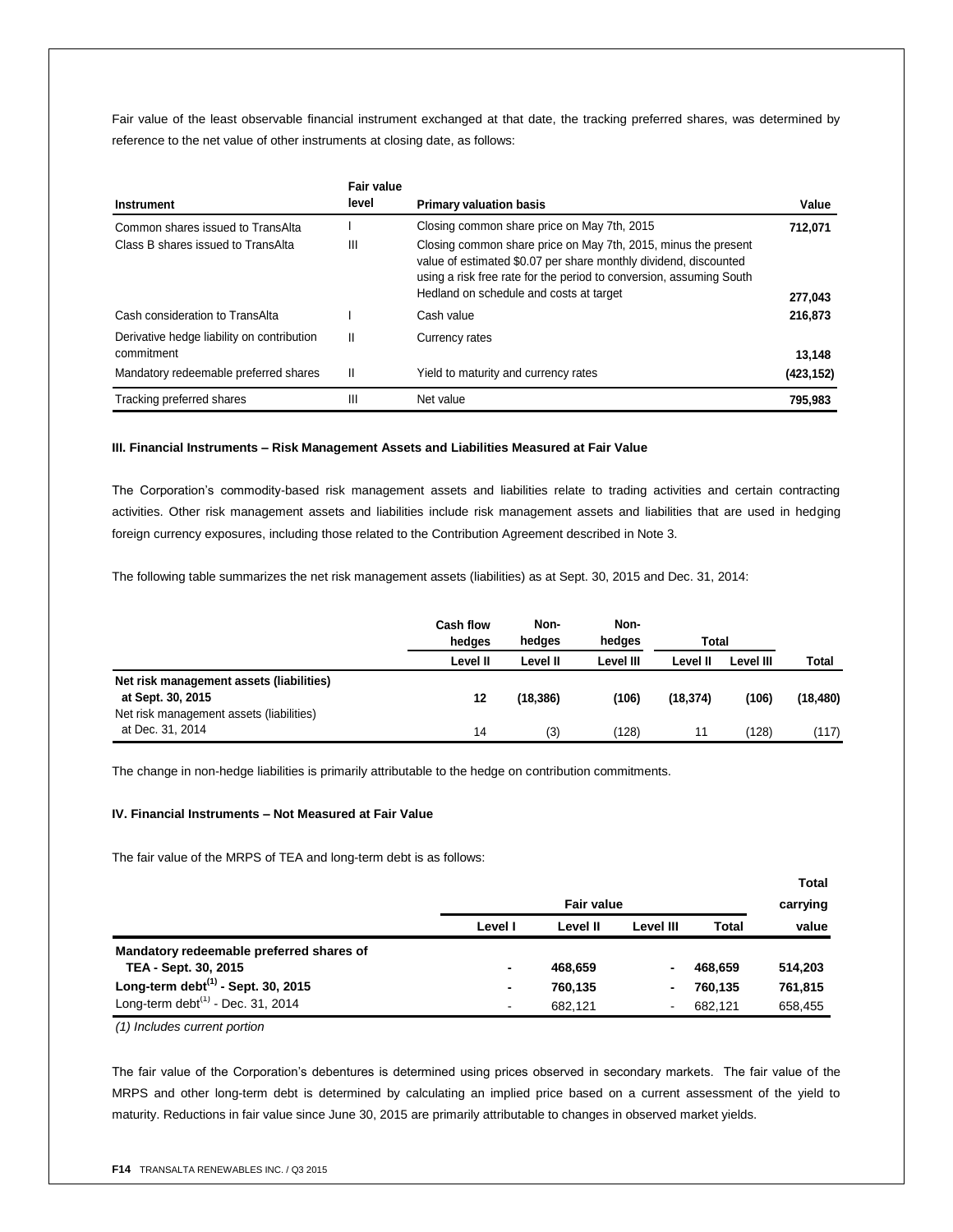Fair value of the least observable financial instrument exchanged at that date, the tracking preferred shares, was determined by reference to the net value of other instruments at closing date, as follows:

| Instrument | Fair value level | Primary valuation basis | Value |
|---|---|---|---|
| Common shares issued to TransAlta | I | Closing common share price on May 7th, 2015 | 712,071 |
| Class B shares issued to TransAlta | III | Closing common share price on May 7th, 2015, minus the present value of estimated \$0.07 per share monthly dividend, discounted using a risk free rate for the period to conversion, assuming South Hedland on schedule and costs at target | 277,043 |
| Cash consideration to TransAlta | I | Cash value | 216,873 |
| Derivative hedge liability on contribution commitment | II | Currency rates | 13,148 |
| Mandatory redeemable preferred shares | II | Yield to maturity and currency rates | (423,152) |
| Tracking preferred shares | III | Net value | 795,983 |

### III. Financial Instruments – Risk Management Assets and Liabilities Measured at Fair Value

The Corporation's commodity-based risk management assets and liabilities relate to trading activities and certain contracting activities. Other risk management assets and liabilities include risk management assets and liabilities that are used in hedging foreign currency exposures, including those related to the Contribution Agreement described in Note 3.

The following table summarizes the net risk management assets (liabilities) as at Sept. 30, 2015 and Dec. 31, 2014:

| | Cash flow hedges | Non-hedges | Non-hedges | Total | | |
|---|---|---|---|---|---|---|
| | Level II | Level II | Level III | Level II | Level III | Total |
| **Net risk management assets (liabilities) at Sept. 30, 2015** | **12** | **(18,386)** | **(106)** | **(18,374)** | **(106)** | **(18,480)** |
| Net risk management assets (liabilities) at Dec. 31, 2014 | 14 | (3) | (128) | 11 | (128) | (117) |

The change in non-hedge liabilities is primarily attributable to the hedge on contribution commitments.

### IV. Financial Instruments – Not Measured at Fair Value

The fair value of the MRPS of TEA and long-term debt is as follows:

| | Fair value | | | | Total carrying |
|---|---|---|---|---|---|
| | Level I | Level II | Level III | Total | value |
| **Mandatory redeemable preferred shares of TEA - Sept. 30, 2015** | **-** | **468,659** | **-** | **468,659** | **514,203** |
| **Long-term debt[1] - Sept. 30, 2015** | **-** | **760,135** | **-** | **760,135** | **761,815** |
| Long-term debt[1] - Dec. 31, 2014 | - | 682,121 | - | 682,121 | 658,455 |

*(1) Includes current portion*

The fair value of the Corporation's debentures is determined using prices observed in secondary markets. The fair value of the MRPS and other long-term debt is determined by calculating an implied price based on a current assessment of the yield to maturity. Reductions in fair value since June 30, 2015 are primarily attributable to changes in observed market yields.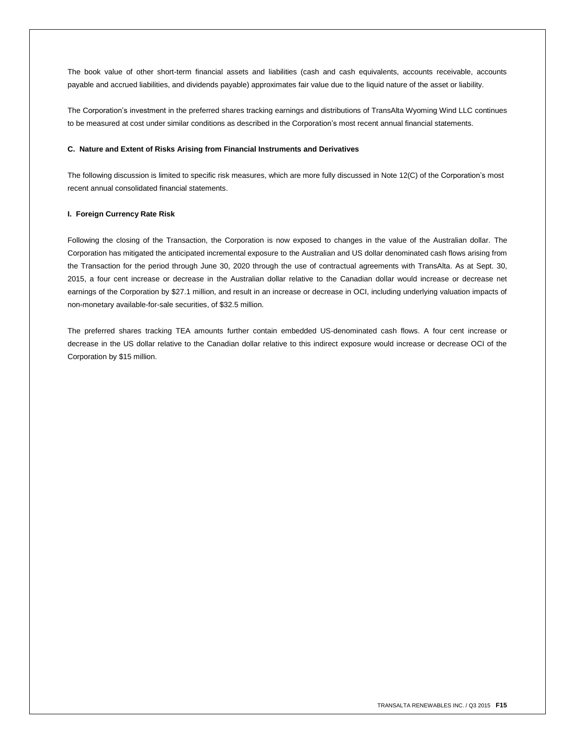The book value of other short-term financial assets and liabilities (cash and cash equivalents, accounts receivable, accounts payable and accrued liabilities, and dividends payable) approximates fair value due to the liquid nature of the asset or liability.

The Corporation's investment in the preferred shares tracking earnings and distributions of TransAlta Wyoming Wind LLC continues to be measured at cost under similar conditions as described in the Corporation's most recent annual financial statements.

**C. Nature and Extent of Risks Arising from Financial Instruments and Derivatives**

The following discussion is limited to specific risk measures, which are more fully discussed in Note 12(C) of the Corporation's most recent annual consolidated financial statements.

**I. Foreign Currency Rate Risk**

Following the closing of the Transaction, the Corporation is now exposed to changes in the value of the Australian dollar. The Corporation has mitigated the anticipated incremental exposure to the Australian and US dollar denominated cash flows arising from the Transaction for the period through June 30, 2020 through the use of contractual agreements with TransAlta. As at Sept. 30, 2015, a four cent increase or decrease in the Australian dollar relative to the Canadian dollar would increase or decrease net earnings of the Corporation by $27.1 million, and result in an increase or decrease in OCI, including underlying valuation impacts of non-monetary available-for-sale securities, of $32.5 million.

The preferred shares tracking TEA amounts further contain embedded US-denominated cash flows. A four cent increase or decrease in the US dollar relative to the Canadian dollar relative to this indirect exposure would increase or decrease OCI of the Corporation by $15 million.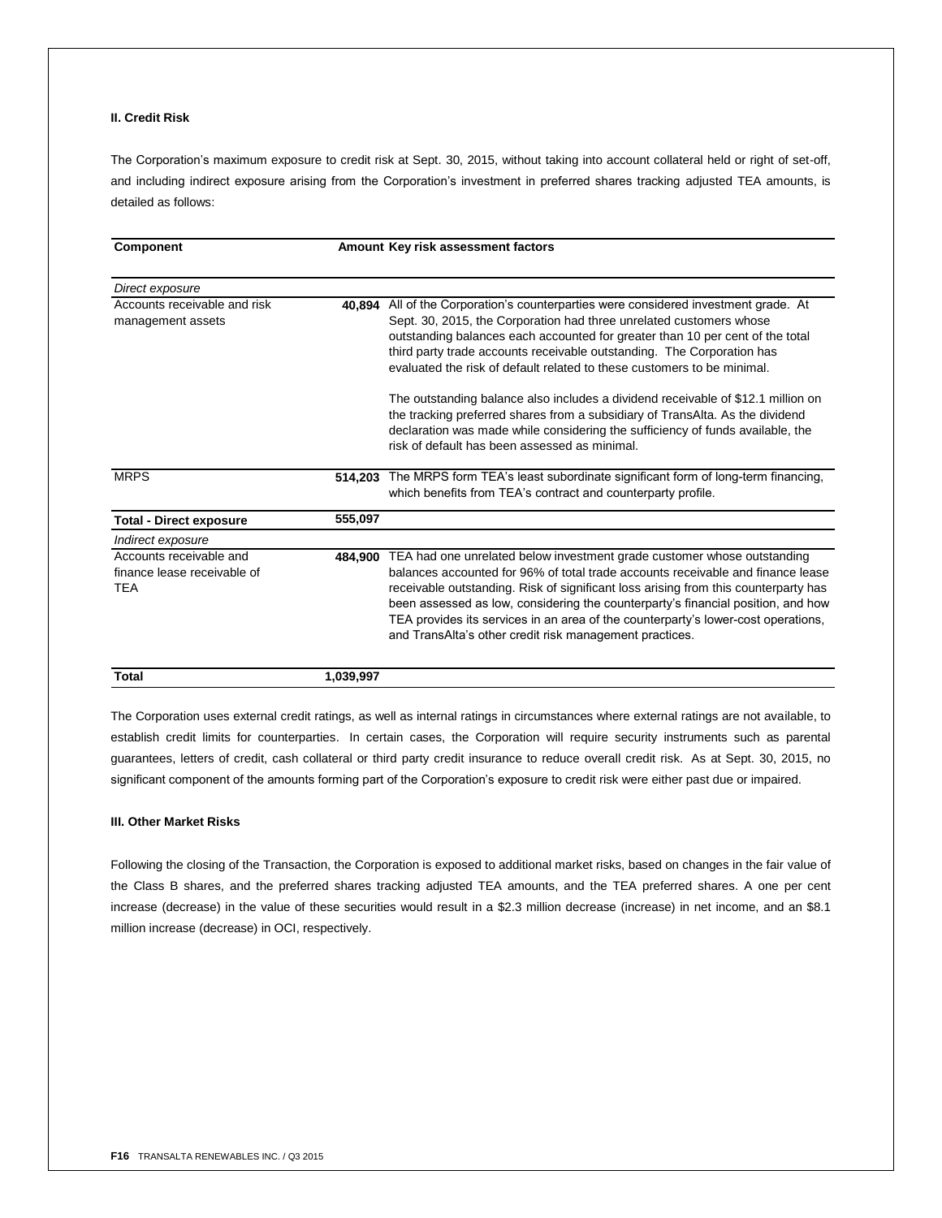### II. Credit Risk

The Corporation's maximum exposure to credit risk at Sept. 30, 2015, without taking into account collateral held or right of set-off, and including indirect exposure arising from the Corporation's investment in preferred shares tracking adjusted TEA amounts, is detailed as follows:

| Component | Amount | Key risk assessment factors |
|---|---|---|
| *Direct exposure* | | |
| Accounts receivable and risk management assets | **40,894** | All of the Corporation's counterparties were considered investment grade. At Sept. 30, 2015, the Corporation had three unrelated customers whose outstanding balances each accounted for greater than 10 per cent of the total third party trade accounts receivable outstanding. The Corporation has evaluated the risk of default related to these customers to be minimal.<br><br>The outstanding balance also includes a dividend receivable of $12.1 million on the tracking preferred shares from a subsidiary of TransAlta. As the dividend declaration was made while considering the sufficiency of funds available, the risk of default has been assessed as minimal. |
| MRPS | **514,203** | The MRPS form TEA's least subordinate significant form of long-term financing, which benefits from TEA's contract and counterparty profile. |
| **Total - Direct exposure** | **555,097** | |
| *Indirect exposure* | | |
| Accounts receivable and finance lease receivable of TEA | **484,900** | TEA had one unrelated below investment grade customer whose outstanding balances accounted for 96% of total trade accounts receivable and finance lease receivable outstanding. Risk of significant loss arising from this counterparty has been assessed as low, considering the counterparty's financial position, and how TEA provides its services in an area of the counterparty's lower-cost operations, and TransAlta's other credit risk management practices. |
| **Total** | **1,039,997** | |

The Corporation uses external credit ratings, as well as internal ratings in circumstances where external ratings are not available, to establish credit limits for counterparties. In certain cases, the Corporation will require security instruments such as parental guarantees, letters of credit, cash collateral or third party credit insurance to reduce overall credit risk. As at Sept. 30, 2015, no significant component of the amounts forming part of the Corporation's exposure to credit risk were either past due or impaired.

### III. Other Market Risks

Following the closing of the Transaction, the Corporation is exposed to additional market risks, based on changes in the fair value of the Class B shares, and the preferred shares tracking adjusted TEA amounts, and the TEA preferred shares. A one per cent increase (decrease) in the value of these securities would result in a $2.3 million decrease (increase) in net income, and an $8.1 million increase (decrease) in OCI, respectively.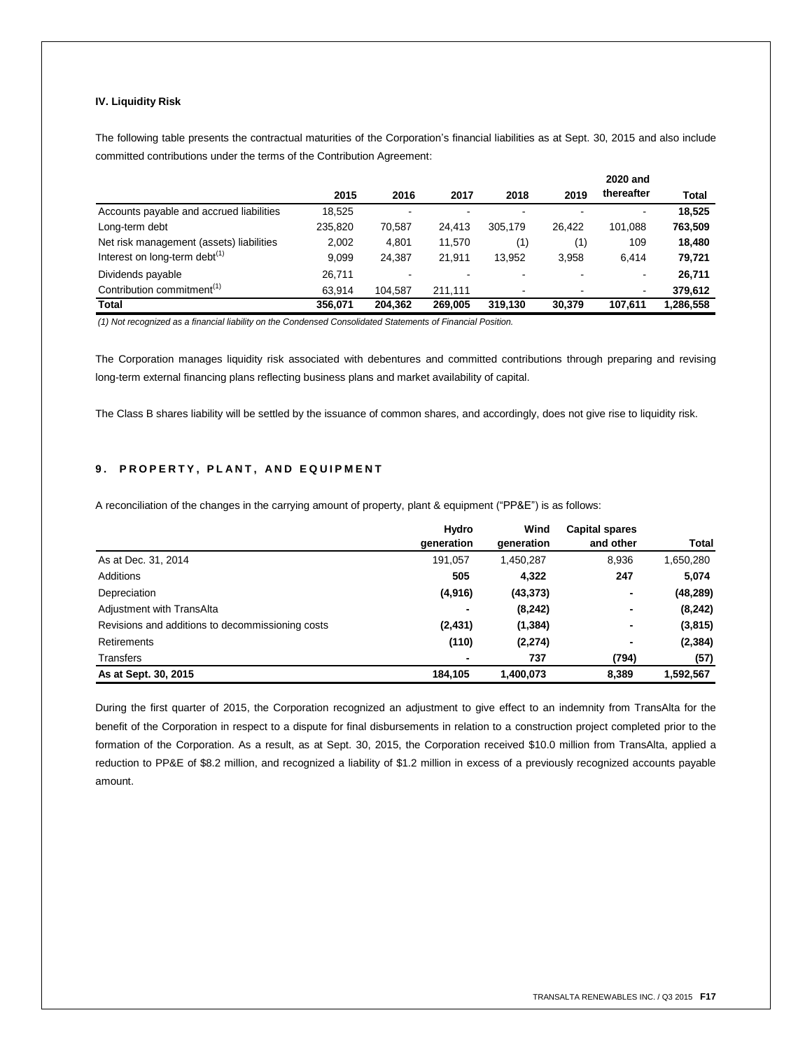### IV. Liquidity Risk

The following table presents the contractual maturities of the Corporation's financial liabilities as at Sept. 30, 2015 and also include committed contributions under the terms of the Contribution Agreement:

| | 2015 | 2016 | 2017 | 2018 | 2019 | 2020 and thereafter | Total |
|---|---|---|---|---|---|---|---|
| Accounts payable and accrued liabilities | 18,525 | - | - | - | - | - | **18,525** |
| Long-term debt | 235,820 | 70,587 | 24,413 | 305,179 | 26,422 | 101,088 | **763,509** |
| Net risk management (assets) liabilities | 2,002 | 4,801 | 11,570 | (1) | (1) | 109 | **18,480** |
| Interest on long-term debt[(1)] | 9,099 | 24,387 | 21,911 | 13,952 | 3,958 | 6,414 | **79,721** |
| Dividends payable | 26,711 | - | - | - | - | - | **26,711** |
| Contribution commitment[(1)] | 63,914 | 104,587 | 211,111 | - | - | - | **379,612** |
| **Total** | **356,071** | **204,362** | **269,005** | **319,130** | **30,379** | **107,611** | **1,286,558** |

*(1) Not recognized as a financial liability on the Condensed Consolidated Statements of Financial Position.*

The Corporation manages liquidity risk associated with debentures and committed contributions through preparing and revising long-term external financing plans reflecting business plans and market availability of capital.

The Class B shares liability will be settled by the issuance of common shares, and accordingly, does not give rise to liquidity risk.

## 9. PROPERTY, PLANT, AND EQUIPMENT

A reconciliation of the changes in the carrying amount of property, plant & equipment ("PP&E") is as follows:

| | Hydro generation | Wind generation | Capital spares and other | Total |
|---|---|---|---|---|
| As at Dec. 31, 2014 | 191,057 | 1,450,287 | 8,936 | 1,650,280 |
| Additions | **505** | **4,322** | **247** | **5,074** |
| Depreciation | **(4,916)** | **(43,373)** | **-** | **(48,289)** |
| Adjustment with TransAlta | **-** | **(8,242)** | **-** | **(8,242)** |
| Revisions and additions to decommissioning costs | **(2,431)** | **(1,384)** | **-** | **(3,815)** |
| Retirements | **(110)** | **(2,274)** | **-** | **(2,384)** |
| Transfers | **-** | **737** | **(794)** | **(57)** |
| **As at Sept. 30, 2015** | **184,105** | **1,400,073** | **8,389** | **1,592,567** |

During the first quarter of 2015, the Corporation recognized an adjustment to give effect to an indemnity from TransAlta for the benefit of the Corporation in respect to a dispute for final disbursements in relation to a construction project completed prior to the formation of the Corporation. As a result, as at Sept. 30, 2015, the Corporation received $10.0 million from TransAlta, applied a reduction to PP&E of $8.2 million, and recognized a liability of $1.2 million in excess of a previously recognized accounts payable amount.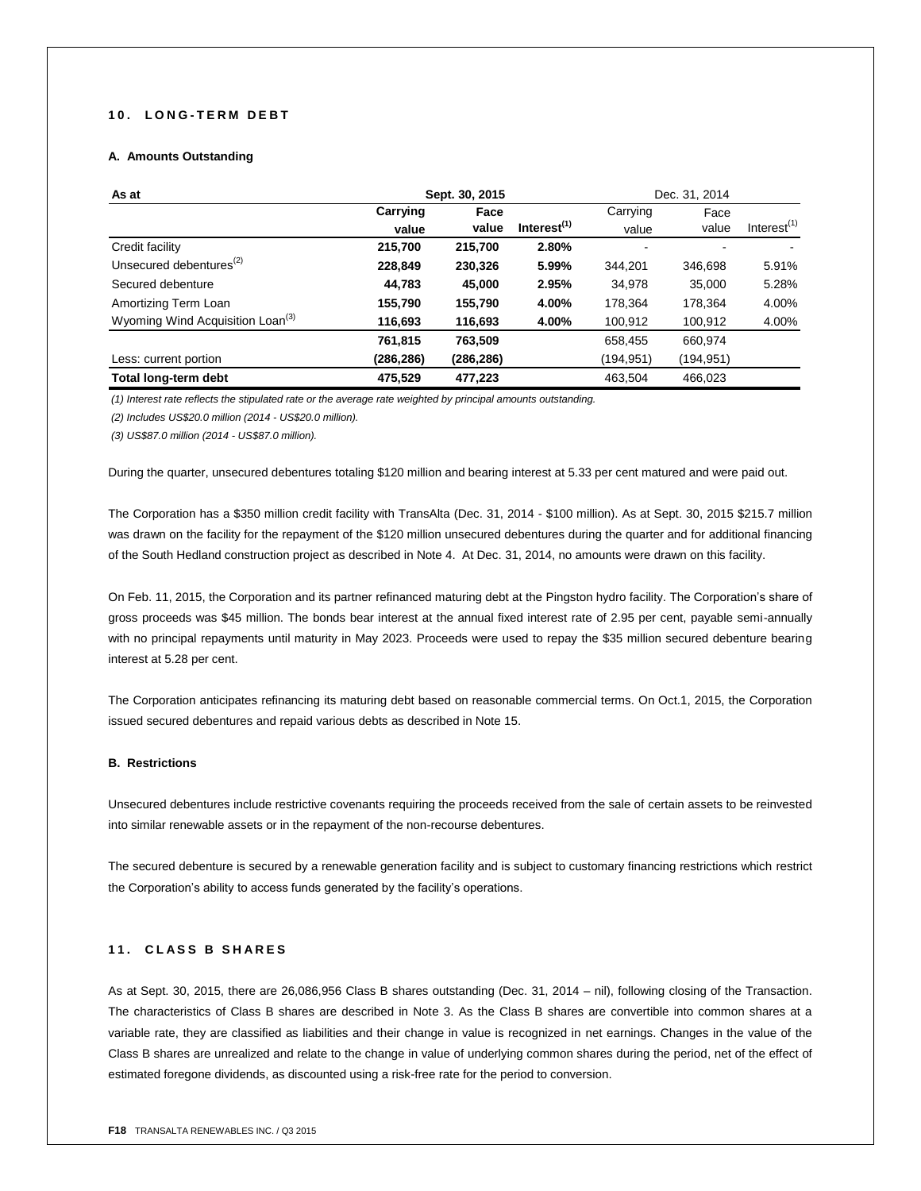## 10. LONG-TERM DEBT

### A. Amounts Outstanding

| As at | Sept. 30, 2015 | | | Dec. 31, 2014 | | |
|---|---|---|---|---|---|---|
| | **Carrying value** | **Face value** | **Interest[(1)]** | Carrying value | Face value | Interest[(1)] |
| Credit facility | **215,700** | **215,700** | **2.80%** | - | - | - |
| Unsecured debentures[(2)] | **228,849** | **230,326** | **5.99%** | 344,201 | 346,698 | 5.91% |
| Secured debenture | **44,783** | **45,000** | **2.95%** | 34,978 | 35,000 | 5.28% |
| Amortizing Term Loan | **155,790** | **155,790** | **4.00%** | 178,364 | 178,364 | 4.00% |
| Wyoming Wind Acquisition Loan[(3)] | **116,693** | **116,693** | **4.00%** | 100,912 | 100,912 | 4.00% |
| | **761,815** | **763,509** | | 658,455 | 660,974 | |
| Less: current portion | **(286,286)** | **(286,286)** | | (194,951) | (194,951) | |
| **Total long-term debt** | **475,529** | **477,223** | | 463,504 | 466,023 | |

*(1) Interest rate reflects the stipulated rate or the average rate weighted by principal amounts outstanding.*

*(2) Includes US$20.0 million (2014 - US$20.0 million).*

*(3) US$87.0 million (2014 - US$87.0 million).*

During the quarter, unsecured debentures totaling $120 million and bearing interest at 5.33 per cent matured and were paid out.

The Corporation has a $350 million credit facility with TransAlta (Dec. 31, 2014 - $100 million). As at Sept. 30, 2015 $215.7 million was drawn on the facility for the repayment of the $120 million unsecured debentures during the quarter and for additional financing of the South Hedland construction project as described in Note 4. At Dec. 31, 2014, no amounts were drawn on this facility.

On Feb. 11, 2015, the Corporation and its partner refinanced maturing debt at the Pingston hydro facility. The Corporation's share of gross proceeds was $45 million. The bonds bear interest at the annual fixed interest rate of 2.95 per cent, payable semi-annually with no principal repayments until maturity in May 2023. Proceeds were used to repay the $35 million secured debenture bearing interest at 5.28 per cent.

The Corporation anticipates refinancing its maturing debt based on reasonable commercial terms. On Oct.1, 2015, the Corporation issued secured debentures and repaid various debts as described in Note 15.

### B. Restrictions

Unsecured debentures include restrictive covenants requiring the proceeds received from the sale of certain assets to be reinvested into similar renewable assets or in the repayment of the non-recourse debentures.

The secured debenture is secured by a renewable generation facility and is subject to customary financing restrictions which restrict the Corporation's ability to access funds generated by the facility's operations.

## 11. CLASS B SHARES

As at Sept. 30, 2015, there are 26,086,956 Class B shares outstanding (Dec. 31, 2014 – nil), following closing of the Transaction. The characteristics of Class B shares are described in Note 3. As the Class B shares are convertible into common shares at a variable rate, they are classified as liabilities and their change in value is recognized in net earnings. Changes in the value of the Class B shares are unrealized and relate to the change in value of underlying common shares during the period, net of the effect of estimated foregone dividends, as discounted using a risk-free rate for the period to conversion.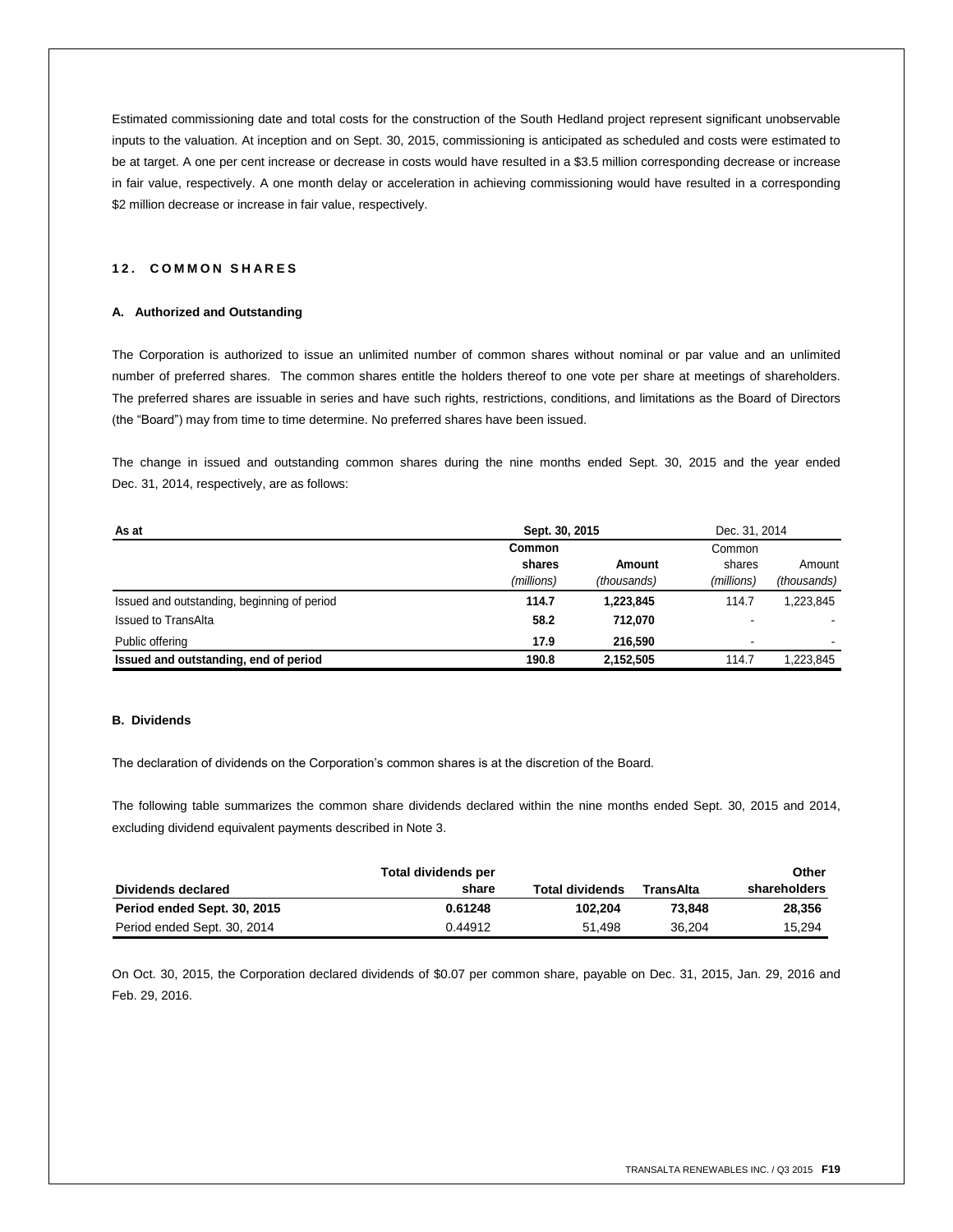Estimated commissioning date and total costs for the construction of the South Hedland project represent significant unobservable inputs to the valuation. At inception and on Sept. 30, 2015, commissioning is anticipated as scheduled and costs were estimated to be at target. A one per cent increase or decrease in costs would have resulted in a $3.5 million corresponding decrease or increase in fair value, respectively. A one month delay or acceleration in achieving commissioning would have resulted in a corresponding $2 million decrease or increase in fair value, respectively.

## 12. COMMON SHARES

### A. Authorized and Outstanding

The Corporation is authorized to issue an unlimited number of common shares without nominal or par value and an unlimited number of preferred shares. The common shares entitle the holders thereof to one vote per share at meetings of shareholders. The preferred shares are issuable in series and have such rights, restrictions, conditions, and limitations as the Board of Directors (the "Board") may from time to time determine. No preferred shares have been issued.

The change in issued and outstanding common shares during the nine months ended Sept. 30, 2015 and the year ended Dec. 31, 2014, respectively, are as follows:

| As at | Sept. 30, 2015 | | Dec. 31, 2014 | |
|---|---|---|---|---|
| | **Common shares** *(millions)* | **Amount** *(thousands)* | Common shares *(millions)* | Amount *(thousands)* |
| Issued and outstanding, beginning of period | **114.7** | **1,223,845** | 114.7 | 1,223,845 |
| Issued to TransAlta | **58.2** | **712,070** | - | - |
| Public offering | **17.9** | **216,590** | - | - |
| **Issued and outstanding, end of period** | **190.8** | **2,152,505** | 114.7 | 1,223,845 |

### B. Dividends

The declaration of dividends on the Corporation's common shares is at the discretion of the Board.

The following table summarizes the common share dividends declared within the nine months ended Sept. 30, 2015 and 2014, excluding dividend equivalent payments described in Note 3.

| Dividends declared | Total dividends per share | Total dividends | TransAlta | Other shareholders |
|---|---|---|---|---|
| **Period ended Sept. 30, 2015** | **0.61248** | **102,204** | **73,848** | **28,356** |
| Period ended Sept. 30, 2014 | 0.44912 | 51,498 | 36,204 | 15,294 |

On Oct. 30, 2015, the Corporation declared dividends of $0.07 per common share, payable on Dec. 31, 2015, Jan. 29, 2016 and Feb. 29, 2016.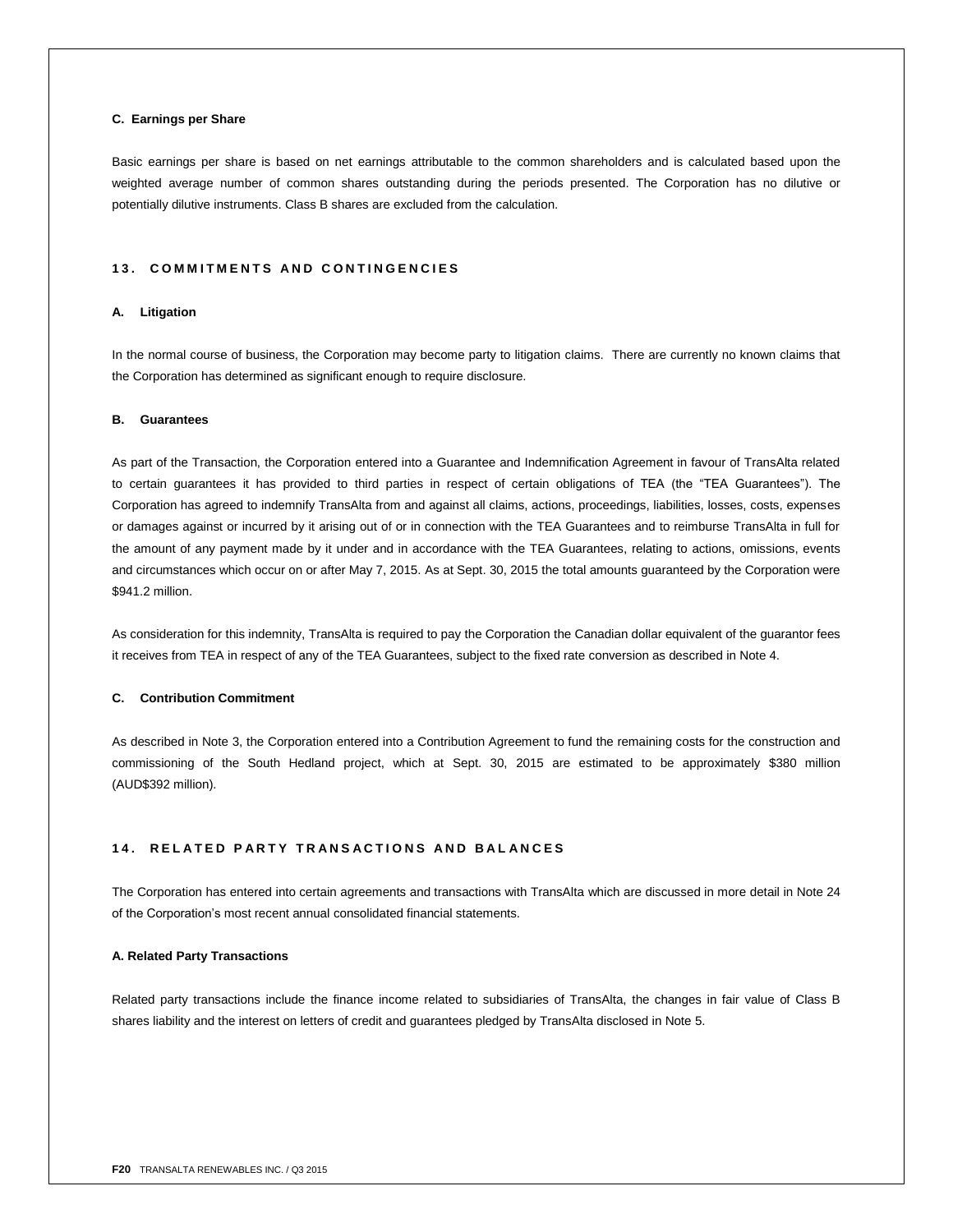### C. Earnings per Share

Basic earnings per share is based on net earnings attributable to the common shareholders and is calculated based upon the weighted average number of common shares outstanding during the periods presented. The Corporation has no dilutive or potentially dilutive instruments. Class B shares are excluded from the calculation.

## 13. COMMITMENTS AND CONTINGENCIES

### A. Litigation

In the normal course of business, the Corporation may become party to litigation claims. There are currently no known claims that the Corporation has determined as significant enough to require disclosure.

### B. Guarantees

As part of the Transaction, the Corporation entered into a Guarantee and Indemnification Agreement in favour of TransAlta related to certain guarantees it has provided to third parties in respect of certain obligations of TEA (the "TEA Guarantees"). The Corporation has agreed to indemnify TransAlta from and against all claims, actions, proceedings, liabilities, losses, costs, expenses or damages against or incurred by it arising out of or in connection with the TEA Guarantees and to reimburse TransAlta in full for the amount of any payment made by it under and in accordance with the TEA Guarantees, relating to actions, omissions, events and circumstances which occur on or after May 7, 2015. As at Sept. 30, 2015 the total amounts guaranteed by the Corporation were $941.2 million.

As consideration for this indemnity, TransAlta is required to pay the Corporation the Canadian dollar equivalent of the guarantor fees it receives from TEA in respect of any of the TEA Guarantees, subject to the fixed rate conversion as described in Note 4.

### C. Contribution Commitment

As described in Note 3, the Corporation entered into a Contribution Agreement to fund the remaining costs for the construction and commissioning of the South Hedland project, which at Sept. 30, 2015 are estimated to be approximately $380 million (AUD$392 million).

## 14. RELATED PARTY TRANSACTIONS AND BALANCES

The Corporation has entered into certain agreements and transactions with TransAlta which are discussed in more detail in Note 24 of the Corporation's most recent annual consolidated financial statements.

### A. Related Party Transactions

Related party transactions include the finance income related to subsidiaries of TransAlta, the changes in fair value of Class B shares liability and the interest on letters of credit and guarantees pledged by TransAlta disclosed in Note 5.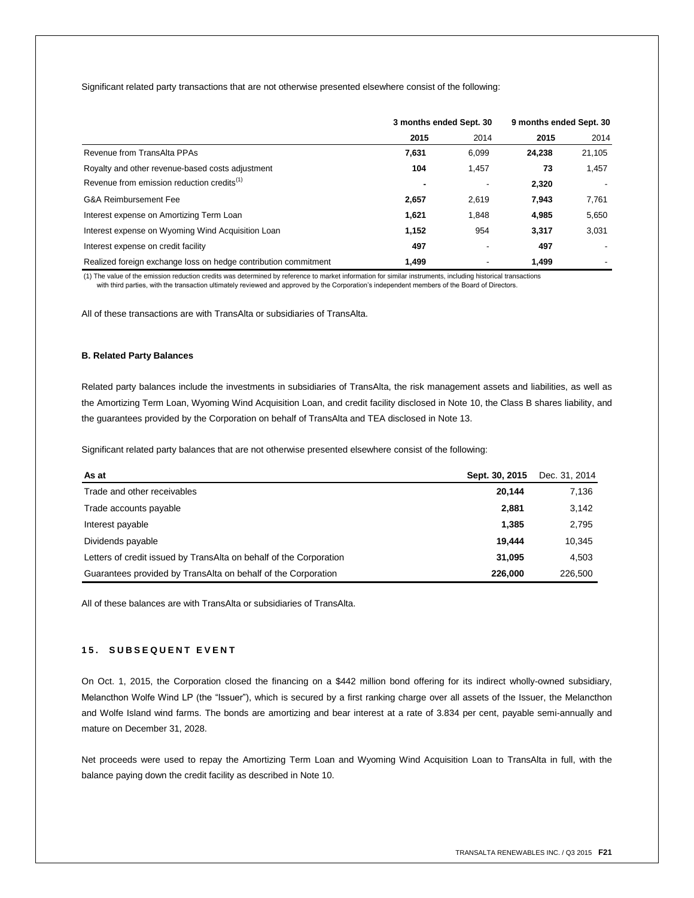Significant related party transactions that are not otherwise presented elsewhere consist of the following:

| | 3 months ended Sept. 30 | | 9 months ended Sept. 30 | |
|---|---|---|---|---|
| | **2015** | 2014 | **2015** | 2014 |
| Revenue from TransAlta PPAs | **7,631** | 6,099 | **24,238** | 21,105 |
| Royalty and other revenue-based costs adjustment | **104** | 1,457 | **73** | 1,457 |
| Revenue from emission reduction credits[1] | **-** | - | **2,320** | - |
| G&A Reimbursement Fee | **2,657** | 2,619 | **7,943** | 7,761 |
| Interest expense on Amortizing Term Loan | **1,621** | 1,848 | **4,985** | 5,650 |
| Interest expense on Wyoming Wind Acquisition Loan | **1,152** | 954 | **3,317** | 3,031 |
| Interest expense on credit facility | **497** | - | **497** | - |
| Realized foreign exchange loss on hedge contribution commitment | **1,499** | - | **1,499** | - |

(1) The value of the emission reduction credits was determined by reference to market information for similar instruments, including historical transactions with third parties, with the transaction ultimately reviewed and approved by the Corporation's independent members of the Board of Directors.

All of these transactions are with TransAlta or subsidiaries of TransAlta.

**B. Related Party Balances**

Related party balances include the investments in subsidiaries of TransAlta, the risk management assets and liabilities, as well as the Amortizing Term Loan, Wyoming Wind Acquisition Loan, and credit facility disclosed in Note 10, the Class B shares liability, and the guarantees provided by the Corporation on behalf of TransAlta and TEA disclosed in Note 13.

Significant related party balances that are not otherwise presented elsewhere consist of the following:

| As at | Sept. 30, 2015 | Dec. 31, 2014 |
|---|---|---|
| Trade and other receivables | **20,144** | 7,136 |
| Trade accounts payable | **2,881** | 3,142 |
| Interest payable | **1,385** | 2,795 |
| Dividends payable | **19,444** | 10,345 |
| Letters of credit issued by TransAlta on behalf of the Corporation | **31,095** | 4,503 |
| Guarantees provided by TransAlta on behalf of the Corporation | **226,000** | 226,500 |

All of these balances are with TransAlta or subsidiaries of TransAlta.

## 15. SUBSEQUENT EVENT

On Oct. 1, 2015, the Corporation closed the financing on a $442 million bond offering for its indirect wholly-owned subsidiary, Melancthon Wolfe Wind LP (the "Issuer"), which is secured by a first ranking charge over all assets of the Issuer, the Melancthon and Wolfe Island wind farms. The bonds are amortizing and bear interest at a rate of 3.834 per cent, payable semi-annually and mature on December 31, 2028.

Net proceeds were used to repay the Amortizing Term Loan and Wyoming Wind Acquisition Loan to TransAlta in full, with the balance paying down the credit facility as described in Note 10.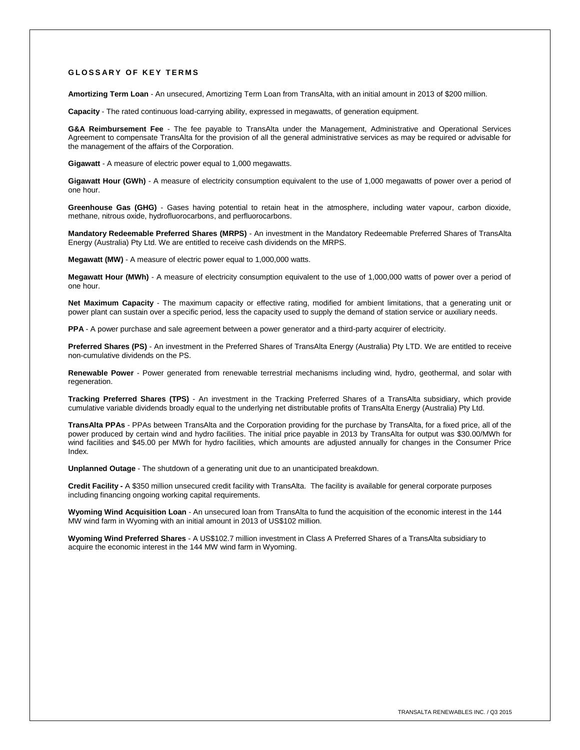## GLOSSARY OF KEY TERMS

**Amortizing Term Loan** - An unsecured, Amortizing Term Loan from TransAlta, with an initial amount in 2013 of $200 million.

**Capacity** - The rated continuous load-carrying ability, expressed in megawatts, of generation equipment.

**G&A Reimbursement Fee** - The fee payable to TransAlta under the Management, Administrative and Operational Services Agreement to compensate TransAlta for the provision of all the general administrative services as may be required or advisable for the management of the affairs of the Corporation.

**Gigawatt** - A measure of electric power equal to 1,000 megawatts.

**Gigawatt Hour (GWh)** - A measure of electricity consumption equivalent to the use of 1,000 megawatts of power over a period of one hour.

**Greenhouse Gas (GHG)** - Gases having potential to retain heat in the atmosphere, including water vapour, carbon dioxide, methane, nitrous oxide, hydrofluorocarbons, and perfluorocarbons.

**Mandatory Redeemable Preferred Shares (MRPS)** - An investment in the Mandatory Redeemable Preferred Shares of TransAlta Energy (Australia) Pty Ltd. We are entitled to receive cash dividends on the MRPS.

**Megawatt (MW)** - A measure of electric power equal to 1,000,000 watts.

**Megawatt Hour (MWh)** - A measure of electricity consumption equivalent to the use of 1,000,000 watts of power over a period of one hour.

**Net Maximum Capacity** - The maximum capacity or effective rating, modified for ambient limitations, that a generating unit or power plant can sustain over a specific period, less the capacity used to supply the demand of station service or auxiliary needs.

**PPA** - A power purchase and sale agreement between a power generator and a third-party acquirer of electricity.

**Preferred Shares (PS)** - An investment in the Preferred Shares of TransAlta Energy (Australia) Pty LTD. We are entitled to receive non-cumulative dividends on the PS.

**Renewable Power** - Power generated from renewable terrestrial mechanisms including wind, hydro, geothermal, and solar with regeneration.

**Tracking Preferred Shares (TPS)** - An investment in the Tracking Preferred Shares of a TransAlta subsidiary, which provide cumulative variable dividends broadly equal to the underlying net distributable profits of TransAlta Energy (Australia) Pty Ltd.

**TransAlta PPAs** - PPAs between TransAlta and the Corporation providing for the purchase by TransAlta, for a fixed price, all of the power produced by certain wind and hydro facilities. The initial price payable in 2013 by TransAlta for output was $30.00/MWh for wind facilities and $45.00 per MWh for hydro facilities, which amounts are adjusted annually for changes in the Consumer Price Index.

**Unplanned Outage** - The shutdown of a generating unit due to an unanticipated breakdown.

**Credit Facility -** A $350 million unsecured credit facility with TransAlta. The facility is available for general corporate purposes including financing ongoing working capital requirements.

**Wyoming Wind Acquisition Loan** - An unsecured loan from TransAlta to fund the acquisition of the economic interest in the 144 MW wind farm in Wyoming with an initial amount in 2013 of US$102 million.

**Wyoming Wind Preferred Shares** - A US$102.7 million investment in Class A Preferred Shares of a TransAlta subsidiary to acquire the economic interest in the 144 MW wind farm in Wyoming.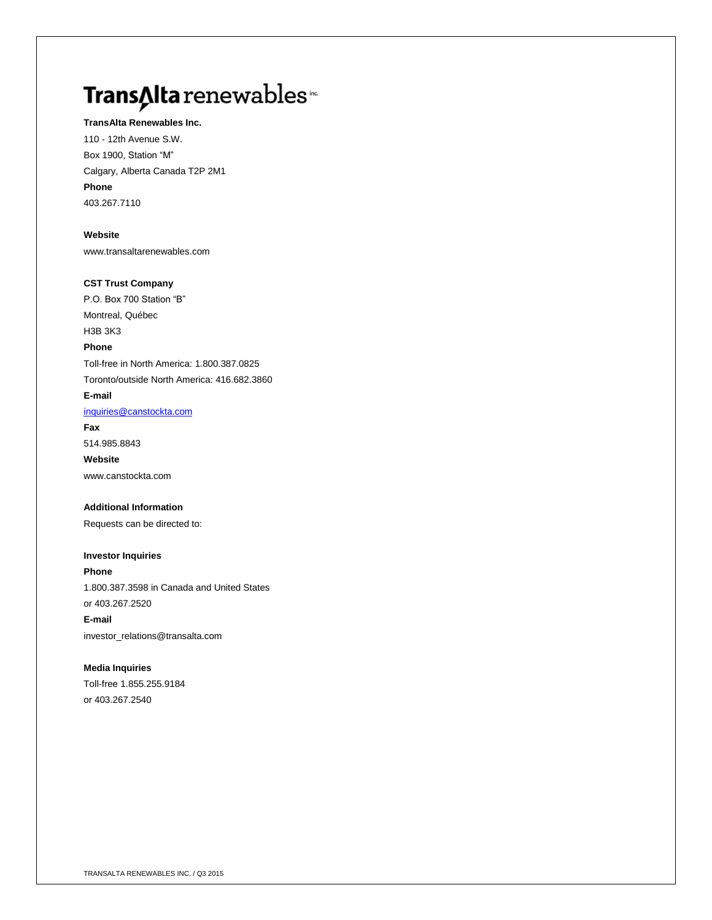TransAlta renewables inc.

**TransAlta Renewables Inc.**

110 - 12th Avenue S.W.

Box 1900, Station "M"

Calgary, Alberta Canada T2P 2M1

**Phone**

403.267.7110

**Website**

www.transaltarenewables.com

**CST Trust Company**

P.O. Box 700 Station "B"

Montreal, Québec

H3B 3K3

**Phone**

Toll-free in North America: 1.800.387.0825

Toronto/outside North America: 416.682.3860

**E-mail**

inquiries@canstockta.com

**Fax**

514.985.8843

**Website**

www.canstockta.com

**Additional Information**

Requests can be directed to:

**Investor Inquiries**

**Phone**

1.800.387.3598 in Canada and United States

or 403.267.2520

**E-mail**

investor_relations@transalta.com

**Media Inquiries**

Toll-free 1.855.255.9184

or 403.267.2540